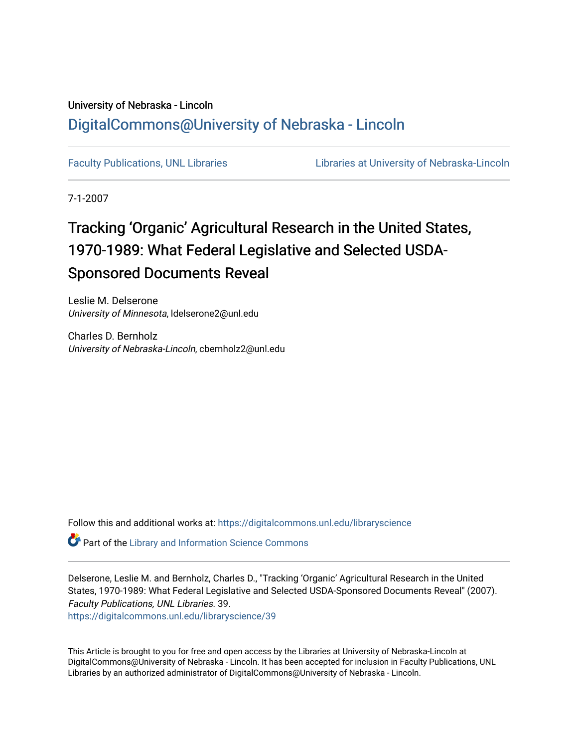University of Nebraska - Lincoln

[DigitalCommons@University of Nebraska - Lincoln](https://digitalcommons.unl.edu)

Faculty Publications, UNL Libraries | Libraries at University of Nebraska-Lincoln

7-1-2007

# Tracking 'Organic' Agricultural Research in the United States, 1970-1989: What Federal Legislative and Selected USDA-Sponsored Documents Reveal

Leslie M. Delserone
*University of Minnesota*, ldelserone2@unl.edu

Charles D. Bernholz
*University of Nebraska-Lincoln*, cbernholz2@unl.edu

Follow this and additional works at: https://digitalcommons.unl.edu/libraryscience

Part of the Library and Information Science Commons

Delserone, Leslie M. and Bernholz, Charles D., "Tracking 'Organic' Agricultural Research in the United States, 1970-1989: What Federal Legislative and Selected USDA-Sponsored Documents Reveal" (2007). *Faculty Publications, UNL Libraries*. 39.
https://digitalcommons.unl.edu/libraryscience/39

This Article is brought to you for free and open access by the Libraries at University of Nebraska-Lincoln at DigitalCommons@University of Nebraska - Lincoln. It has been accepted for inclusion in Faculty Publications, UNL Libraries by an authorized administrator of DigitalCommons@University of Nebraska - Lincoln.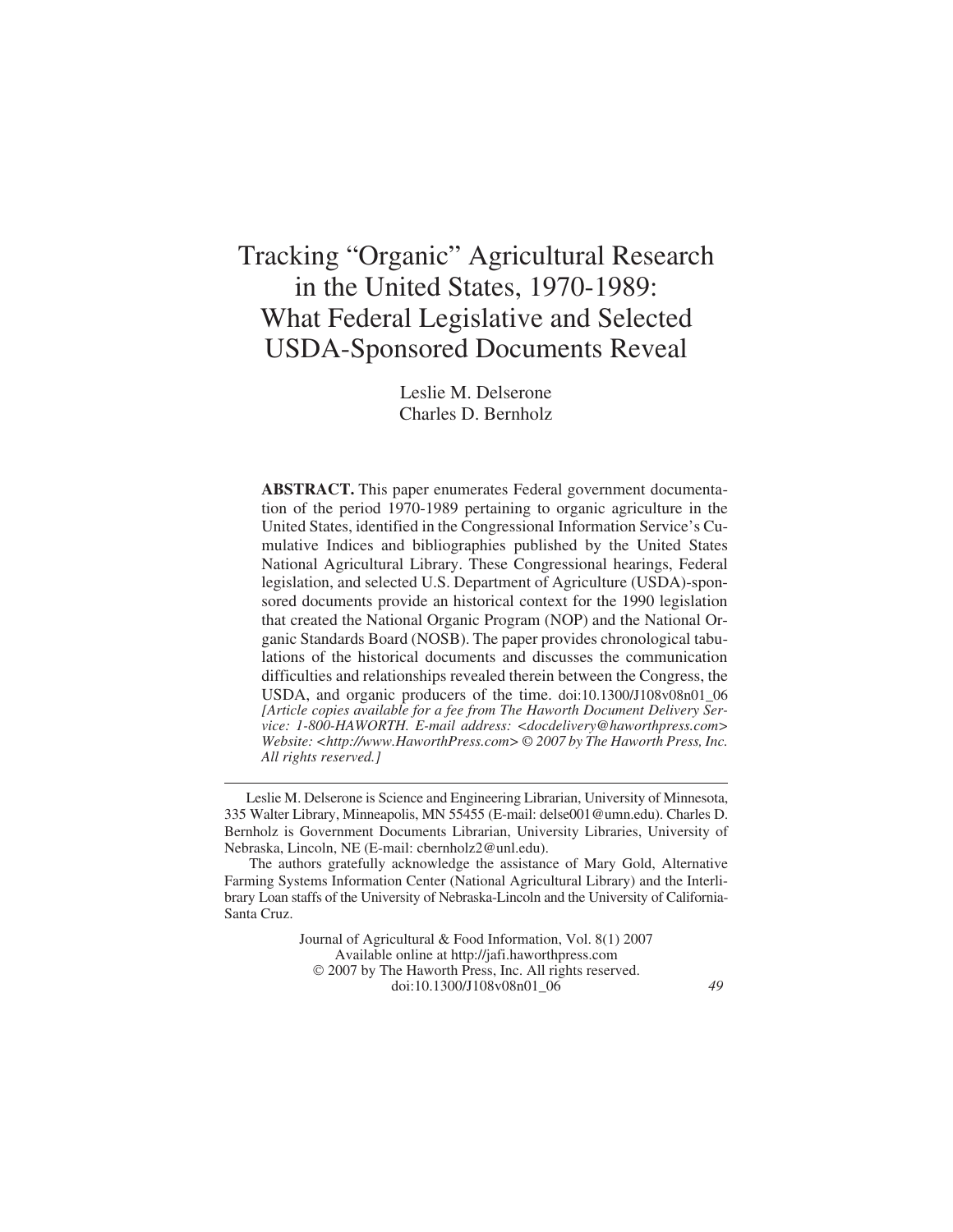# Tracking "Organic" Agricultural Research in the United States, 1970-1989: What Federal Legislative and Selected USDA-Sponsored Documents Reveal

Leslie M. Delserone
Charles D. Bernholz

**ABSTRACT.** This paper enumerates Federal government documentation of the period 1970-1989 pertaining to organic agriculture in the United States, identified in the Congressional Information Service's Cumulative Indices and bibliographies published by the United States National Agricultural Library. These Congressional hearings, Federal legislation, and selected U.S. Department of Agriculture (USDA)-sponsored documents provide an historical context for the 1990 legislation that created the National Organic Program (NOP) and the National Organic Standards Board (NOSB). The paper provides chronological tabulations of the historical documents and discusses the communication difficulties and relationships revealed therein between the Congress, the USDA, and organic producers of the time. doi:10.1300/J108v08n01_06 *[Article copies available for a fee from The Haworth Document Delivery Service: 1-800-HAWORTH. E-mail address: <docdelivery@haworthpress.com> Website: <http://www.HaworthPress.com> © 2007 by The Haworth Press, Inc. All rights reserved.]*

---

Leslie M. Delserone is Science and Engineering Librarian, University of Minnesota, 335 Walter Library, Minneapolis, MN 55455 (E-mail: delse001@umn.edu). Charles D. Bernholz is Government Documents Librarian, University Libraries, University of Nebraska, Lincoln, NE (E-mail: cbernholz2@unl.edu).

The authors gratefully acknowledge the assistance of Mary Gold, Alternative Farming Systems Information Center (National Agricultural Library) and the Interlibrary Loan staffs of the University of Nebraska-Lincoln and the University of California-Santa Cruz.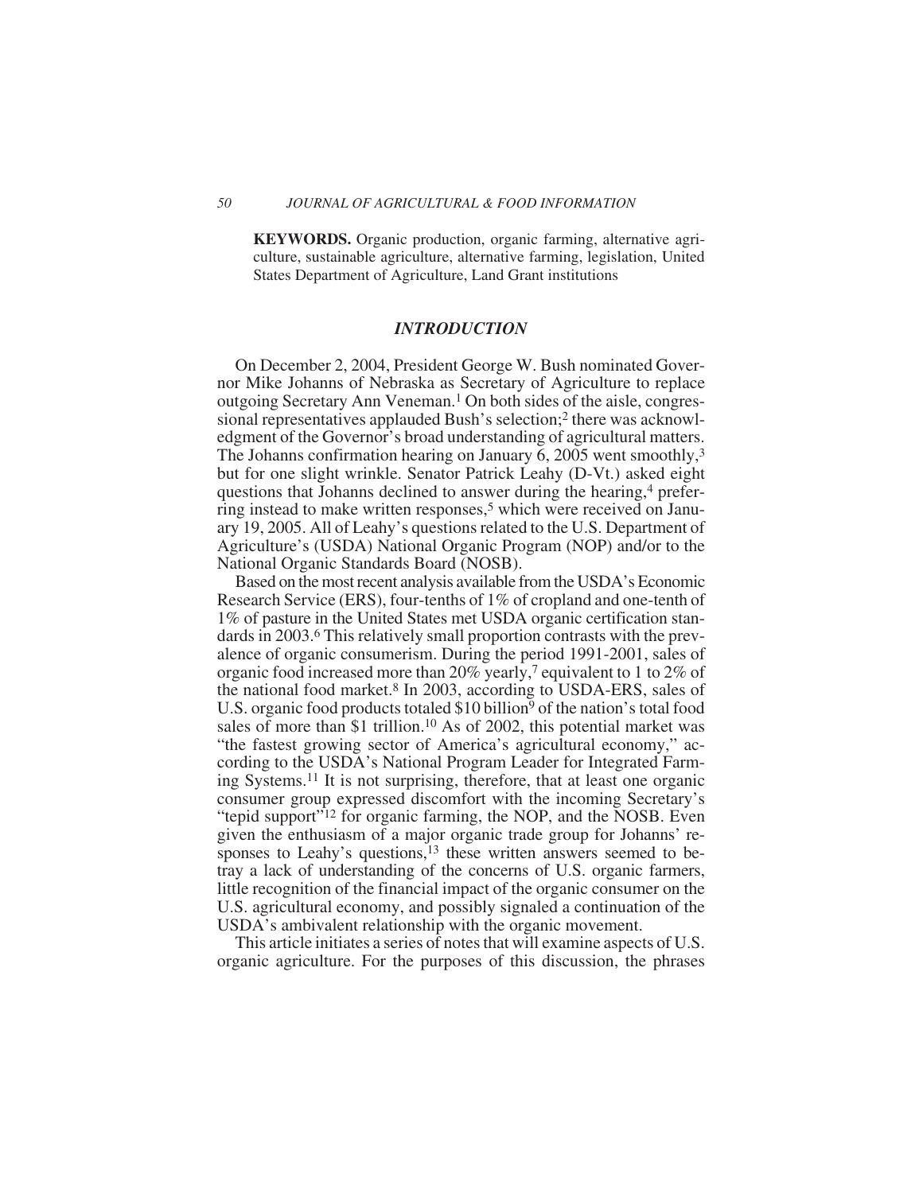**KEYWORDS.** Organic production, organic farming, alternative agriculture, sustainable agriculture, alternative farming, legislation, United States Department of Agriculture, Land Grant institutions

## *INTRODUCTION*

On December 2, 2004, President George W. Bush nominated Governor Mike Johanns of Nebraska as Secretary of Agriculture to replace outgoing Secretary Ann Veneman.[1] On both sides of the aisle, congressional representatives applauded Bush's selection;[2] there was acknowledgment of the Governor's broad understanding of agricultural matters. The Johanns confirmation hearing on January 6, 2005 went smoothly,[3] but for one slight wrinkle. Senator Patrick Leahy (D-Vt.) asked eight questions that Johanns declined to answer during the hearing,[4] preferring instead to make written responses,[5] which were received on January 19, 2005. All of Leahy's questions related to the U.S. Department of Agriculture's (USDA) National Organic Program (NOP) and/or to the National Organic Standards Board (NOSB).

Based on the most recent analysis available from the USDA's Economic Research Service (ERS), four-tenths of 1% of cropland and one-tenth of 1% of pasture in the United States met USDA organic certification standards in 2003.[6] This relatively small proportion contrasts with the prevalence of organic consumerism. During the period 1991-2001, sales of organic food increased more than 20% yearly,[7] equivalent to 1 to 2% of the national food market.[8] In 2003, according to USDA-ERS, sales of U.S. organic food products totaled \$10 billion[9] of the nation's total food sales of more than \$1 trillion.[10] As of 2002, this potential market was "the fastest growing sector of America's agricultural economy," according to the USDA's National Program Leader for Integrated Farming Systems.[11] It is not surprising, therefore, that at least one organic consumer group expressed discomfort with the incoming Secretary's "tepid support"[12] for organic farming, the NOP, and the NOSB. Even given the enthusiasm of a major organic trade group for Johanns' responses to Leahy's questions,[13] these written answers seemed to betray a lack of understanding of the concerns of U.S. organic farmers, little recognition of the financial impact of the organic consumer on the U.S. agricultural economy, and possibly signaled a continuation of the USDA's ambivalent relationship with the organic movement.

This article initiates a series of notes that will examine aspects of U.S. organic agriculture. For the purposes of this discussion, the phrases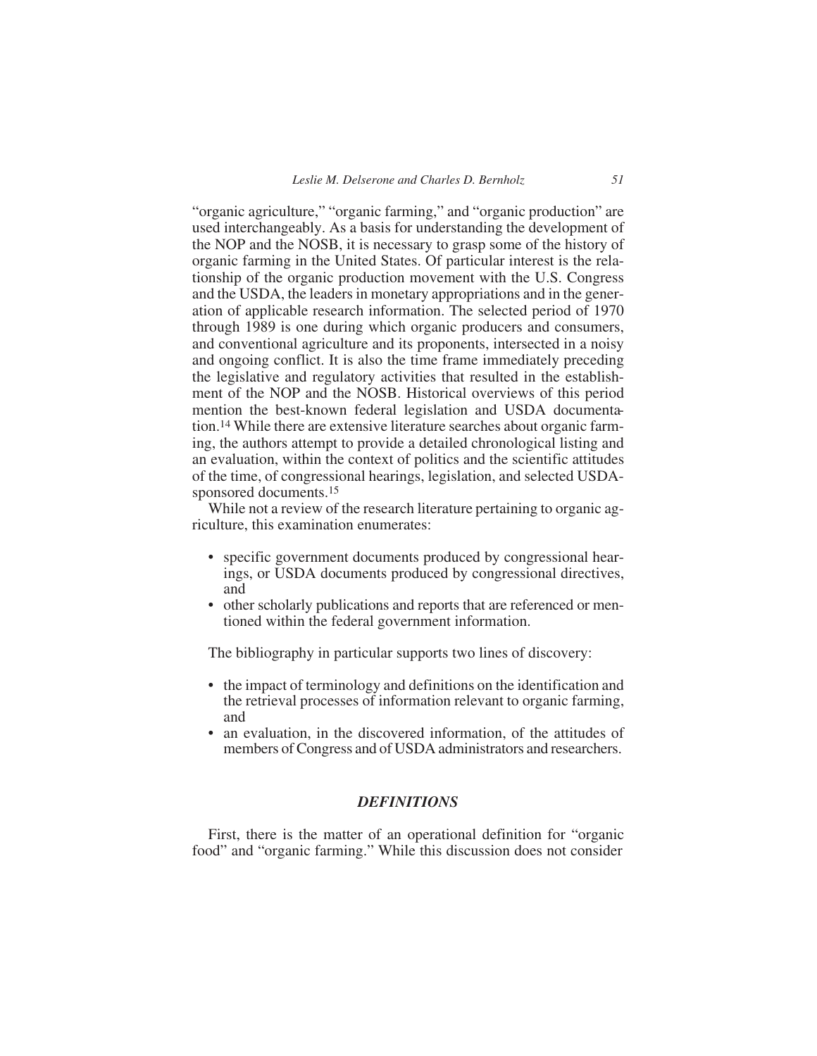"organic agriculture," "organic farming," and "organic production" are used interchangeably. As a basis for understanding the development of the NOP and the NOSB, it is necessary to grasp some of the history of organic farming in the United States. Of particular interest is the relationship of the organic production movement with the U.S. Congress and the USDA, the leaders in monetary appropriations and in the generation of applicable research information. The selected period of 1970 through 1989 is one during which organic producers and consumers, and conventional agriculture and its proponents, intersected in a noisy and ongoing conflict. It is also the time frame immediately preceding the legislative and regulatory activities that resulted in the establishment of the NOP and the NOSB. Historical overviews of this period mention the best-known federal legislation and USDA documentation.[14] While there are extensive literature searches about organic farming, the authors attempt to provide a detailed chronological listing and an evaluation, within the context of politics and the scientific attitudes of the time, of congressional hearings, legislation, and selected USDA-sponsored documents.[15]

While not a review of the research literature pertaining to organic agriculture, this examination enumerates:

- specific government documents produced by congressional hearings, or USDA documents produced by congressional directives, and
- other scholarly publications and reports that are referenced or mentioned within the federal government information.

The bibliography in particular supports two lines of discovery:

- the impact of terminology and definitions on the identification and the retrieval processes of information relevant to organic farming, and
- an evaluation, in the discovered information, of the attitudes of members of Congress and of USDA administrators and researchers.

## *DEFINITIONS*

First, there is the matter of an operational definition for "organic food" and "organic farming." While this discussion does not consider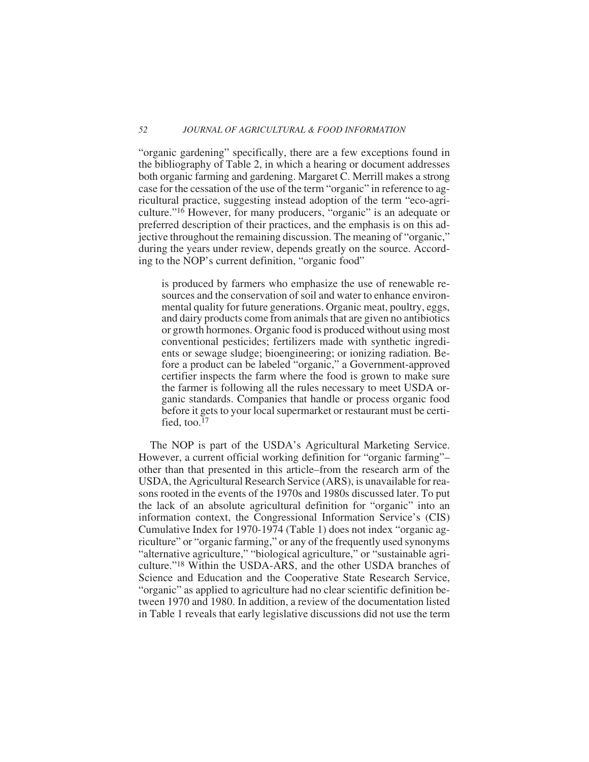"organic gardening" specifically, there are a few exceptions found in the bibliography of Table 2, in which a hearing or document addresses both organic farming and gardening. Margaret C. Merrill makes a strong case for the cessation of the use of the term "organic" in reference to agricultural practice, suggesting instead adoption of the term "eco-agriculture."[16] However, for many producers, "organic" is an adequate or preferred description of their practices, and the emphasis is on this adjective throughout the remaining discussion. The meaning of "organic," during the years under review, depends greatly on the source. According to the NOP's current definition, "organic food"

> is produced by farmers who emphasize the use of renewable resources and the conservation of soil and water to enhance environmental quality for future generations. Organic meat, poultry, eggs, and dairy products come from animals that are given no antibiotics or growth hormones. Organic food is produced without using most conventional pesticides; fertilizers made with synthetic ingredients or sewage sludge; bioengineering; or ionizing radiation. Before a product can be labeled "organic," a Government-approved certifier inspects the farm where the food is grown to make sure the farmer is following all the rules necessary to meet USDA organic standards. Companies that handle or process organic food before it gets to your local supermarket or restaurant must be certified, too.[17]

The NOP is part of the USDA's Agricultural Marketing Service. However, a current official working definition for "organic farming"–other than that presented in this article–from the research arm of the USDA, the Agricultural Research Service (ARS), is unavailable for reasons rooted in the events of the 1970s and 1980s discussed later. To put the lack of an absolute agricultural definition for "organic" into an information context, the Congressional Information Service's (CIS) Cumulative Index for 1970-1974 (Table 1) does not index "organic agriculture" or "organic farming," or any of the frequently used synonyms "alternative agriculture," "biological agriculture," or "sustainable agriculture."[18] Within the USDA-ARS, and the other USDA branches of Science and Education and the Cooperative State Research Service, "organic" as applied to agriculture had no clear scientific definition between 1970 and 1980. In addition, a review of the documentation listed in Table 1 reveals that early legislative discussions did not use the term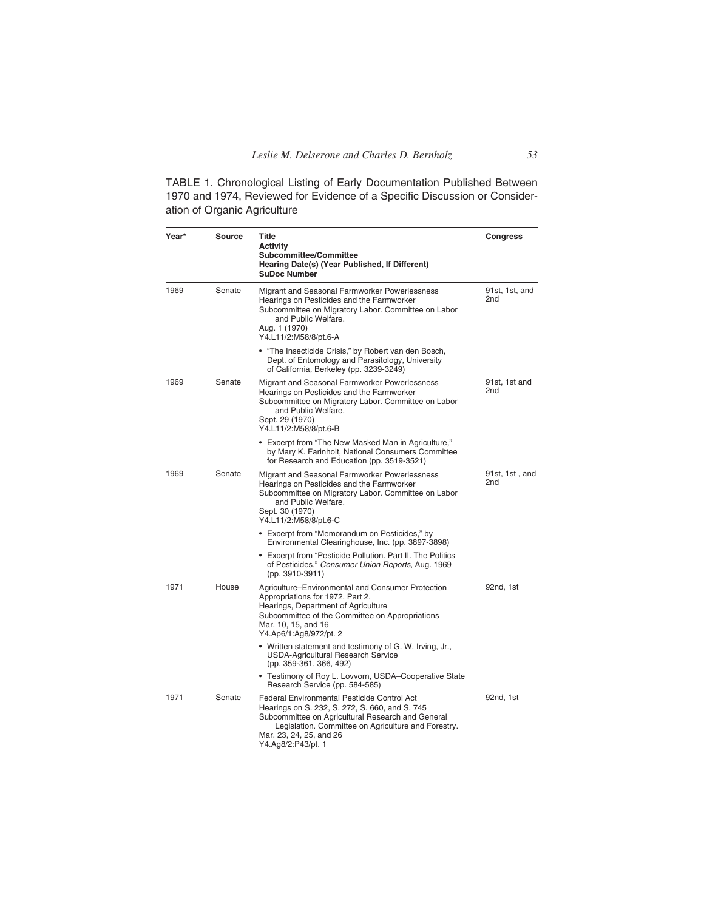TABLE 1. Chronological Listing of Early Documentation Published Between 1970 and 1974, Reviewed for Evidence of a Specific Discussion or Consideration of Organic Agriculture

| Year* | Source | Title<br>**Activity**<br>**Subcommittee/Committee**<br>**Hearing Date(s) (Year Published, If Different)**<br>**SuDoc Number** | Congress |
|---|---|---|---|
| 1969 | Senate | Migrant and Seasonal Farmworker Powerlessness<br>Hearings on Pesticides and the Farmworker<br>Subcommittee on Migratory Labor. Committee on Labor and Public Welfare.<br>Aug. 1 (1970)<br>Y4.L11/2:M58/8/pt.6-A | 91st, 1st, and 2nd |
| | | • "The Insecticide Crisis," by Robert van den Bosch, Dept. of Entomology and Parasitology, University of California, Berkeley (pp. 3239-3249) | |
| 1969 | Senate | Migrant and Seasonal Farmworker Powerlessness<br>Hearings on Pesticides and the Farmworker<br>Subcommittee on Migratory Labor. Committee on Labor and Public Welfare.<br>Sept. 29 (1970)<br>Y4.L11/2:M58/8/pt.6-B | 91st, 1st and 2nd |
| | | • Excerpt from "The New Masked Man in Agriculture," by Mary K. Farinholt, National Consumers Committee for Research and Education (pp. 3519-3521) | |
| 1969 | Senate | Migrant and Seasonal Farmworker Powerlessness<br>Hearings on Pesticides and the Farmworker<br>Subcommittee on Migratory Labor. Committee on Labor and Public Welfare.<br>Sept. 30 (1970)<br>Y4.L11/2:M58/8/pt.6-C | 91st, 1st , and 2nd |
| | | • Excerpt from "Memorandum on Pesticides," by Environmental Clearinghouse, Inc. (pp. 3897-3898) | |
| | | • Excerpt from "Pesticide Pollution. Part II. The Politics of Pesticides," *Consumer Union Reports*, Aug. 1969 (pp. 3910-3911) | |
| 1971 | House | Agriculture–Environmental and Consumer Protection Appropriations for 1972. Part 2.<br>Hearings, Department of Agriculture<br>Subcommittee of the Committee on Appropriations<br>Mar. 10, 15, and 16<br>Y4.Ap6/1:Ag8/972/pt. 2 | 92nd, 1st |
| | | • Written statement and testimony of G. W. Irving, Jr., USDA-Agricultural Research Service (pp. 359-361, 366, 492) | |
| | | • Testimony of Roy L. Lovvorn, USDA–Cooperative State Research Service (pp. 584-585) | |
| 1971 | Senate | Federal Environmental Pesticide Control Act<br>Hearings on S. 232, S. 272, S. 660, and S. 745<br>Subcommittee on Agricultural Research and General Legislation. Committee on Agriculture and Forestry.<br>Mar. 23, 24, 25, and 26<br>Y4.Ag8/2:P43/pt. 1 | 92nd, 1st |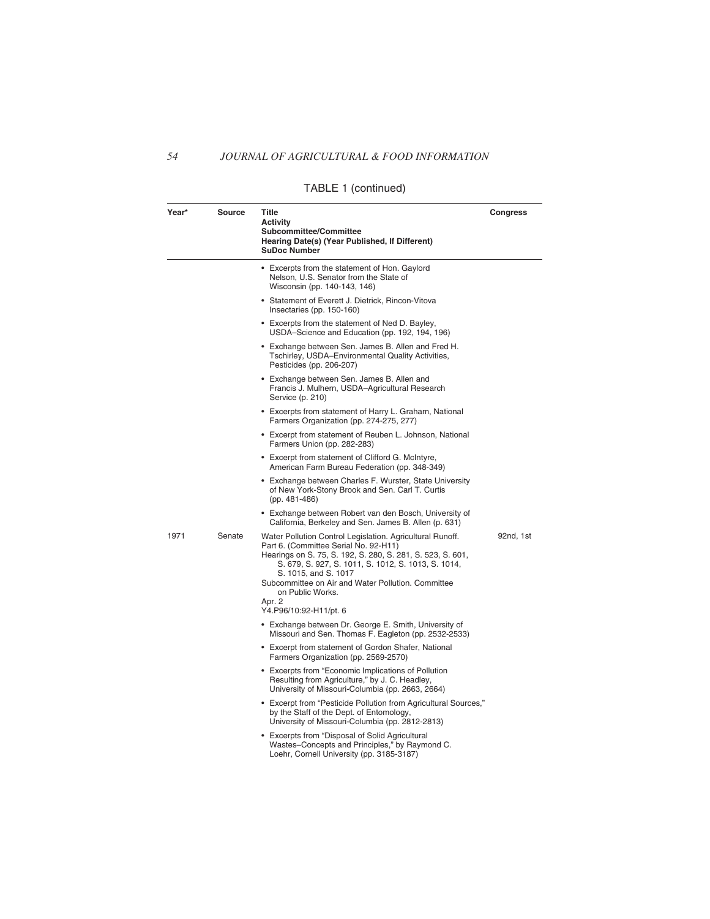TABLE 1 (continued)

| Year* | Source | Title<br>**Activity**<br>**Subcommittee/Committee**<br>**Hearing Date(s) (Year Published, If Different)**<br>**SuDoc Number** | Congress |
|---|---|---|---|
| | | • Excerpts from the statement of Hon. Gaylord Nelson, U.S. Senator from the State of Wisconsin (pp. 140-143, 146) | |
| | | • Statement of Everett J. Dietrick, Rincon-Vitova Insectaries (pp. 150-160) | |
| | | • Excerpts from the statement of Ned D. Bayley, USDA–Science and Education (pp. 192, 194, 196) | |
| | | • Exchange between Sen. James B. Allen and Fred H. Tschirley, USDA–Environmental Quality Activities, Pesticides (pp. 206-207) | |
| | | • Exchange between Sen. James B. Allen and Francis J. Mulhern, USDA–Agricultural Research Service (p. 210) | |
| | | • Excerpts from statement of Harry L. Graham, National Farmers Organization (pp. 274-275, 277) | |
| | | • Excerpt from statement of Reuben L. Johnson, National Farmers Union (pp. 282-283) | |
| | | • Excerpt from statement of Clifford G. McIntyre, American Farm Bureau Federation (pp. 348-349) | |
| | | • Exchange between Charles F. Wurster, State University of New York-Stony Brook and Sen. Carl T. Curtis (pp. 481-486) | |
| | | • Exchange between Robert van den Bosch, University of California, Berkeley and Sen. James B. Allen (p. 631) | |
| 1971 | Senate | Water Pollution Control Legislation. Agricultural Runoff. Part 6. (Committee Serial No. 92-H11)<br>Hearings on S. 75, S. 192, S. 280, S. 281, S. 523, S. 601, S. 679, S. 927, S. 1011, S. 1012, S. 1013, S. 1014, S. 1015, and S. 1017<br>Subcommittee on Air and Water Pollution. Committee on Public Works.<br>Apr. 2<br>Y4.P96/10:92-H11/pt. 6 | 92nd, 1st |
| | | • Exchange between Dr. George E. Smith, University of Missouri and Sen. Thomas F. Eagleton (pp. 2532-2533) | |
| | | • Excerpt from statement of Gordon Shafer, National Farmers Organization (pp. 2569-2570) | |
| | | • Excerpts from "Economic Implications of Pollution Resulting from Agriculture," by J. C. Headley, University of Missouri-Columbia (pp. 2663, 2664) | |
| | | • Excerpt from "Pesticide Pollution from Agricultural Sources," by the Staff of the Dept. of Entomology, University of Missouri-Columbia (pp. 2812-2813) | |
| | | • Excerpts from "Disposal of Solid Agricultural Wastes–Concepts and Principles," by Raymond C. Loehr, Cornell University (pp. 3185-3187) | |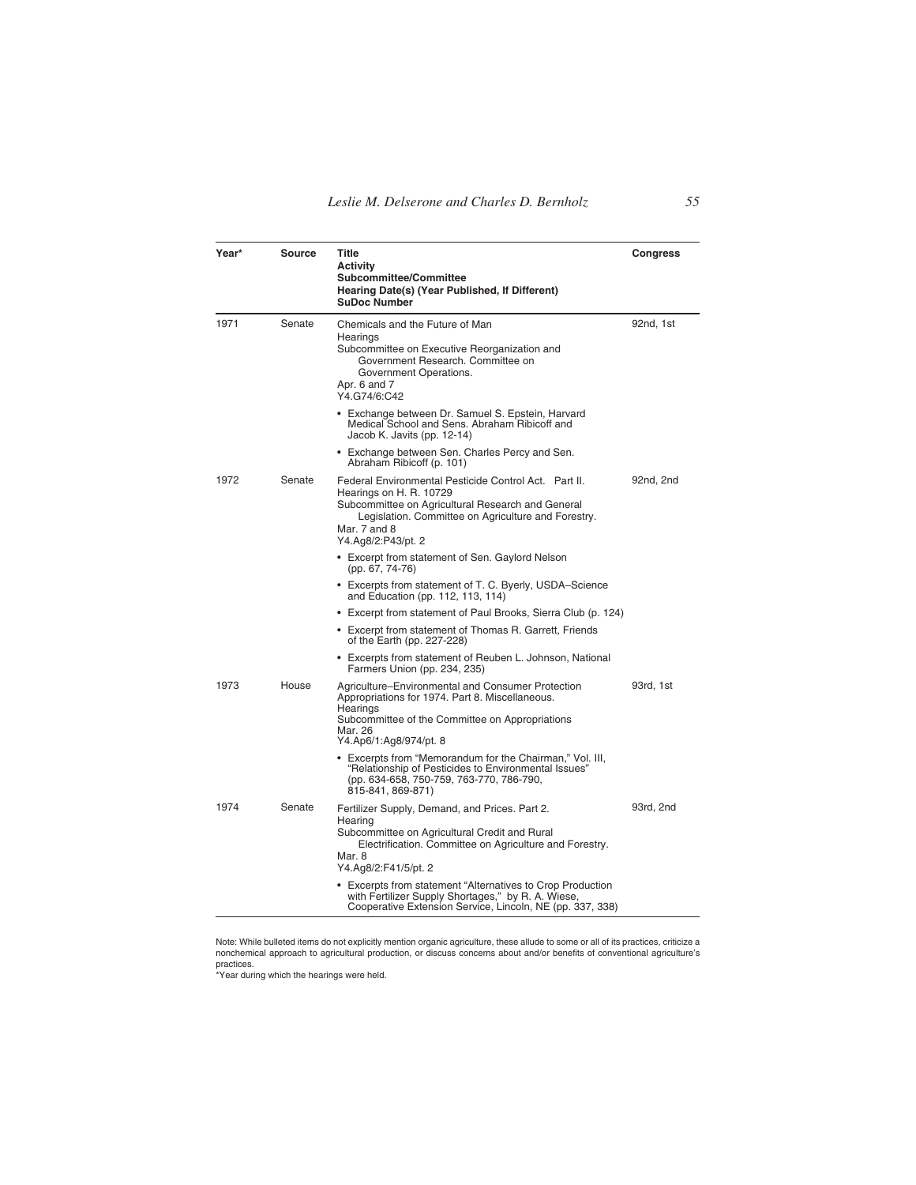| Year* | Source | Title<br>Activity<br>Subcommittee/Committee<br>Hearing Date(s) (Year Published, If Different)<br>SuDoc Number | Congress |
|---|---|---|---|
| 1971 | Senate | Chemicals and the Future of Man<br>Hearings<br>Subcommittee on Executive Reorganization and Government Research. Committee on Government Operations.<br>Apr. 6 and 7<br>Y4.G74/6:C42 | 92nd, 1st |
| | | • Exchange between Dr. Samuel S. Epstein, Harvard Medical School and Sens. Abraham Ribicoff and Jacob K. Javits (pp. 12-14) | |
| | | • Exchange between Sen. Charles Percy and Sen. Abraham Ribicoff (p. 101) | |
| 1972 | Senate | Federal Environmental Pesticide Control Act. Part II.<br>Hearings on H. R. 10729<br>Subcommittee on Agricultural Research and General Legislation. Committee on Agriculture and Forestry.<br>Mar. 7 and 8<br>Y4.Ag8/2:P43/pt. 2 | 92nd, 2nd |
| | | • Excerpt from statement of Sen. Gaylord Nelson (pp. 67, 74-76) | |
| | | • Excerpts from statement of T. C. Byerly, USDA–Science and Education (pp. 112, 113, 114) | |
| | | • Excerpt from statement of Paul Brooks, Sierra Club (p. 124) | |
| | | • Excerpt from statement of Thomas R. Garrett, Friends of the Earth (pp. 227-228) | |
| | | • Excerpts from statement of Reuben L. Johnson, National Farmers Union (pp. 234, 235) | |
| 1973 | House | Agriculture–Environmental and Consumer Protection Appropriations for 1974. Part 8. Miscellaneous.<br>Hearings<br>Subcommittee of the Committee on Appropriations<br>Mar. 26<br>Y4.Ap6/1:Ag8/974/pt. 8 | 93rd, 1st |
| | | • Excerpts from "Memorandum for the Chairman," Vol. III, "Relationship of Pesticides to Environmental Issues" (pp. 634-658, 750-759, 763-770, 786-790, 815-841, 869-871) | |
| 1974 | Senate | Fertilizer Supply, Demand, and Prices. Part 2.<br>Hearing<br>Subcommittee on Agricultural Credit and Rural Electrification. Committee on Agriculture and Forestry.<br>Mar. 8<br>Y4.Ag8/2:F41/5/pt. 2 | 93rd, 2nd |
| | | • Excerpts from statement "Alternatives to Crop Production with Fertilizer Supply Shortages," by R. A. Wiese, Cooperative Extension Service, Lincoln, NE (pp. 337, 338) | |

Note: While bulleted items do not explicitly mention organic agriculture, these allude to some or all of its practices, criticize a nonchemical approach to agricultural production, or discuss concerns about and/or benefits of conventional agriculture's practices.
*Year during which the hearings were held.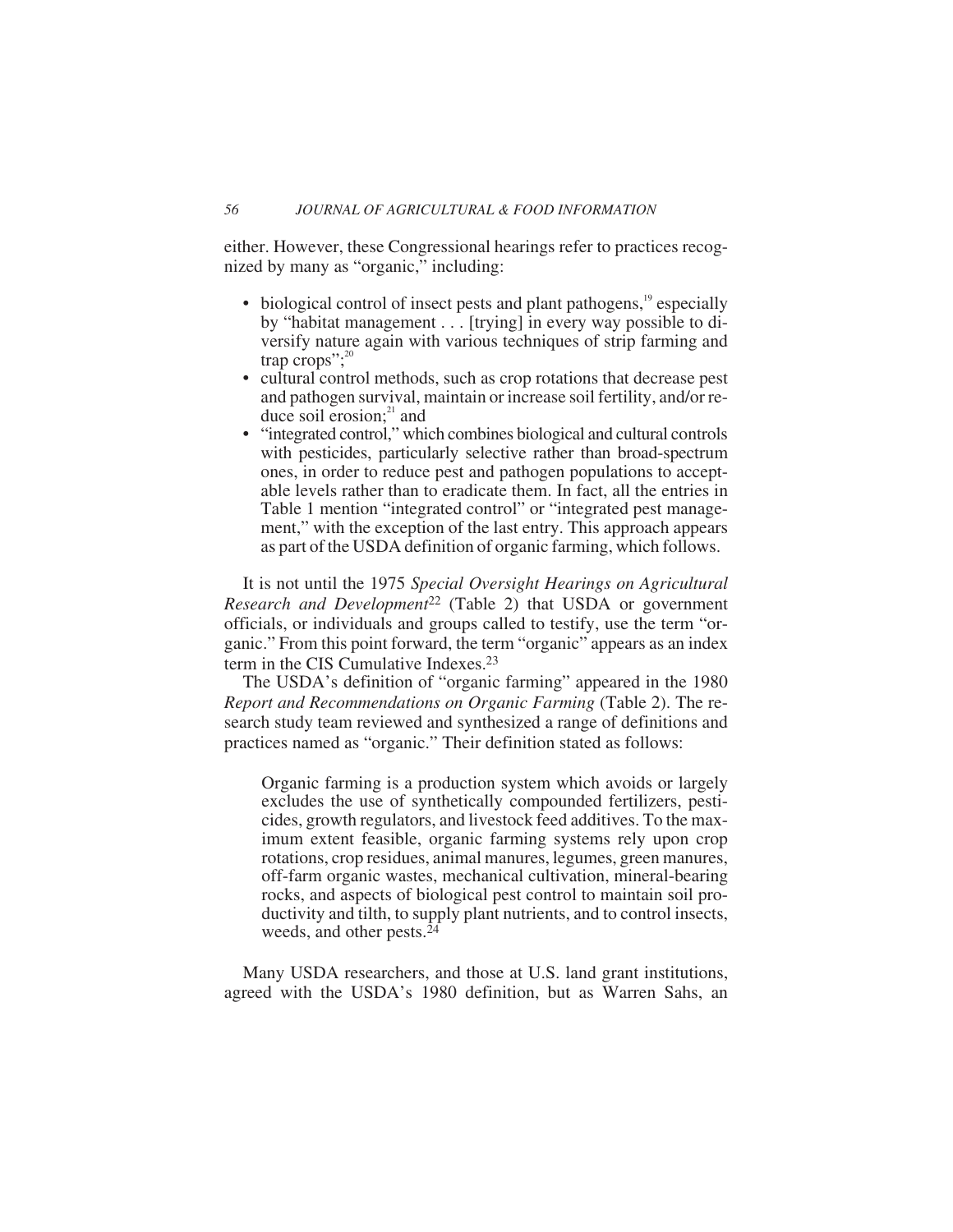either. However, these Congressional hearings refer to practices recognized by many as "organic," including:

- biological control of insect pests and plant pathogens,[19] especially by "habitat management . . . [trying] in every way possible to diversify nature again with various techniques of strip farming and trap crops";[20]
- cultural control methods, such as crop rotations that decrease pest and pathogen survival, maintain or increase soil fertility, and/or reduce soil erosion;[21] and
- "integrated control," which combines biological and cultural controls with pesticides, particularly selective rather than broad-spectrum ones, in order to reduce pest and pathogen populations to acceptable levels rather than to eradicate them. In fact, all the entries in Table 1 mention "integrated control" or "integrated pest management," with the exception of the last entry. This approach appears as part of the USDA definition of organic farming, which follows.

It is not until the 1975 *Special Oversight Hearings on Agricultural Research and Development*[22] (Table 2) that USDA or government officials, or individuals and groups called to testify, use the term "organic." From this point forward, the term "organic" appears as an index term in the CIS Cumulative Indexes.[23]

The USDA's definition of "organic farming" appeared in the 1980 *Report and Recommendations on Organic Farming* (Table 2). The research study team reviewed and synthesized a range of definitions and practices named as "organic." Their definition stated as follows:

> Organic farming is a production system which avoids or largely excludes the use of synthetically compounded fertilizers, pesticides, growth regulators, and livestock feed additives. To the maximum extent feasible, organic farming systems rely upon crop rotations, crop residues, animal manures, legumes, green manures, off-farm organic wastes, mechanical cultivation, mineral-bearing rocks, and aspects of biological pest control to maintain soil productivity and tilth, to supply plant nutrients, and to control insects, weeds, and other pests.[24]

Many USDA researchers, and those at U.S. land grant institutions, agreed with the USDA's 1980 definition, but as Warren Sahs, an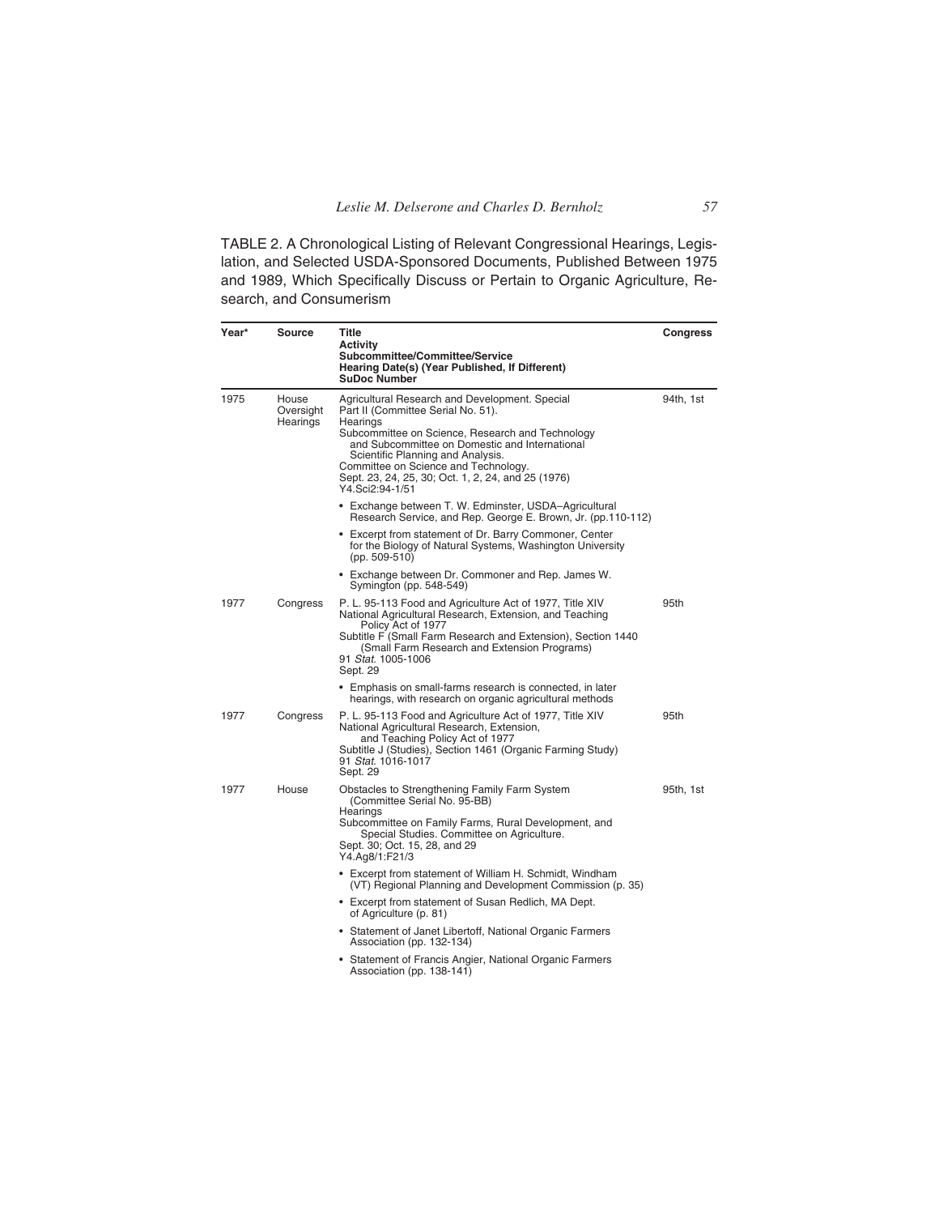TABLE 2. A Chronological Listing of Relevant Congressional Hearings, Legislation, and Selected USDA-Sponsored Documents, Published Between 1975 and 1989, Which Specifically Discuss or Pertain to Organic Agriculture, Research, and Consumerism

| Year* | Source | Title<br>Activity<br>**Subcommittee/Committee/Service**<br>**Hearing Date(s) (Year Published, If Different)**<br>**SuDoc Number** | Congress |
|---|---|---|---|
| 1975 | House Oversight Hearings | Agricultural Research and Development. Special Part II (Committee Serial No. 51).<br>Hearings<br>Subcommittee on Science, Research and Technology and Subcommittee on Domestic and International Scientific Planning and Analysis.<br>Committee on Science and Technology.<br>Sept. 23, 24, 25, 30; Oct. 1, 2, 24, and 25 (1976)<br>Y4.Sci2:94-1/51 | 94th, 1st |
| | | • Exchange between T. W. Edminster, USDA–Agricultural Research Service, and Rep. George E. Brown, Jr. (pp.110-112) | |
| | | • Excerpt from statement of Dr. Barry Commoner, Center for the Biology of Natural Systems, Washington University (pp. 509-510) | |
| | | • Exchange between Dr. Commoner and Rep. James W. Symington (pp. 548-549) | |
| 1977 | Congress | P. L. 95-113 Food and Agriculture Act of 1977, Title XIV National Agricultural Research, Extension, and Teaching Policy Act of 1977<br>Subtitle F (Small Farm Research and Extension), Section 1440 (Small Farm Research and Extension Programs)<br>91 *Stat.* 1005-1006<br>Sept. 29 | 95th |
| | | • Emphasis on small-farms research is connected, in later hearings, with research on organic agricultural methods | |
| 1977 | Congress | P. L. 95-113 Food and Agriculture Act of 1977, Title XIV National Agricultural Research, Extension, and Teaching Policy Act of 1977<br>Subtitle J (Studies), Section 1461 (Organic Farming Study)<br>91 *Stat.* 1016-1017<br>Sept. 29 | 95th |
| 1977 | House | Obstacles to Strengthening Family Farm System (Committee Serial No. 95-BB)<br>Hearings<br>Subcommittee on Family Farms, Rural Development, and Special Studies. Committee on Agriculture.<br>Sept. 30; Oct. 15, 28, and 29<br>Y4.Ag8/1:F21/3 | 95th, 1st |
| | | • Excerpt from statement of William H. Schmidt, Windham (VT) Regional Planning and Development Commission (p. 35) | |
| | | • Excerpt from statement of Susan Redlich, MA Dept. of Agriculture (p. 81) | |
| | | • Statement of Janet Libertoff, National Organic Farmers Association (pp. 132-134) | |
| | | • Statement of Francis Angier, National Organic Farmers Association (pp. 138-141) | |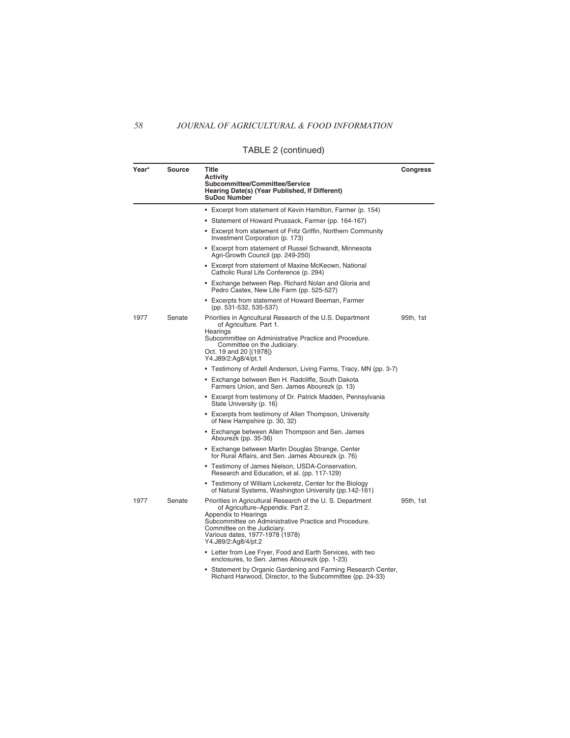TABLE 2 (continued)

| Year* | Source | Title<br>Activity<br>Subcommittee/Committee/Service<br>Hearing Date(s) (Year Published, If Different)<br>SuDoc Number | Congress |
|---|---|---|---|
| | | • Excerpt from statement of Kevin Hamilton, Farmer (p. 154) | |
| | | • Statement of Howard Prussack, Farmer (pp. 164-167) | |
| | | • Excerpt from statement of Fritz Griffin, Northern Community Investment Corporation (p. 173) | |
| | | • Excerpt from statement of Russel Schwandt, Minnesota Agri-Growth Council (pp. 249-250) | |
| | | • Excerpt from statement of Maxine McKeown, National Catholic Rural Life Conference (p. 294) | |
| | | • Exchange between Rep. Richard Nolan and Gloria and Pedro Castex, New Life Farm (pp. 525-527) | |
| | | • Excerpts from statement of Howard Beeman, Farmer (pp. 531-532, 535-537) | |
| 1977 | Senate | Priorities in Agricultural Research of the U.S. Department of Agriculture. Part 1.<br>Hearings<br>Subcommittee on Administrative Practice and Procedure. Committee on the Judiciary.<br>Oct. 19 and 20 [(1978])<br>Y4.J89/2:Ag8/4/pt.1 | 95th, 1st |
| | | • Testimony of Ardell Anderson, Living Farms, Tracy, MN (pp. 3-7) | |
| | | • Exchange between Ben H. Radcliffe, South Dakota Farmers Union, and Sen. James Abourezk (p. 13) | |
| | | • Excerpt from testimony of Dr. Patrick Madden, Pennsylvania State University (p. 16) | |
| | | • Excerpts from testimony of Allen Thompson, University of New Hampshire (p. 30, 32) | |
| | | • Exchange between Allen Thompson and Sen. James Abourezk (pp. 35-36) | |
| | | • Exchange between Martin Douglas Strange, Center for Rural Affairs, and Sen. James Abourezk (p. 76) | |
| | | • Testimony of James Nielson, USDA-Conservation, Research and Education, et al. (pp. 117-129) | |
| | | • Testimony of William Lockeretz, Center for the Biology of Natural Systems, Washington University (pp.142-161) | |
| 1977 | Senate | Priorities in Agricultural Research of the U. S. Department of Agriculture–Appendix. Part 2.<br>Appendix to Hearings<br>Subcommittee on Administrative Practice and Procedure. Committee on the Judiciary.<br>Various dates, 1977-1978 (1978)<br>Y4.J89/2:Ag8/4/pt.2 | 95th, 1st |
| | | • Letter from Lee Fryer, Food and Earth Services, with two enclosures, to Sen. James Abourezk (pp. 1-23) | |
| | | • Statement by Organic Gardening and Farming Research Center, Richard Harwood, Director, to the Subcommittee (pp. 24-33) | |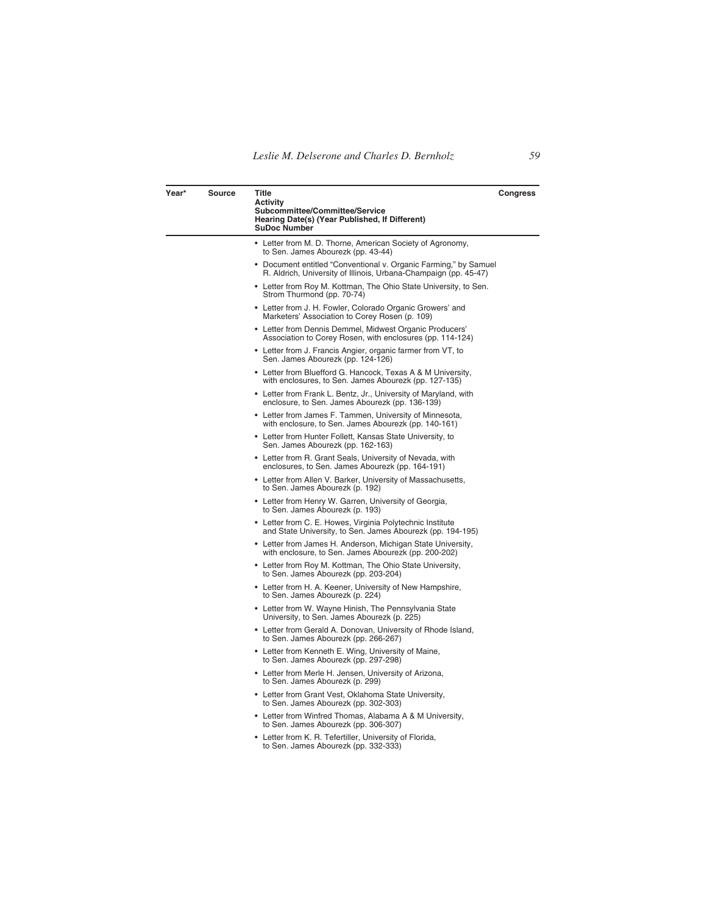| Year* | Source | Title<br>Activity<br>Subcommittee/Committee/Service<br>Hearing Date(s) (Year Published, If Different)<br>SuDoc Number | Congress |
|---|---|---|---|
| | | • Letter from M. D. Thorne, American Society of Agronomy, to Sen. James Abourezk (pp. 43-44) | |
| | | • Document entitled "Conventional v. Organic Farming," by Samuel R. Aldrich, University of Illinois, Urbana-Champaign (pp. 45-47) | |
| | | • Letter from Roy M. Kottman, The Ohio State University, to Sen. Strom Thurmond (pp. 70-74) | |
| | | • Letter from J. H. Fowler, Colorado Organic Growers' and Marketers' Association to Corey Rosen (p. 109) | |
| | | • Letter from Dennis Demmel, Midwest Organic Producers' Association to Corey Rosen, with enclosures (pp. 114-124) | |
| | | • Letter from J. Francis Angier, organic farmer from VT, to Sen. James Abourezk (pp. 124-126) | |
| | | • Letter from Bluefford G. Hancock, Texas A & M University, with enclosures, to Sen. James Abourezk (pp. 127-135) | |
| | | • Letter from Frank L. Bentz, Jr., University of Maryland, with enclosure, to Sen. James Abourezk (pp. 136-139) | |
| | | • Letter from James F. Tammen, University of Minnesota, with enclosure, to Sen. James Abourezk (pp. 140-161) | |
| | | • Letter from Hunter Follett, Kansas State University, to Sen. James Abourezk (pp. 162-163) | |
| | | • Letter from R. Grant Seals, University of Nevada, with enclosures, to Sen. James Abourezk (pp. 164-191) | |
| | | • Letter from Allen V. Barker, University of Massachusetts, to Sen. James Abourezk (p. 192) | |
| | | • Letter from Henry W. Garren, University of Georgia, to Sen. James Abourezk (p. 193) | |
| | | • Letter from C. E. Howes, Virginia Polytechnic Institute and State University, to Sen. James Abourezk (pp. 194-195) | |
| | | • Letter from James H. Anderson, Michigan State University, with enclosure, to Sen. James Abourezk (pp. 200-202) | |
| | | • Letter from Roy M. Kottman, The Ohio State University, to Sen. James Abourezk (pp. 203-204) | |
| | | • Letter from H. A. Keener, University of New Hampshire, to Sen. James Abourezk (p. 224) | |
| | | • Letter from W. Wayne Hinish, The Pennsylvania State University, to Sen. James Abourezk (p. 225) | |
| | | • Letter from Gerald A. Donovan, University of Rhode Island, to Sen. James Abourezk (pp. 266-267) | |
| | | • Letter from Kenneth E. Wing, University of Maine, to Sen. James Abourezk (pp. 297-298) | |
| | | • Letter from Merle H. Jensen, University of Arizona, to Sen. James Abourezk (p. 299) | |
| | | • Letter from Grant Vest, Oklahoma State University, to Sen. James Abourezk (pp. 302-303) | |
| | | • Letter from Winfred Thomas, Alabama A & M University, to Sen. James Abourezk (pp. 306-307) | |
| | | • Letter from K. R. Tefertiller, University of Florida, to Sen. James Abourezk (pp. 332-333) | |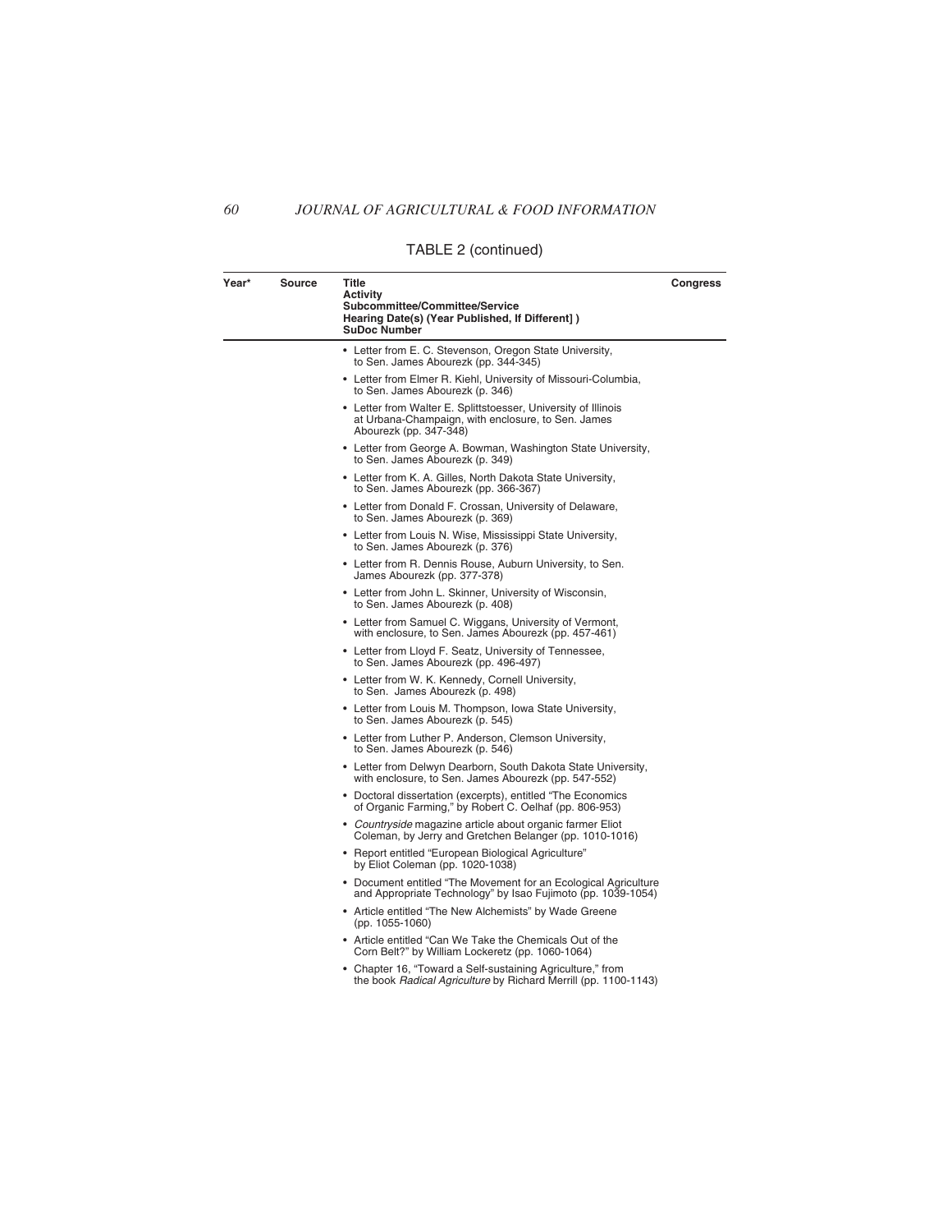TABLE 2 (continued)

| Year* | Source | Title<br>Activity<br>Subcommittee/Committee/Service<br>Hearing Date(s) (Year Published, If Different] )<br>SuDoc Number | Congress |
|---|---|---|---|
| | | • Letter from E. C. Stevenson, Oregon State University, to Sen. James Abourezk (pp. 344-345) | |
| | | • Letter from Elmer R. Kiehl, University of Missouri-Columbia, to Sen. James Abourezk (p. 346) | |
| | | • Letter from Walter E. Splittstoesser, University of Illinois at Urbana-Champaign, with enclosure, to Sen. James Abourezk (pp. 347-348) | |
| | | • Letter from George A. Bowman, Washington State University, to Sen. James Abourezk (p. 349) | |
| | | • Letter from K. A. Gilles, North Dakota State University, to Sen. James Abourezk (pp. 366-367) | |
| | | • Letter from Donald F. Crossan, University of Delaware, to Sen. James Abourezk (p. 369) | |
| | | • Letter from Louis N. Wise, Mississippi State University, to Sen. James Abourezk (p. 376) | |
| | | • Letter from R. Dennis Rouse, Auburn University, to Sen. James Abourezk (pp. 377-378) | |
| | | • Letter from John L. Skinner, University of Wisconsin, to Sen. James Abourezk (p. 408) | |
| | | • Letter from Samuel C. Wiggans, University of Vermont, with enclosure, to Sen. James Abourezk (pp. 457-461) | |
| | | • Letter from Lloyd F. Seatz, University of Tennessee, to Sen. James Abourezk (pp. 496-497) | |
| | | • Letter from W. K. Kennedy, Cornell University, to Sen. James Abourezk (p. 498) | |
| | | • Letter from Louis M. Thompson, Iowa State University, to Sen. James Abourezk (p. 545) | |
| | | • Letter from Luther P. Anderson, Clemson University, to Sen. James Abourezk (p. 546) | |
| | | • Letter from Delwyn Dearborn, South Dakota State University, with enclosure, to Sen. James Abourezk (pp. 547-552) | |
| | | • Doctoral dissertation (excerpts), entitled "The Economics of Organic Farming," by Robert C. Oelhaf (pp. 806-953) | |
| | | • *Countryside* magazine article about organic farmer Eliot Coleman, by Jerry and Gretchen Belanger (pp. 1010-1016) | |
| | | • Report entitled "European Biological Agriculture" by Eliot Coleman (pp. 1020-1038) | |
| | | • Document entitled "The Movement for an Ecological Agriculture and Appropriate Technology" by Isao Fujimoto (pp. 1039-1054) | |
| | | • Article entitled "The New Alchemists" by Wade Greene (pp. 1055-1060) | |
| | | • Article entitled "Can We Take the Chemicals Out of the Corn Belt?" by William Lockeretz (pp. 1060-1064) | |
| | | • Chapter 16, "Toward a Self-sustaining Agriculture," from the book *Radical Agriculture* by Richard Merrill (pp. 1100-1143) | |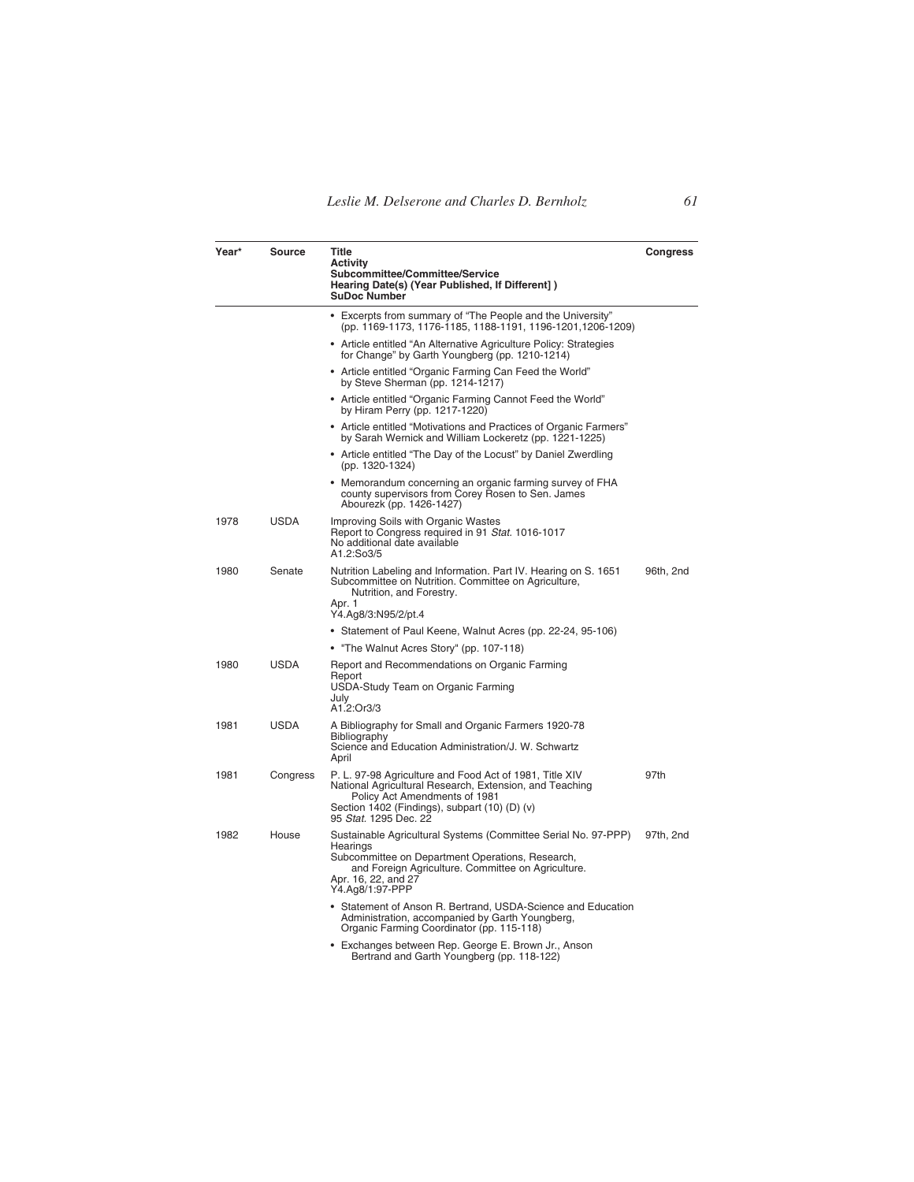| Year* | Source | Title<br>Activity<br>Subcommittee/Committee/Service<br>Hearing Date(s) (Year Published, If Different] )<br>SuDoc Number | Congress |
|---|---|---|---|
| | | • Excerpts from summary of "The People and the University" (pp. 1169-1173, 1176-1185, 1188-1191, 1196-1201,1206-1209) | |
| | | • Article entitled "An Alternative Agriculture Policy: Strategies for Change" by Garth Youngberg (pp. 1210-1214) | |
| | | • Article entitled "Organic Farming Can Feed the World" by Steve Sherman (pp. 1214-1217) | |
| | | • Article entitled "Organic Farming Cannot Feed the World" by Hiram Perry (pp. 1217-1220) | |
| | | • Article entitled "Motivations and Practices of Organic Farmers" by Sarah Wernick and William Lockeretz (pp. 1221-1225) | |
| | | • Article entitled "The Day of the Locust" by Daniel Zwerdling (pp. 1320-1324) | |
| | | • Memorandum concerning an organic farming survey of FHA county supervisors from Corey Rosen to Sen. James Abourezk (pp. 1426-1427) | |
| 1978 | USDA | Improving Soils with Organic Wastes<br>Report to Congress required in 91 *Stat.* 1016-1017<br>No additional date available<br>A1.2:So3/5 | |
| 1980 | Senate | Nutrition Labeling and Information. Part IV. Hearing on S. 1651<br>Subcommittee on Nutrition. Committee on Agriculture, Nutrition, and Forestry.<br>Apr. 1<br>Y4.Ag8/3:N95/2/pt.4 | 96th, 2nd |
| | | • Statement of Paul Keene, Walnut Acres (pp. 22-24, 95-106) | |
| | | • "The Walnut Acres Story" (pp. 107-118) | |
| 1980 | USDA | Report and Recommendations on Organic Farming<br>Report<br>USDA-Study Team on Organic Farming<br>July<br>A1.2:Or3/3 | |
| 1981 | USDA | A Bibliography for Small and Organic Farmers 1920-78<br>Bibliography<br>Science and Education Administration/J. W. Schwartz<br>April | |
| 1981 | Congress | P. L. 97-98 Agriculture and Food Act of 1981, Title XIV National Agricultural Research, Extension, and Teaching Policy Act Amendments of 1981<br>Section 1402 (Findings), subpart (10) (D) (v)<br>95 *Stat.* 1295 Dec. 22 | 97th |
| 1982 | House | Sustainable Agricultural Systems (Committee Serial No. 97-PPP)<br>Hearings<br>Subcommittee on Department Operations, Research, and Foreign Agriculture. Committee on Agriculture.<br>Apr. 16, 22, and 27<br>Y4.Ag8/1:97-PPP | 97th, 2nd |
| | | • Statement of Anson R. Bertrand, USDA-Science and Education Administration, accompanied by Garth Youngberg, Organic Farming Coordinator (pp. 115-118) | |
| | | • Exchanges between Rep. George E. Brown Jr., Anson Bertrand and Garth Youngberg (pp. 118-122) | |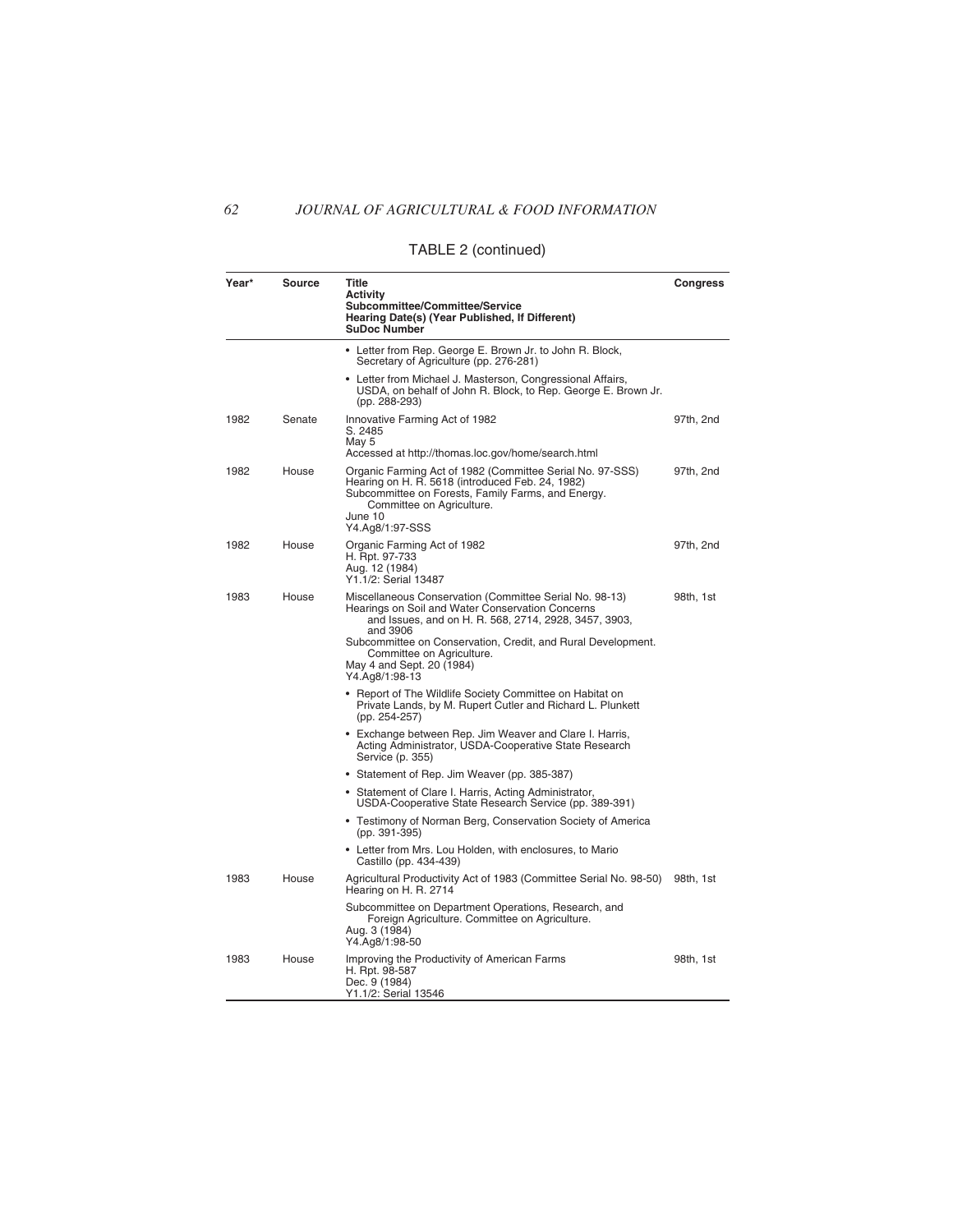TABLE 2 (continued)

| Year* | Source | Title<br>**Activity**<br>**Subcommittee/Committee/Service**<br>**Hearing Date(s) (Year Published, If Different)**<br>**SuDoc Number** | Congress |
|---|---|---|---|
| | | • Letter from Rep. George E. Brown Jr. to John R. Block, Secretary of Agriculture (pp. 276-281) | |
| | | • Letter from Michael J. Masterson, Congressional Affairs, USDA, on behalf of John R. Block, to Rep. George E. Brown Jr. (pp. 288-293) | |
| 1982 | Senate | Innovative Farming Act of 1982<br>S. 2485<br>May 5<br>Accessed at http://thomas.loc.gov/home/search.html | 97th, 2nd |
| 1982 | House | Organic Farming Act of 1982 (Committee Serial No. 97-SSS)<br>Hearing on H. R. 5618 (introduced Feb. 24, 1982)<br>Subcommittee on Forests, Family Farms, and Energy. Committee on Agriculture.<br>June 10<br>Y4.Ag8/1:97-SSS | 97th, 2nd |
| 1982 | House | Organic Farming Act of 1982<br>H. Rpt. 97-733<br>Aug. 12 (1984)<br>Y1.1/2: Serial 13487 | 97th, 2nd |
| 1983 | House | Miscellaneous Conservation (Committee Serial No. 98-13)<br>Hearings on Soil and Water Conservation Concerns and Issues, and on H. R. 568, 2714, 2928, 3457, 3903, and 3906<br>Subcommittee on Conservation, Credit, and Rural Development. Committee on Agriculture.<br>May 4 and Sept. 20 (1984)<br>Y4.Ag8/1:98-13 | 98th, 1st |
| | | • Report of The Wildlife Society Committee on Habitat on Private Lands, by M. Rupert Cutler and Richard L. Plunkett (pp. 254-257) | |
| | | • Exchange between Rep. Jim Weaver and Clare I. Harris, Acting Administrator, USDA-Cooperative State Research Service (p. 355) | |
| | | • Statement of Rep. Jim Weaver (pp. 385-387) | |
| | | • Statement of Clare I. Harris, Acting Administrator, USDA-Cooperative State Research Service (pp. 389-391) | |
| | | • Testimony of Norman Berg, Conservation Society of America (pp. 391-395) | |
| | | • Letter from Mrs. Lou Holden, with enclosures, to Mario Castillo (pp. 434-439) | |
| 1983 | House | Agricultural Productivity Act of 1983 (Committee Serial No. 98-50)<br>Hearing on H. R. 2714<br>Subcommittee on Department Operations, Research, and Foreign Agriculture. Committee on Agriculture.<br>Aug. 3 (1984)<br>Y4.Ag8/1:98-50 | 98th, 1st |
| 1983 | House | Improving the Productivity of American Farms<br>H. Rpt. 98-587<br>Dec. 9 (1984)<br>Y1.1/2: Serial 13546 | 98th, 1st |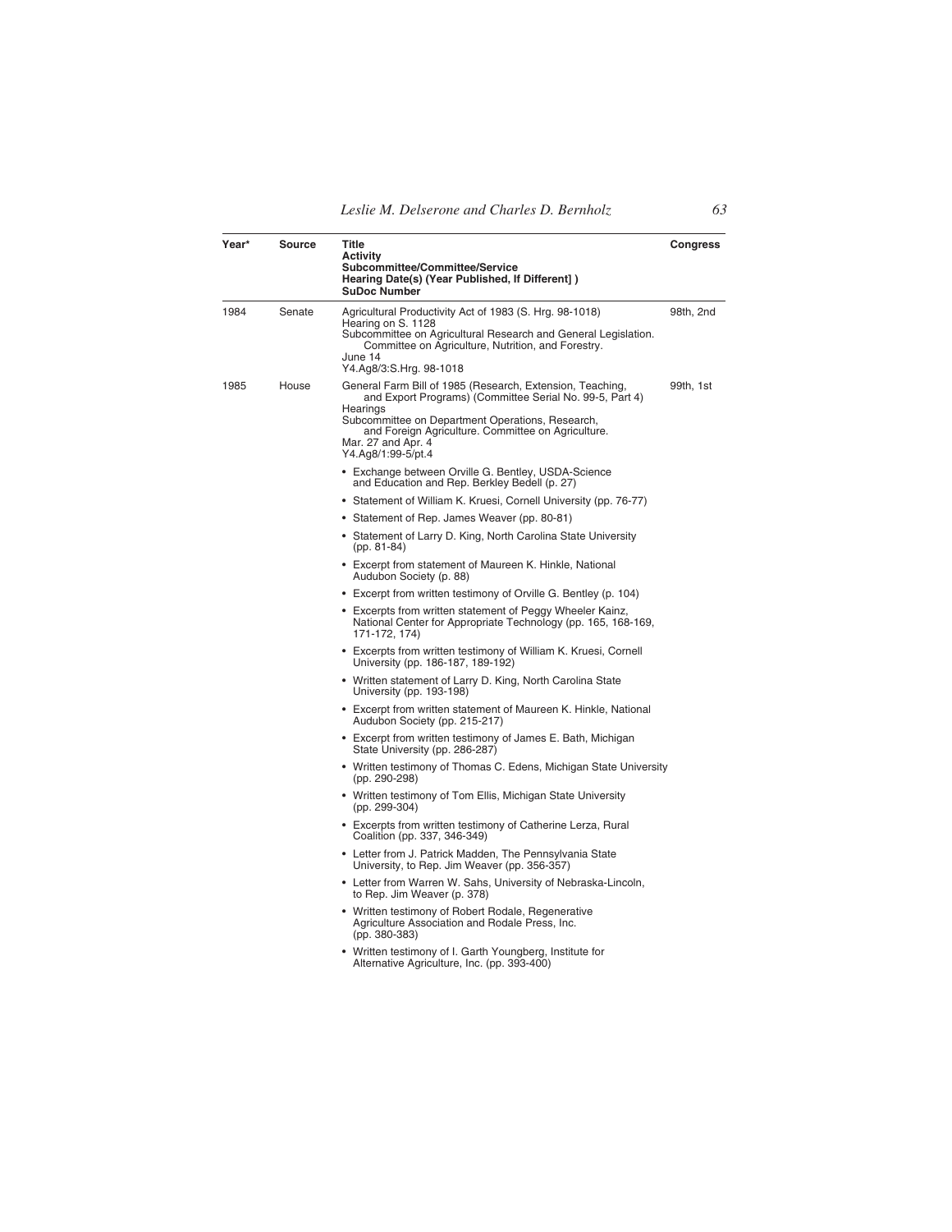| Year* | Source | Title<br>Activity<br>Subcommittee/Committee/Service<br>Hearing Date(s) (Year Published, If Different] )<br>SuDoc Number | Congress |
|---|---|---|---|
| 1984 | Senate | Agricultural Productivity Act of 1983 (S. Hrg. 98-1018)<br>Hearing on S. 1128<br>Subcommittee on Agricultural Research and General Legislation. Committee on Agriculture, Nutrition, and Forestry.<br>June 14<br>Y4.Ag8/3:S.Hrg. 98-1018 | 98th, 2nd |
| 1985 | House | General Farm Bill of 1985 (Research, Extension, Teaching, and Export Programs) (Committee Serial No. 99-5, Part 4)<br>Hearings<br>Subcommittee on Department Operations, Research, and Foreign Agriculture. Committee on Agriculture.<br>Mar. 27 and Apr. 4<br>Y4.Ag8/1:99-5/pt.4<br>• Exchange between Orville G. Bentley, USDA-Science and Education and Rep. Berkley Bedell (p. 27)<br>• Statement of William K. Kruesi, Cornell University (pp. 76-77)<br>• Statement of Rep. James Weaver (pp. 80-81)<br>• Statement of Larry D. King, North Carolina State University (pp. 81-84)<br>• Excerpt from statement of Maureen K. Hinkle, National Audubon Society (p. 88)<br>• Excerpt from written testimony of Orville G. Bentley (p. 104)<br>• Excerpts from written statement of Peggy Wheeler Kainz, National Center for Appropriate Technology (pp. 165, 168-169, 171-172, 174)<br>• Excerpts from written testimony of William K. Kruesi, Cornell University (pp. 186-187, 189-192)<br>• Written statement of Larry D. King, North Carolina State University (pp. 193-198)<br>• Excerpt from written statement of Maureen K. Hinkle, National Audubon Society (pp. 215-217)<br>• Excerpt from written testimony of James E. Bath, Michigan State University (pp. 286-287)<br>• Written testimony of Thomas C. Edens, Michigan State University (pp. 290-298)<br>• Written testimony of Tom Ellis, Michigan State University (pp. 299-304)<br>• Excerpts from written testimony of Catherine Lerza, Rural Coalition (pp. 337, 346-349)<br>• Letter from J. Patrick Madden, The Pennsylvania State University, to Rep. Jim Weaver (pp. 356-357)<br>• Letter from Warren W. Sahs, University of Nebraska-Lincoln, to Rep. Jim Weaver (p. 378)<br>• Written testimony of Robert Rodale, Regenerative Agriculture Association and Rodale Press, Inc. (pp. 380-383)<br>• Written testimony of I. Garth Youngberg, Institute for Alternative Agriculture, Inc. (pp. 393-400) | 99th, 1st |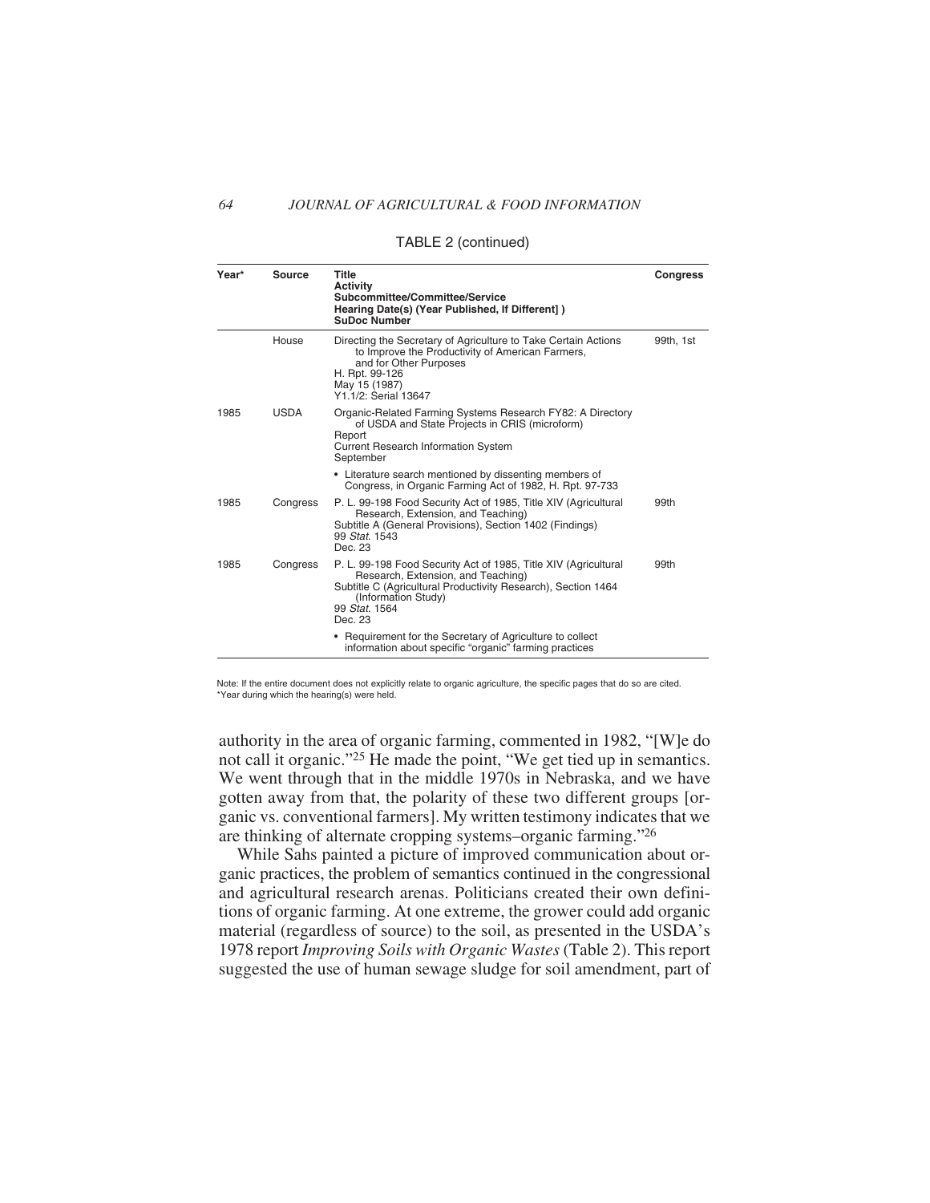TABLE 2 (continued)

| Year* | Source | Title<br>Activity<br>Subcommittee/Committee/Service<br>Hearing Date(s) (Year Published, If Different] )<br>SuDoc Number | Congress |
|---|---|---|---|
| | House | Directing the Secretary of Agriculture to Take Certain Actions to Improve the Productivity of American Farmers, and for Other Purposes<br>H. Rpt. 99-126<br>May 15 (1987)<br>Y1.1/2: Serial 13647 | 99th, 1st |
| 1985 | USDA | Organic-Related Farming Systems Research FY82: A Directory of USDA and State Projects in CRIS (microform)<br>Report<br>Current Research Information System<br>September<br>• Literature search mentioned by dissenting members of Congress, in Organic Farming Act of 1982, H. Rpt. 97-733 | |
| 1985 | Congress | P. L. 99-198 Food Security Act of 1985, Title XIV (Agricultural Research, Extension, and Teaching)<br>Subtitle A (General Provisions), Section 1402 (Findings)<br>99 *Stat.* 1543<br>Dec. 23 | 99th |
| 1985 | Congress | P. L. 99-198 Food Security Act of 1985, Title XIV (Agricultural Research, Extension, and Teaching)<br>Subtitle C (Agricultural Productivity Research), Section 1464 (Information Study)<br>99 *Stat.* 1564<br>Dec. 23<br>• Requirement for the Secretary of Agriculture to collect information about specific "organic" farming practices | 99th |

Note: If the entire document does not explicitly relate to organic agriculture, the specific pages that do so are cited.
*Year during which the hearing(s) were held.

authority in the area of organic farming, commented in 1982, "[W]e do not call it organic."[25] He made the point, "We get tied up in semantics. We went through that in the middle 1970s in Nebraska, and we have gotten away from that, the polarity of these two different groups [organic vs. conventional farmers]. My written testimony indicates that we are thinking of alternate cropping systems–organic farming."[26]

While Sahs painted a picture of improved communication about organic practices, the problem of semantics continued in the congressional and agricultural research arenas. Politicians created their own definitions of organic farming. At one extreme, the grower could add organic material (regardless of source) to the soil, as presented in the USDA's 1978 report *Improving Soils with Organic Wastes* (Table 2). This report suggested the use of human sewage sludge for soil amendment, part of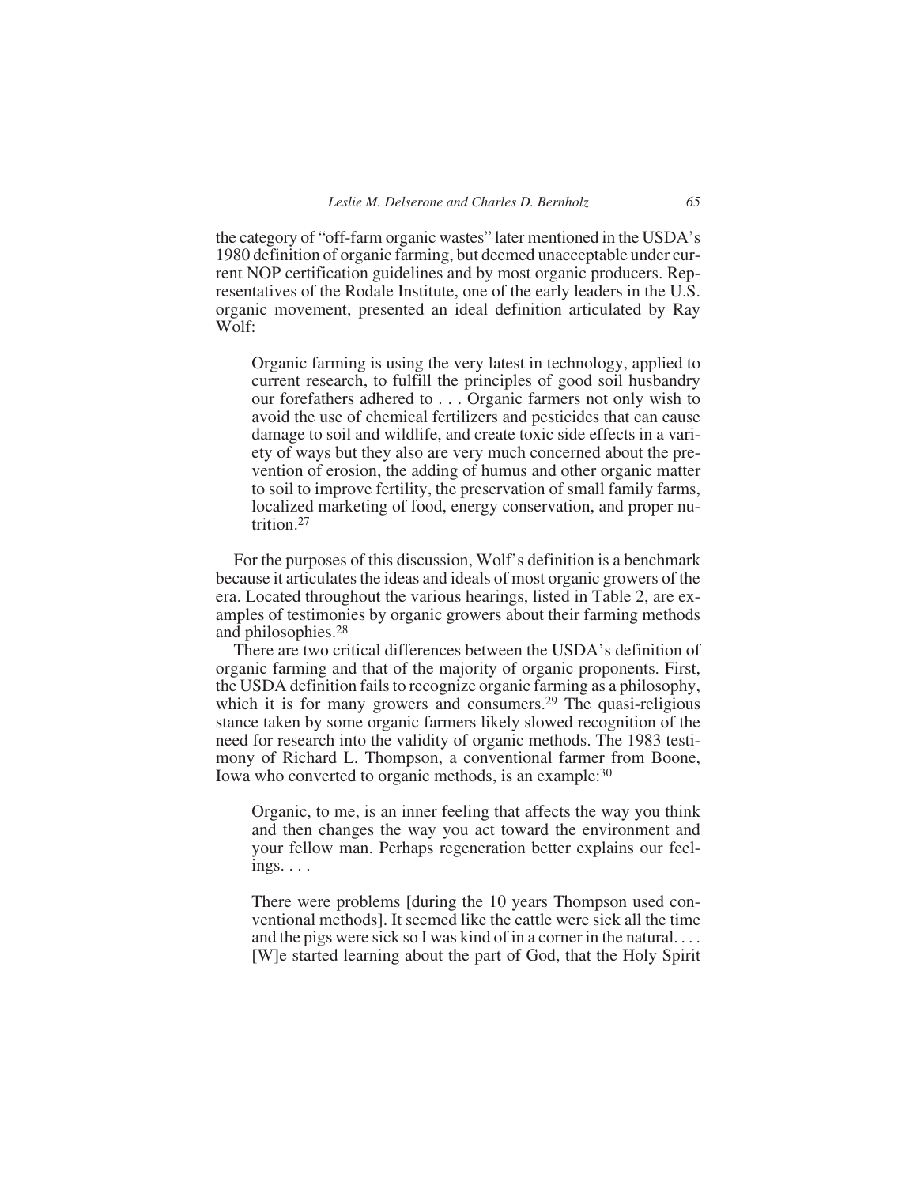the category of "off-farm organic wastes" later mentioned in the USDA's 1980 definition of organic farming, but deemed unacceptable under current NOP certification guidelines and by most organic producers. Representatives of the Rodale Institute, one of the early leaders in the U.S. organic movement, presented an ideal definition articulated by Ray Wolf:

> Organic farming is using the very latest in technology, applied to current research, to fulfill the principles of good soil husbandry our forefathers adhered to . . . Organic farmers not only wish to avoid the use of chemical fertilizers and pesticides that can cause damage to soil and wildlife, and create toxic side effects in a variety of ways but they also are very much concerned about the prevention of erosion, the adding of humus and other organic matter to soil to improve fertility, the preservation of small family farms, localized marketing of food, energy conservation, and proper nutrition.[27]

For the purposes of this discussion, Wolf's definition is a benchmark because it articulates the ideas and ideals of most organic growers of the era. Located throughout the various hearings, listed in Table 2, are examples of testimonies by organic growers about their farming methods and philosophies.[28]

There are two critical differences between the USDA's definition of organic farming and that of the majority of organic proponents. First, the USDA definition fails to recognize organic farming as a philosophy, which it is for many growers and consumers.[29] The quasi-religious stance taken by some organic farmers likely slowed recognition of the need for research into the validity of organic methods. The 1983 testimony of Richard L. Thompson, a conventional farmer from Boone, Iowa who converted to organic methods, is an example:[30]

> Organic, to me, is an inner feeling that affects the way you think and then changes the way you act toward the environment and your fellow man. Perhaps regeneration better explains our feelings. . . .
>
> There were problems [during the 10 years Thompson used conventional methods]. It seemed like the cattle were sick all the time and the pigs were sick so I was kind of in a corner in the natural. . . . [W]e started learning about the part of God, that the Holy Spirit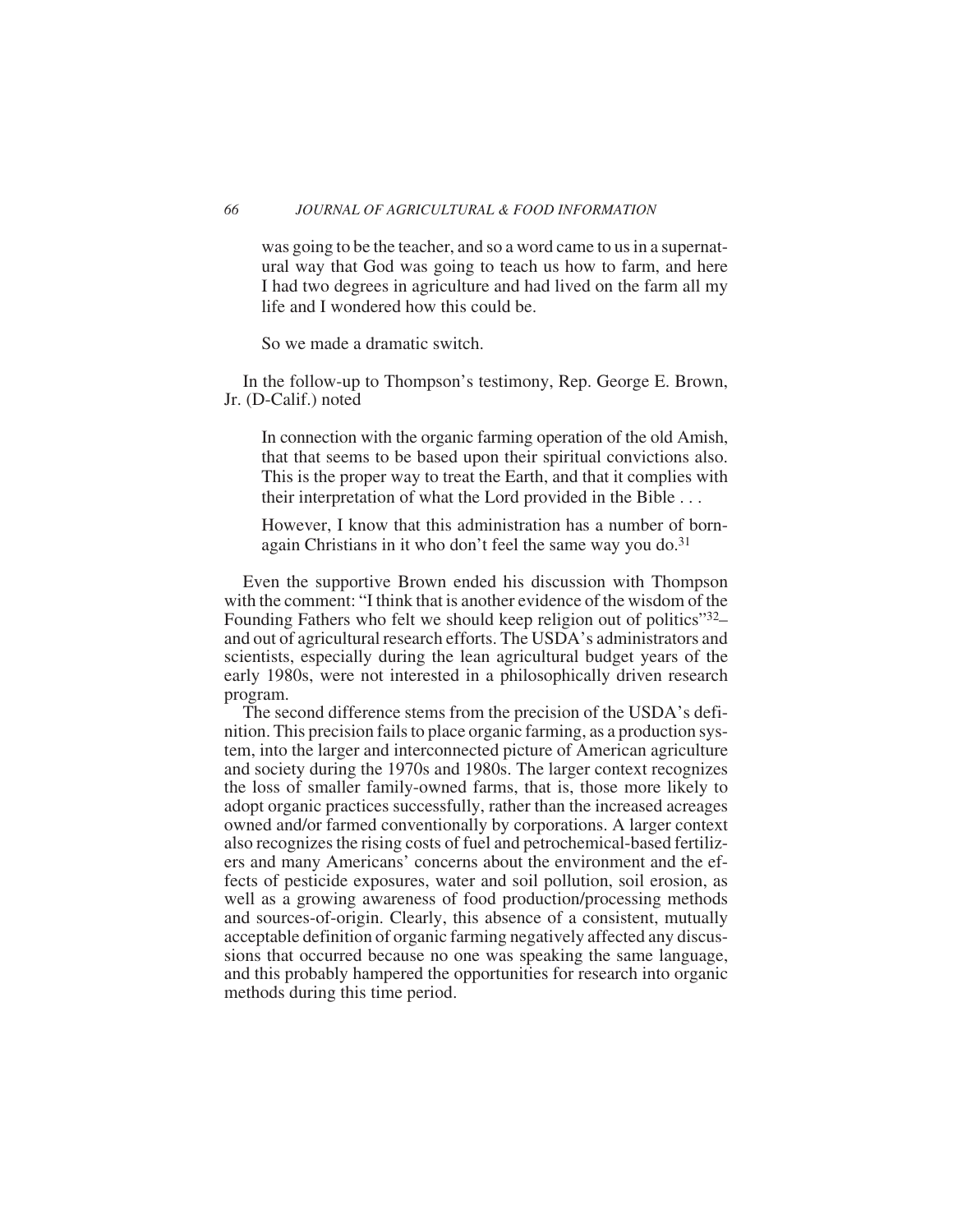was going to be the teacher, and so a word came to us in a supernatural way that God was going to teach us how to farm, and here I had two degrees in agriculture and had lived on the farm all my life and I wondered how this could be.

So we made a dramatic switch.

In the follow-up to Thompson's testimony, Rep. George E. Brown, Jr. (D-Calif.) noted

> In connection with the organic farming operation of the old Amish, that that seems to be based upon their spiritual convictions also. This is the proper way to treat the Earth, and that it complies with their interpretation of what the Lord provided in the Bible . . .
>
> However, I know that this administration has a number of born-again Christians in it who don't feel the same way you do.[31]

Even the supportive Brown ended his discussion with Thompson with the comment: "I think that is another evidence of the wisdom of the Founding Fathers who felt we should keep religion out of politics"[32]–and out of agricultural research efforts. The USDA's administrators and scientists, especially during the lean agricultural budget years of the early 1980s, were not interested in a philosophically driven research program.

The second difference stems from the precision of the USDA's definition. This precision fails to place organic farming, as a production system, into the larger and interconnected picture of American agriculture and society during the 1970s and 1980s. The larger context recognizes the loss of smaller family-owned farms, that is, those more likely to adopt organic practices successfully, rather than the increased acreages owned and/or farmed conventionally by corporations. A larger context also recognizes the rising costs of fuel and petrochemical-based fertilizers and many Americans' concerns about the environment and the effects of pesticide exposures, water and soil pollution, soil erosion, as well as a growing awareness of food production/processing methods and sources-of-origin. Clearly, this absence of a consistent, mutually acceptable definition of organic farming negatively affected any discussions that occurred because no one was speaking the same language, and this probably hampered the opportunities for research into organic methods during this time period.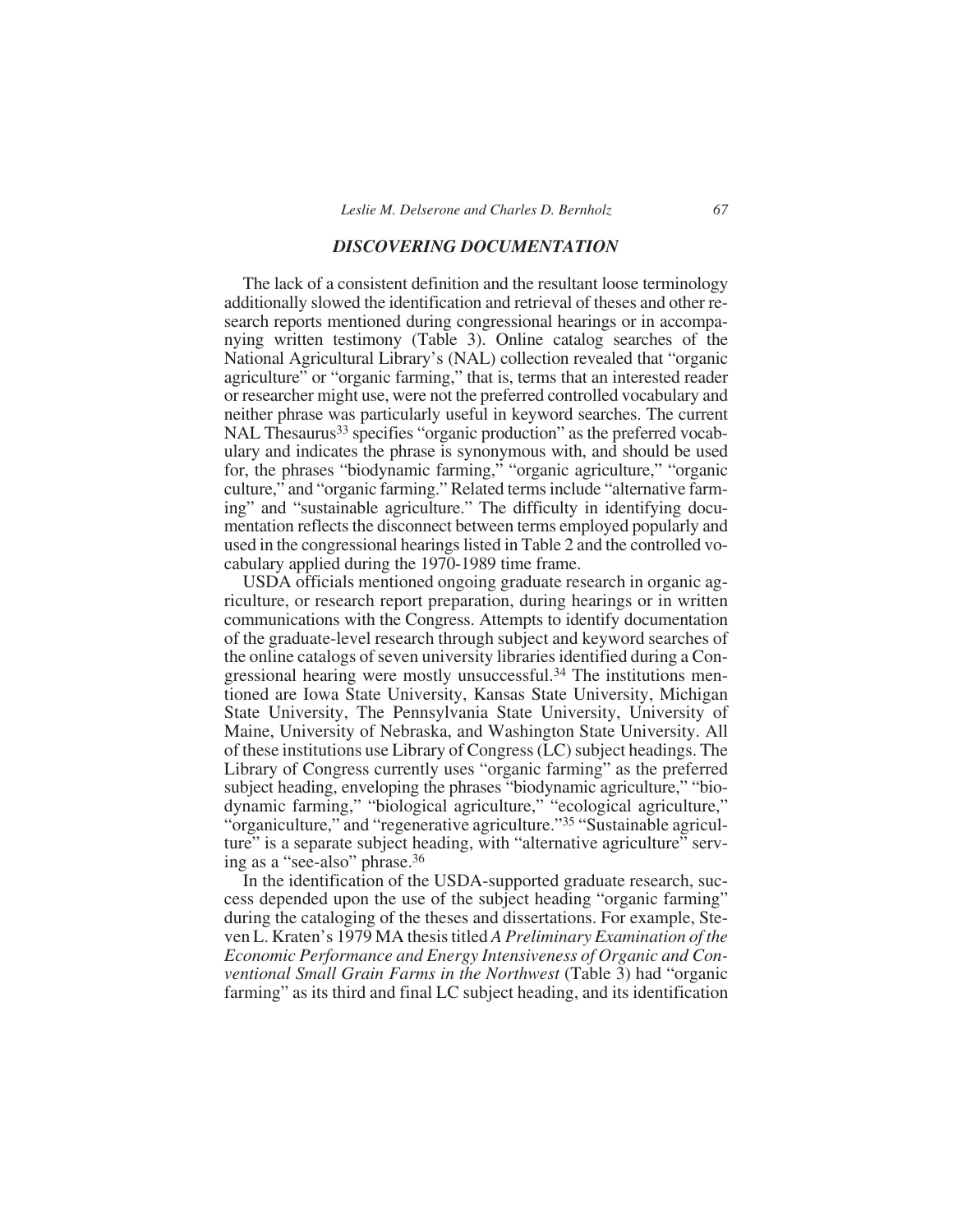## *DISCOVERING DOCUMENTATION*

The lack of a consistent definition and the resultant loose terminology additionally slowed the identification and retrieval of theses and other research reports mentioned during congressional hearings or in accompanying written testimony (Table 3). Online catalog searches of the National Agricultural Library's (NAL) collection revealed that "organic agriculture" or "organic farming," that is, terms that an interested reader or researcher might use, were not the preferred controlled vocabulary and neither phrase was particularly useful in keyword searches. The current NAL Thesaurus[33] specifies "organic production" as the preferred vocabulary and indicates the phrase is synonymous with, and should be used for, the phrases "biodynamic farming," "organic agriculture," "organic culture," and "organic farming." Related terms include "alternative farming" and "sustainable agriculture." The difficulty in identifying documentation reflects the disconnect between terms employed popularly and used in the congressional hearings listed in Table 2 and the controlled vocabulary applied during the 1970-1989 time frame.

USDA officials mentioned ongoing graduate research in organic agriculture, or research report preparation, during hearings or in written communications with the Congress. Attempts to identify documentation of the graduate-level research through subject and keyword searches of the online catalogs of seven university libraries identified during a Congressional hearing were mostly unsuccessful.[34] The institutions mentioned are Iowa State University, Kansas State University, Michigan State University, The Pennsylvania State University, University of Maine, University of Nebraska, and Washington State University. All of these institutions use Library of Congress (LC) subject headings. The Library of Congress currently uses "organic farming" as the preferred subject heading, enveloping the phrases "biodynamic agriculture," "biodynamic farming," "biological agriculture," "ecological agriculture," "organiculture," and "regenerative agriculture."[35] "Sustainable agriculture" is a separate subject heading, with "alternative agriculture" serving as a "see-also" phrase.[36]

In the identification of the USDA-supported graduate research, success depended upon the use of the subject heading "organic farming" during the cataloging of the theses and dissertations. For example, Steven L. Kraten's 1979 MA thesis titled *A Preliminary Examination of the Economic Performance and Energy Intensiveness of Organic and Conventional Small Grain Farms in the Northwest* (Table 3) had "organic farming" as its third and final LC subject heading, and its identification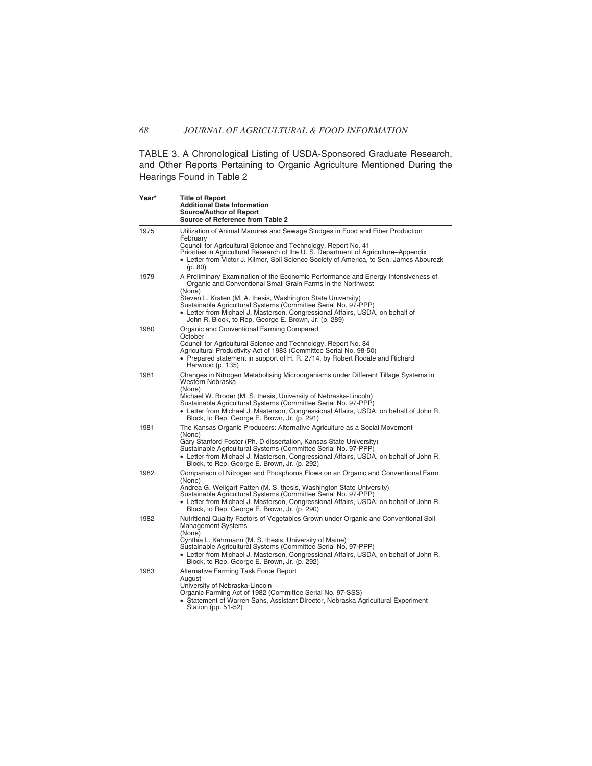TABLE 3. A Chronological Listing of USDA-Sponsored Graduate Research, and Other Reports Pertaining to Organic Agriculture Mentioned During the Hearings Found in Table 2

| Year* | Title of Report<br>Additional Date Information<br>Source/Author of Report<br>Source of Reference from Table 2 |
|---|---|
| 1975 | Utilization of Animal Manures and Sewage Sludges in Food and Fiber Production<br>February<br>Council for Agricultural Science and Technology, Report No. 41<br>Priorities in Agricultural Research of the U. S. Department of Agriculture–Appendix<br>• Letter from Victor J. Kilmer, Soil Science Society of America, to Sen. James Abourezk (p. 80) |
| 1979 | A Preliminary Examination of the Economic Performance and Energy Intensiveness of Organic and Conventional Small Grain Farms in the Northwest<br>(None)<br>Steven L. Kraten (M. A. thesis, Washington State University)<br>Sustainable Agricultural Systems (Committee Serial No. 97-PPP)<br>• Letter from Michael J. Masterson, Congressional Affairs, USDA, on behalf of John R. Block, to Rep. George E. Brown, Jr. (p. 289) |
| 1980 | Organic and Conventional Farming Compared<br>October<br>Council for Agricultural Science and Technology, Report No. 84<br>Agricultural Productivity Act of 1983 (Committee Serial No. 98-50)<br>• Prepared statement in support of H. R. 2714, by Robert Rodale and Richard Harwood (p. 135) |
| 1981 | Changes in Nitrogen Metabolising Microorganisms under Different Tillage Systems in Western Nebraska<br>(None)<br>Michael W. Broder (M. S. thesis, University of Nebraska-Lincoln)<br>Sustainable Agricultural Systems (Committee Serial No. 97-PPP)<br>• Letter from Michael J. Masterson, Congressional Affairs, USDA, on behalf of John R. Block, to Rep. George E. Brown, Jr. (p. 291) |
| 1981 | The Kansas Organic Producers: Alternative Agriculture as a Social Movement<br>(None)<br>Gary Stanford Foster (Ph. D dissertation, Kansas State University)<br>Sustainable Agricultural Systems (Committee Serial No. 97-PPP)<br>• Letter from Michael J. Masterson, Congressional Affairs, USDA, on behalf of John R. Block, to Rep. George E. Brown, Jr. (p. 292) |
| 1982 | Comparison of Nitrogen and Phosphorus Flows on an Organic and Conventional Farm<br>(None)<br>Andrea G. Weilgart Patten (M. S. thesis, Washington State University)<br>Sustainable Agricultural Systems (Committee Serial No. 97-PPP)<br>• Letter from Michael J. Masterson, Congressional Affairs, USDA, on behalf of John R. Block, to Rep. George E. Brown, Jr. (p. 290) |
| 1982 | Nutritional Quality Factors of Vegetables Grown under Organic and Conventional Soil Management Systems<br>(None)<br>Cynthia L. Kahrmann (M. S. thesis, University of Maine)<br>Sustainable Agricultural Systems (Committee Serial No. 97-PPP)<br>• Letter from Michael J. Masterson, Congressional Affairs, USDA, on behalf of John R. Block, to Rep. George E. Brown, Jr. (p. 292) |
| 1983 | Alternative Farming Task Force Report<br>August<br>University of Nebraska-Lincoln<br>Organic Farming Act of 1982 (Committee Serial No. 97-SSS)<br>• Statement of Warren Sahs, Assistant Director, Nebraska Agricultural Experiment Station (pp. 51-52) |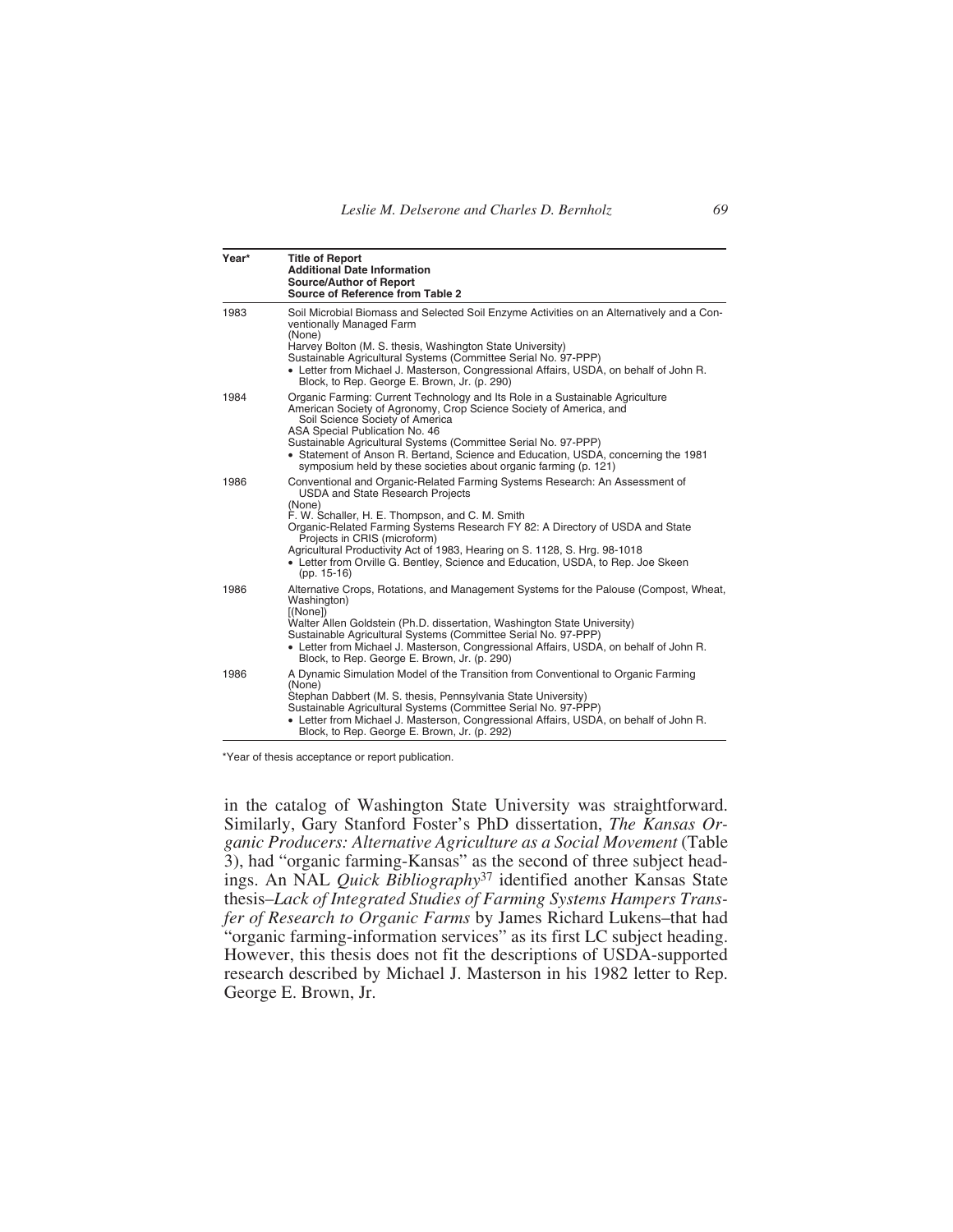| Year* | Title of Report<br>Additional Date Information<br>Source/Author of Report<br>Source of Reference from Table 2 |
|---|---|
| 1983 | Soil Microbial Biomass and Selected Soil Enzyme Activities on an Alternatively and a Conventionally Managed Farm<br>(None)<br>Harvey Bolton (M. S. thesis, Washington State University)<br>Sustainable Agricultural Systems (Committee Serial No. 97-PPP)<br>• Letter from Michael J. Masterson, Congressional Affairs, USDA, on behalf of John R. Block, to Rep. George E. Brown, Jr. (p. 290) |
| 1984 | Organic Farming: Current Technology and Its Role in a Sustainable Agriculture<br>American Society of Agronomy, Crop Science Society of America, and Soil Science Society of America<br>ASA Special Publication No. 46<br>Sustainable Agricultural Systems (Committee Serial No. 97-PPP)<br>• Statement of Anson R. Bertand, Science and Education, USDA, concerning the 1981 symposium held by these societies about organic farming (p. 121) |
| 1986 | Conventional and Organic-Related Farming Systems Research: An Assessment of USDA and State Research Projects<br>(None)<br>F. W. Schaller, H. E. Thompson, and C. M. Smith<br>Organic-Related Farming Systems Research FY 82: A Directory of USDA and State Projects in CRIS (microform)<br>Agricultural Productivity Act of 1983, Hearing on S. 1128, S. Hrg. 98-1018<br>• Letter from Orville G. Bentley, Science and Education, USDA, to Rep. Joe Skeen (pp. 15-16) |
| 1986 | Alternative Crops, Rotations, and Management Systems for the Palouse (Compost, Wheat, Washington)<br>[(None)]<br>Walter Allen Goldstein (Ph.D. dissertation, Washington State University)<br>Sustainable Agricultural Systems (Committee Serial No. 97-PPP)<br>• Letter from Michael J. Masterson, Congressional Affairs, USDA, on behalf of John R. Block, to Rep. George E. Brown, Jr. (p. 290) |
| 1986 | A Dynamic Simulation Model of the Transition from Conventional to Organic Farming<br>(None)<br>Stephan Dabbert (M. S. thesis, Pennsylvania State University)<br>Sustainable Agricultural Systems (Committee Serial No. 97-PPP)<br>• Letter from Michael J. Masterson, Congressional Affairs, USDA, on behalf of John R. Block, to Rep. George E. Brown, Jr. (p. 292) |

*Year of thesis acceptance or report publication.

in the catalog of Washington State University was straightforward. Similarly, Gary Stanford Foster's PhD dissertation, *The Kansas Organic Producers: Alternative Agriculture as a Social Movement* (Table 3), had "organic farming-Kansas" as the second of three subject headings. An NAL *Quick Bibliography*[37] identified another Kansas State thesis–*Lack of Integrated Studies of Farming Systems Hampers Transfer of Research to Organic Farms* by James Richard Lukens–that had "organic farming-information services" as its first LC subject heading. However, this thesis does not fit the descriptions of USDA-supported research described by Michael J. Masterson in his 1982 letter to Rep. George E. Brown, Jr.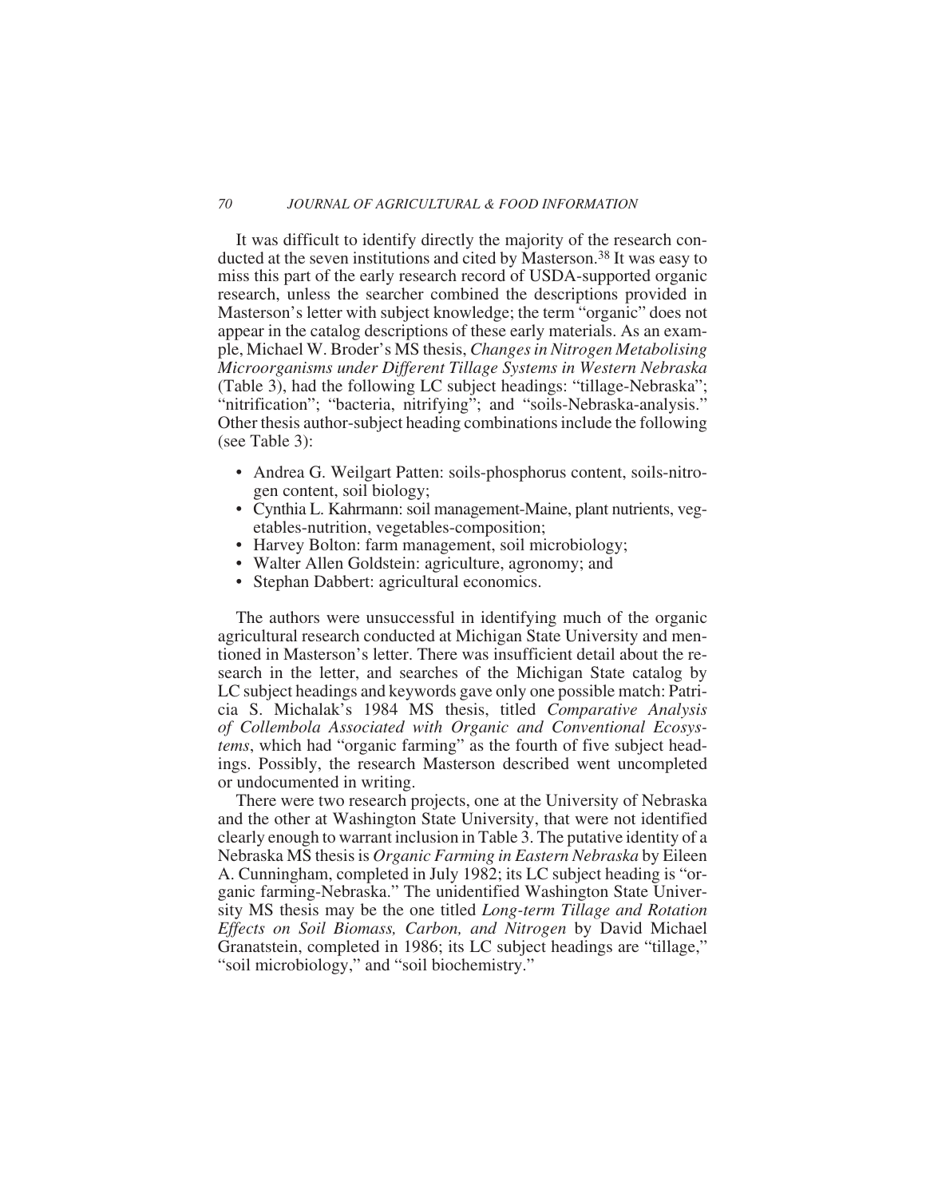It was difficult to identify directly the majority of the research conducted at the seven institutions and cited by Masterson.[38] It was easy to miss this part of the early research record of USDA-supported organic research, unless the searcher combined the descriptions provided in Masterson's letter with subject knowledge; the term "organic" does not appear in the catalog descriptions of these early materials. As an example, Michael W. Broder's MS thesis, *Changes in Nitrogen Metabolising Microorganisms under Different Tillage Systems in Western Nebraska* (Table 3), had the following LC subject headings: "tillage-Nebraska"; "nitrification"; "bacteria, nitrifying"; and "soils-Nebraska-analysis." Other thesis author-subject heading combinations include the following (see Table 3):

- Andrea G. Weilgart Patten: soils-phosphorus content, soils-nitrogen content, soil biology;
- Cynthia L. Kahrmann: soil management-Maine, plant nutrients, vegetables-nutrition, vegetables-composition;
- Harvey Bolton: farm management, soil microbiology;
- Walter Allen Goldstein: agriculture, agronomy; and
- Stephan Dabbert: agricultural economics.

The authors were unsuccessful in identifying much of the organic agricultural research conducted at Michigan State University and mentioned in Masterson's letter. There was insufficient detail about the research in the letter, and searches of the Michigan State catalog by LC subject headings and keywords gave only one possible match: Patricia S. Michalak's 1984 MS thesis, titled *Comparative Analysis of Collembola Associated with Organic and Conventional Ecosystems*, which had "organic farming" as the fourth of five subject headings. Possibly, the research Masterson described went uncompleted or undocumented in writing.

There were two research projects, one at the University of Nebraska and the other at Washington State University, that were not identified clearly enough to warrant inclusion in Table 3. The putative identity of a Nebraska MS thesis is *Organic Farming in Eastern Nebraska* by Eileen A. Cunningham, completed in July 1982; its LC subject heading is "organic farming-Nebraska." The unidentified Washington State University MS thesis may be the one titled *Long-term Tillage and Rotation Effects on Soil Biomass, Carbon, and Nitrogen* by David Michael Granatstein, completed in 1986; its LC subject headings are "tillage," "soil microbiology," and "soil biochemistry."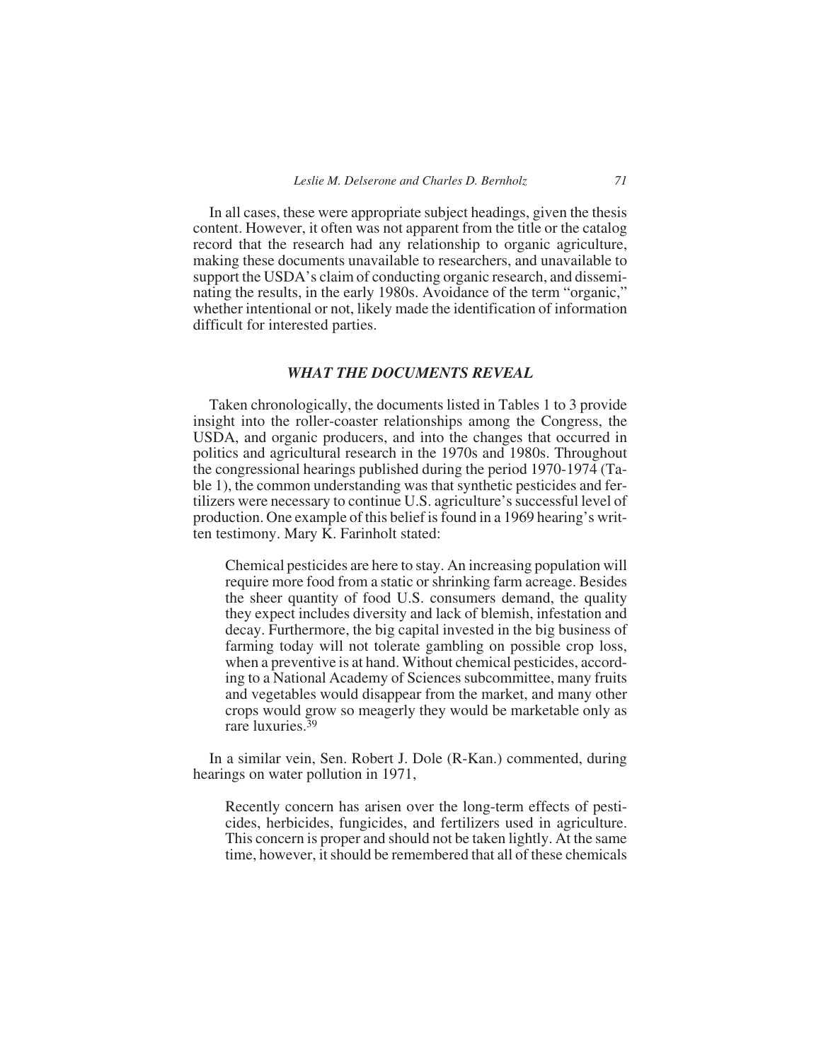In all cases, these were appropriate subject headings, given the thesis content. However, it often was not apparent from the title or the catalog record that the research had any relationship to organic agriculture, making these documents unavailable to researchers, and unavailable to support the USDA's claim of conducting organic research, and disseminating the results, in the early 1980s. Avoidance of the term "organic," whether intentional or not, likely made the identification of information difficult for interested parties.

### *WHAT THE DOCUMENTS REVEAL*

Taken chronologically, the documents listed in Tables 1 to 3 provide insight into the roller-coaster relationships among the Congress, the USDA, and organic producers, and into the changes that occurred in politics and agricultural research in the 1970s and 1980s. Throughout the congressional hearings published during the period 1970-1974 (Table 1), the common understanding was that synthetic pesticides and fertilizers were necessary to continue U.S. agriculture's successful level of production. One example of this belief is found in a 1969 hearing's written testimony. Mary K. Farinholt stated:

> Chemical pesticides are here to stay. An increasing population will require more food from a static or shrinking farm acreage. Besides the sheer quantity of food U.S. consumers demand, the quality they expect includes diversity and lack of blemish, infestation and decay. Furthermore, the big capital invested in the big business of farming today will not tolerate gambling on possible crop loss, when a preventive is at hand. Without chemical pesticides, according to a National Academy of Sciences subcommittee, many fruits and vegetables would disappear from the market, and many other crops would grow so meagerly they would be marketable only as rare luxuries.[39]

In a similar vein, Sen. Robert J. Dole (R-Kan.) commented, during hearings on water pollution in 1971,

> Recently concern has arisen over the long-term effects of pesticides, herbicides, fungicides, and fertilizers used in agriculture. This concern is proper and should not be taken lightly. At the same time, however, it should be remembered that all of these chemicals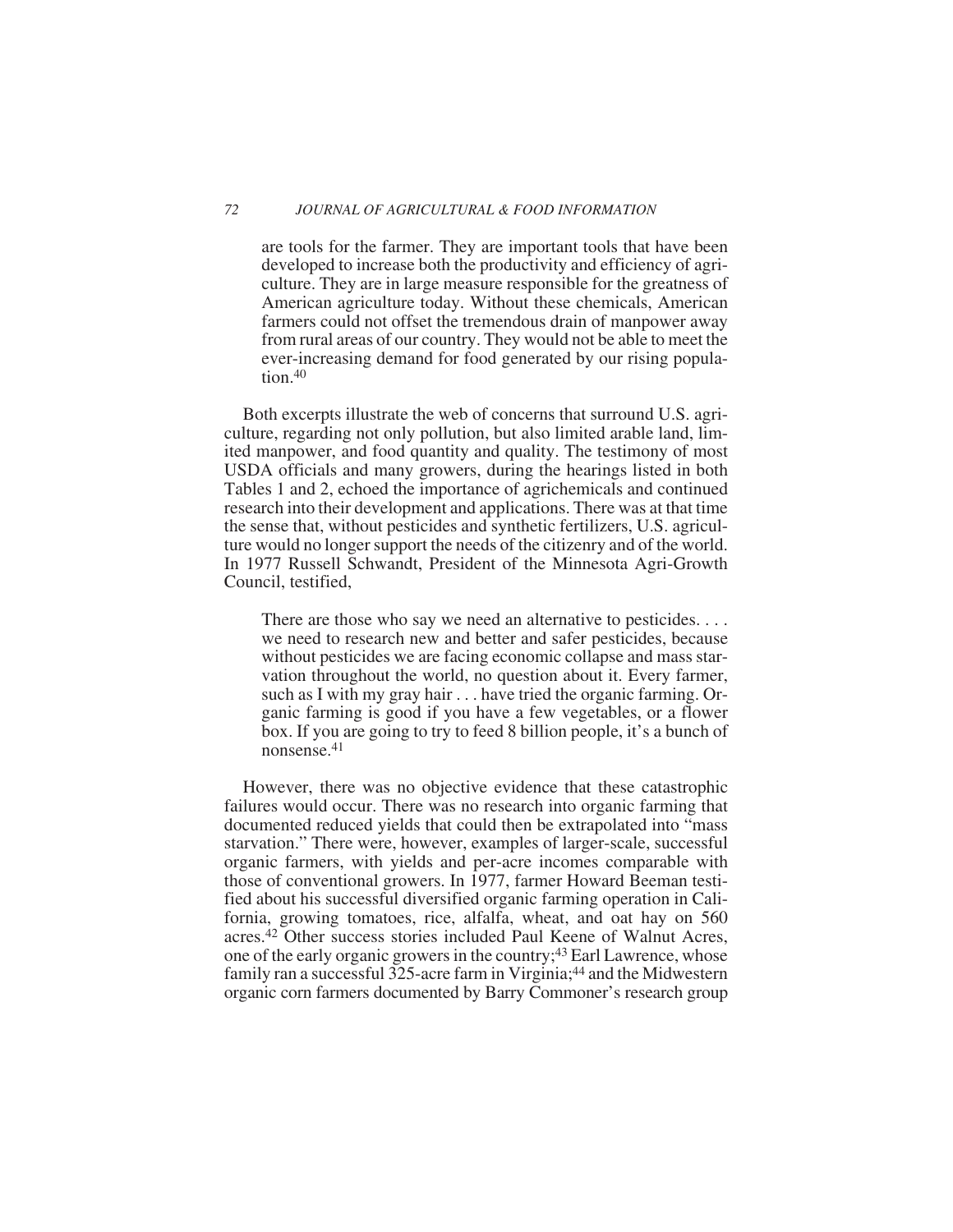> are tools for the farmer. They are important tools that have been developed to increase both the productivity and efficiency of agriculture. They are in large measure responsible for the greatness of American agriculture today. Without these chemicals, American farmers could not offset the tremendous drain of manpower away from rural areas of our country. They would not be able to meet the ever-increasing demand for food generated by our rising population.[40]

Both excerpts illustrate the web of concerns that surround U.S. agriculture, regarding not only pollution, but also limited arable land, limited manpower, and food quantity and quality. The testimony of most USDA officials and many growers, during the hearings listed in both Tables 1 and 2, echoed the importance of agrichemicals and continued research into their development and applications. There was at that time the sense that, without pesticides and synthetic fertilizers, U.S. agriculture would no longer support the needs of the citizenry and of the world. In 1977 Russell Schwandt, President of the Minnesota Agri-Growth Council, testified,

> There are those who say we need an alternative to pesticides. . . . we need to research new and better and safer pesticides, because without pesticides we are facing economic collapse and mass starvation throughout the world, no question about it. Every farmer, such as I with my gray hair . . . have tried the organic farming. Organic farming is good if you have a few vegetables, or a flower box. If you are going to try to feed 8 billion people, it's a bunch of nonsense.[41]

However, there was no objective evidence that these catastrophic failures would occur. There was no research into organic farming that documented reduced yields that could then be extrapolated into "mass starvation." There were, however, examples of larger-scale, successful organic farmers, with yields and per-acre incomes comparable with those of conventional growers. In 1977, farmer Howard Beeman testified about his successful diversified organic farming operation in California, growing tomatoes, rice, alfalfa, wheat, and oat hay on 560 acres.[42] Other success stories included Paul Keene of Walnut Acres, one of the early organic growers in the country;[43] Earl Lawrence, whose family ran a successful 325-acre farm in Virginia;[44] and the Midwestern organic corn farmers documented by Barry Commoner's research group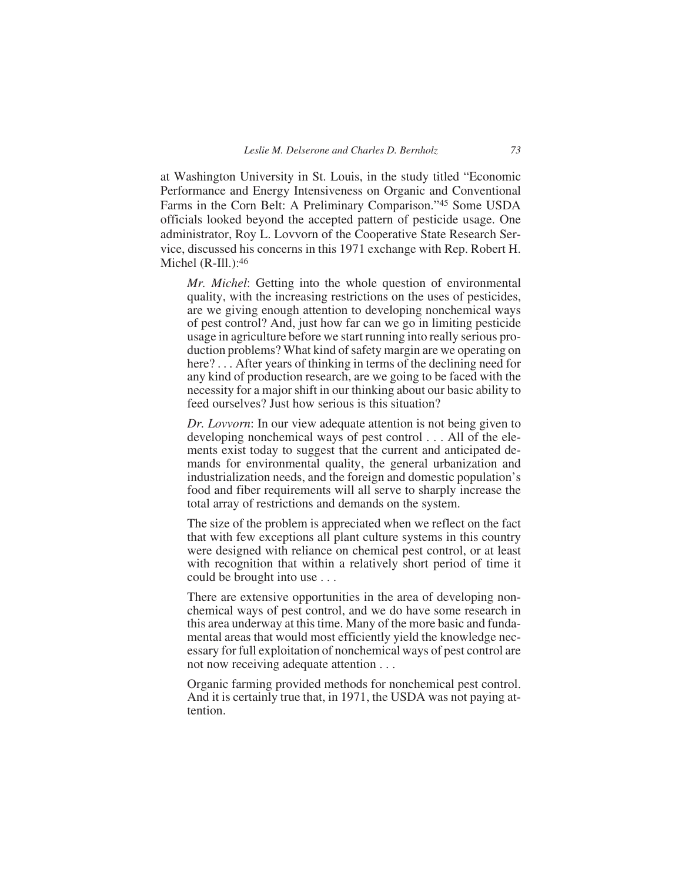at Washington University in St. Louis, in the study titled "Economic Performance and Energy Intensiveness on Organic and Conventional Farms in the Corn Belt: A Preliminary Comparison."[45] Some USDA officials looked beyond the accepted pattern of pesticide usage. One administrator, Roy L. Lovvorn of the Cooperative State Research Service, discussed his concerns in this 1971 exchange with Rep. Robert H. Michel (R-Ill.):[46]

> *Mr. Michel*: Getting into the whole question of environmental quality, with the increasing restrictions on the uses of pesticides, are we giving enough attention to developing nonchemical ways of pest control? And, just how far can we go in limiting pesticide usage in agriculture before we start running into really serious production problems? What kind of safety margin are we operating on here? . . . After years of thinking in terms of the declining need for any kind of production research, are we going to be faced with the necessity for a major shift in our thinking about our basic ability to feed ourselves? Just how serious is this situation?
>
> *Dr. Lovvorn*: In our view adequate attention is not being given to developing nonchemical ways of pest control . . . All of the elements exist today to suggest that the current and anticipated demands for environmental quality, the general urbanization and industrialization needs, and the foreign and domestic population's food and fiber requirements will all serve to sharply increase the total array of restrictions and demands on the system.
>
> The size of the problem is appreciated when we reflect on the fact that with few exceptions all plant culture systems in this country were designed with reliance on chemical pest control, or at least with recognition that within a relatively short period of time it could be brought into use . . .
>
> There are extensive opportunities in the area of developing nonchemical ways of pest control, and we do have some research in this area underway at this time. Many of the more basic and fundamental areas that would most efficiently yield the knowledge necessary for full exploitation of nonchemical ways of pest control are not now receiving adequate attention . . .

Organic farming provided methods for nonchemical pest control. And it is certainly true that, in 1971, the USDA was not paying attention.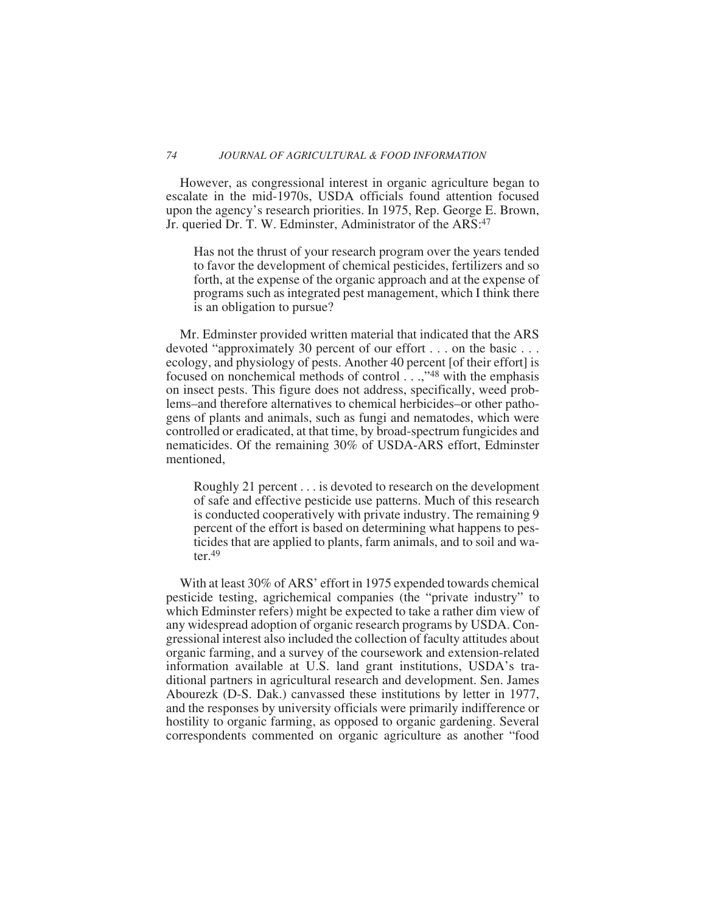However, as congressional interest in organic agriculture began to escalate in the mid-1970s, USDA officials found attention focused upon the agency's research priorities. In 1975, Rep. George E. Brown, Jr. queried Dr. T. W. Edminster, Administrator of the ARS:[47]

> Has not the thrust of your research program over the years tended to favor the development of chemical pesticides, fertilizers and so forth, at the expense of the organic approach and at the expense of programs such as integrated pest management, which I think there is an obligation to pursue?

Mr. Edminster provided written material that indicated that the ARS devoted "approximately 30 percent of our effort . . . on the basic . . . ecology, and physiology of pests. Another 40 percent [of their effort] is focused on nonchemical methods of control . . .,"[48] with the emphasis on insect pests. This figure does not address, specifically, weed problems–and therefore alternatives to chemical herbicides–or other pathogens of plants and animals, such as fungi and nematodes, which were controlled or eradicated, at that time, by broad-spectrum fungicides and nematicides. Of the remaining 30% of USDA-ARS effort, Edminster mentioned,

> Roughly 21 percent . . . is devoted to research on the development of safe and effective pesticide use patterns. Much of this research is conducted cooperatively with private industry. The remaining 9 percent of the effort is based on determining what happens to pesticides that are applied to plants, farm animals, and to soil and water.[49]

With at least 30% of ARS' effort in 1975 expended towards chemical pesticide testing, agrichemical companies (the "private industry" to which Edminster refers) might be expected to take a rather dim view of any widespread adoption of organic research programs by USDA. Congressional interest also included the collection of faculty attitudes about organic farming, and a survey of the coursework and extension-related information available at U.S. land grant institutions, USDA's traditional partners in agricultural research and development. Sen. James Abourezk (D-S. Dak.) canvassed these institutions by letter in 1977, and the responses by university officials were primarily indifference or hostility to organic farming, as opposed to organic gardening. Several correspondents commented on organic agriculture as another "food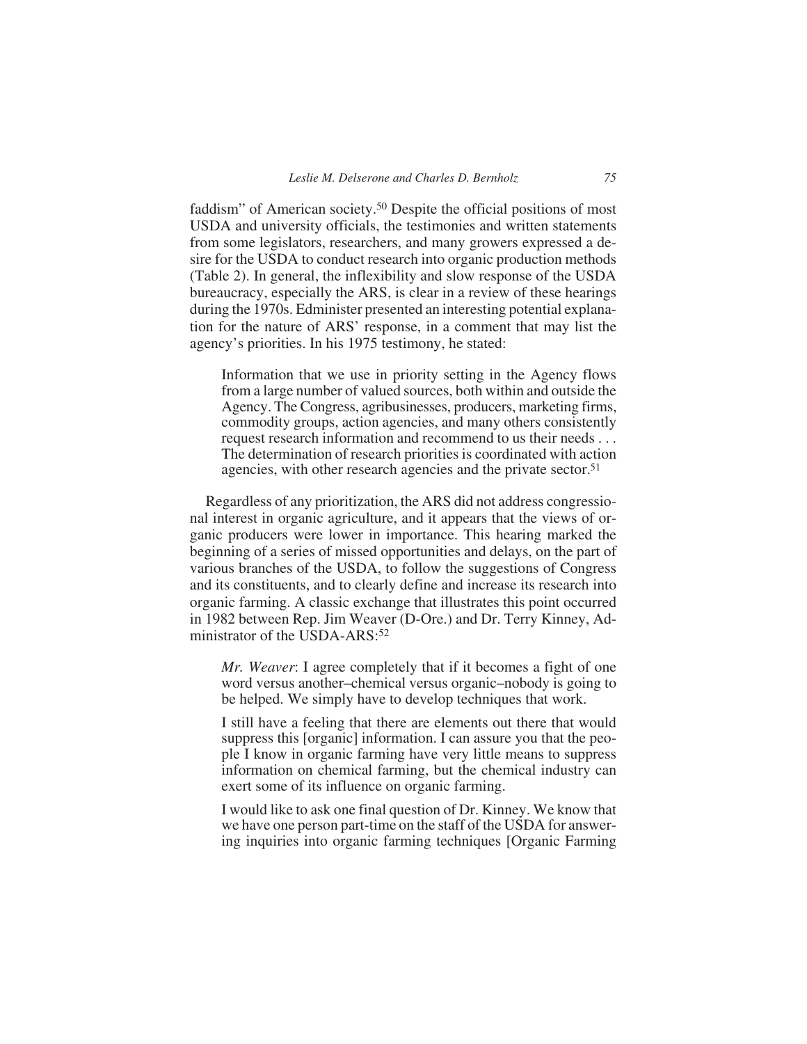faddism" of American society.[50] Despite the official positions of most USDA and university officials, the testimonies and written statements from some legislators, researchers, and many growers expressed a desire for the USDA to conduct research into organic production methods (Table 2). In general, the inflexibility and slow response of the USDA bureaucracy, especially the ARS, is clear in a review of these hearings during the 1970s. Edminister presented an interesting potential explanation for the nature of ARS' response, in a comment that may list the agency's priorities. In his 1975 testimony, he stated:

> Information that we use in priority setting in the Agency flows from a large number of valued sources, both within and outside the Agency. The Congress, agribusinesses, producers, marketing firms, commodity groups, action agencies, and many others consistently request research information and recommend to us their needs . . . The determination of research priorities is coordinated with action agencies, with other research agencies and the private sector.[51]

Regardless of any prioritization, the ARS did not address congressional interest in organic agriculture, and it appears that the views of organic producers were lower in importance. This hearing marked the beginning of a series of missed opportunities and delays, on the part of various branches of the USDA, to follow the suggestions of Congress and its constituents, and to clearly define and increase its research into organic farming. A classic exchange that illustrates this point occurred in 1982 between Rep. Jim Weaver (D-Ore.) and Dr. Terry Kinney, Administrator of the USDA-ARS:[52]

> *Mr. Weaver*: I agree completely that if it becomes a fight of one word versus another–chemical versus organic–nobody is going to be helped. We simply have to develop techniques that work.
>
> I still have a feeling that there are elements out there that would suppress this [organic] information. I can assure you that the people I know in organic farming have very little means to suppress information on chemical farming, but the chemical industry can exert some of its influence on organic farming.
>
> I would like to ask one final question of Dr. Kinney. We know that we have one person part-time on the staff of the USDA for answering inquiries into organic farming techniques [Organic Farming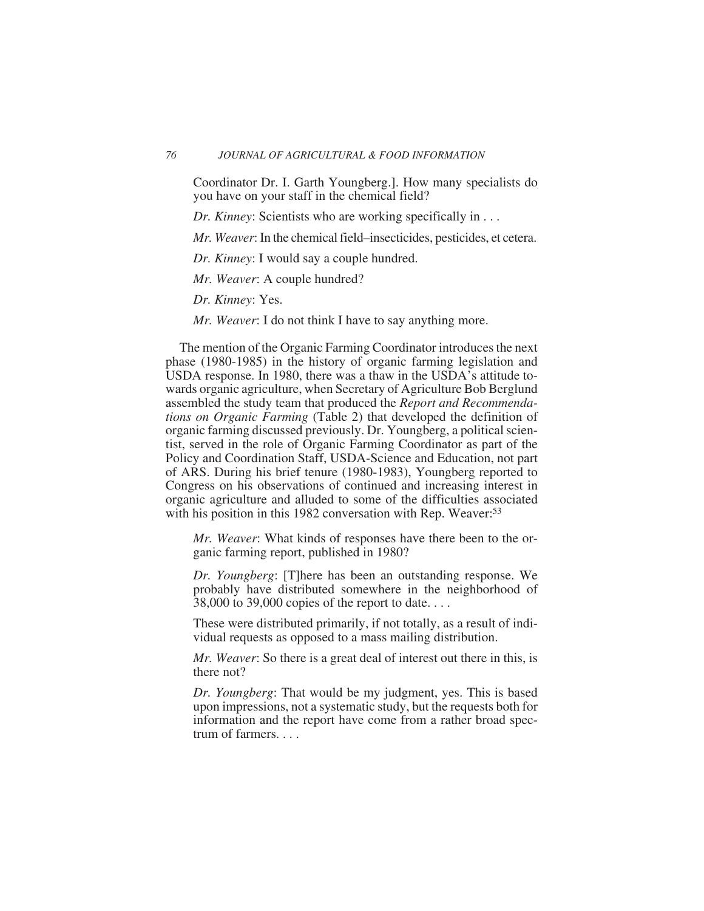Coordinator Dr. I. Garth Youngberg.]. How many specialists do you have on your staff in the chemical field?

*Dr. Kinney*: Scientists who are working specifically in . . .

*Mr. Weaver*: In the chemical field–insecticides, pesticides, et cetera.

*Dr. Kinney*: I would say a couple hundred.

*Mr. Weaver*: A couple hundred?

*Dr. Kinney*: Yes.

*Mr. Weaver*: I do not think I have to say anything more.

The mention of the Organic Farming Coordinator introduces the next phase (1980-1985) in the history of organic farming legislation and USDA response. In 1980, there was a thaw in the USDA's attitude towards organic agriculture, when Secretary of Agriculture Bob Berglund assembled the study team that produced the *Report and Recommendations on Organic Farming* (Table 2) that developed the definition of organic farming discussed previously. Dr. Youngberg, a political scientist, served in the role of Organic Farming Coordinator as part of the Policy and Coordination Staff, USDA-Science and Education, not part of ARS. During his brief tenure (1980-1983), Youngberg reported to Congress on his observations of continued and increasing interest in organic agriculture and alluded to some of the difficulties associated with his position in this 1982 conversation with Rep. Weaver:[53]

*Mr. Weaver*: What kinds of responses have there been to the organic farming report, published in 1980?

*Dr. Youngberg*: [T]here has been an outstanding response. We probably have distributed somewhere in the neighborhood of 38,000 to 39,000 copies of the report to date. . . .

These were distributed primarily, if not totally, as a result of individual requests as opposed to a mass mailing distribution.

*Mr. Weaver*: So there is a great deal of interest out there in this, is there not?

*Dr. Youngberg*: That would be my judgment, yes. This is based upon impressions, not a systematic study, but the requests both for information and the report have come from a rather broad spectrum of farmers. . . .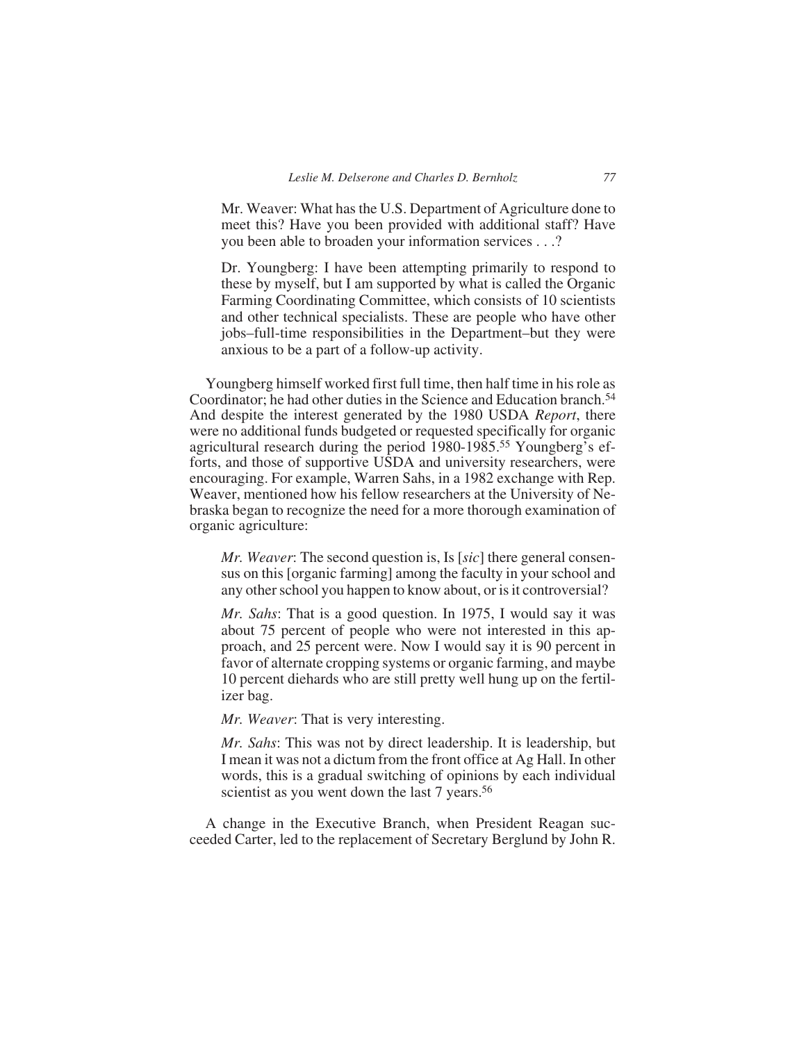> Mr. Weaver: What has the U.S. Department of Agriculture done to meet this? Have you been provided with additional staff? Have you been able to broaden your information services . . .?
>
> Dr. Youngberg: I have been attempting primarily to respond to these by myself, but I am supported by what is called the Organic Farming Coordinating Committee, which consists of 10 scientists and other technical specialists. These are people who have other jobs–full-time responsibilities in the Department–but they were anxious to be a part of a follow-up activity.

Youngberg himself worked first full time, then half time in his role as Coordinator; he had other duties in the Science and Education branch.[54] And despite the interest generated by the 1980 USDA *Report*, there were no additional funds budgeted or requested specifically for organic agricultural research during the period 1980-1985.[55] Youngberg's efforts, and those of supportive USDA and university researchers, were encouraging. For example, Warren Sahs, in a 1982 exchange with Rep. Weaver, mentioned how his fellow researchers at the University of Nebraska began to recognize the need for a more thorough examination of organic agriculture:

> *Mr. Weaver*: The second question is, Is [*sic*] there general consensus on this [organic farming] among the faculty in your school and any other school you happen to know about, or is it controversial?
>
> *Mr. Sahs*: That is a good question. In 1975, I would say it was about 75 percent of people who were not interested in this approach, and 25 percent were. Now I would say it is 90 percent in favor of alternate cropping systems or organic farming, and maybe 10 percent diehards who are still pretty well hung up on the fertilizer bag.
>
> *Mr. Weaver*: That is very interesting.
>
> *Mr. Sahs*: This was not by direct leadership. It is leadership, but I mean it was not a dictum from the front office at Ag Hall. In other words, this is a gradual switching of opinions by each individual scientist as you went down the last 7 years.[56]

A change in the Executive Branch, when President Reagan succeeded Carter, led to the replacement of Secretary Berglund by John R.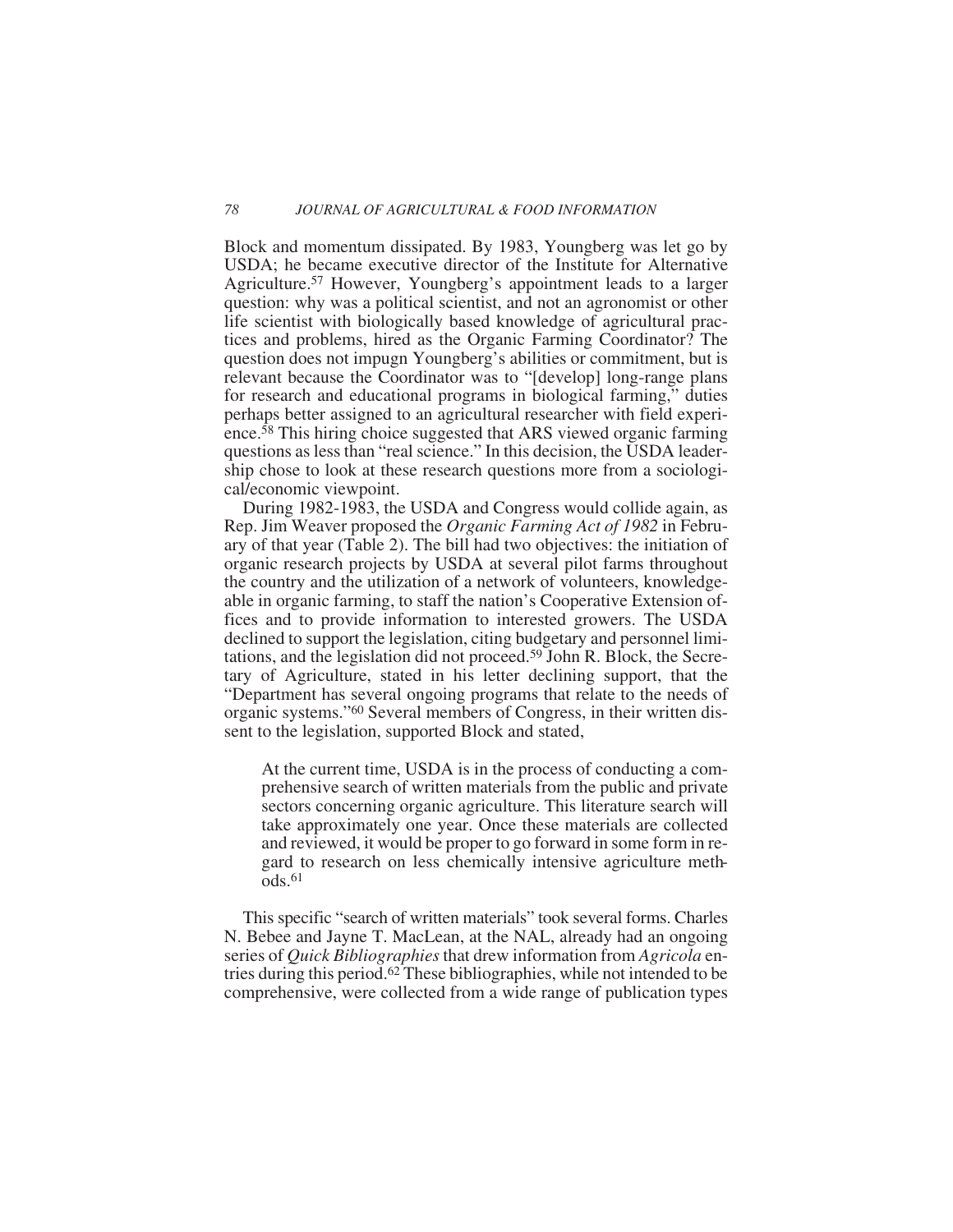Block and momentum dissipated. By 1983, Youngberg was let go by USDA; he became executive director of the Institute for Alternative Agriculture.[57] However, Youngberg's appointment leads to a larger question: why was a political scientist, and not an agronomist or other life scientist with biologically based knowledge of agricultural practices and problems, hired as the Organic Farming Coordinator? The question does not impugn Youngberg's abilities or commitment, but is relevant because the Coordinator was to "[develop] long-range plans for research and educational programs in biological farming," duties perhaps better assigned to an agricultural researcher with field experience.[58] This hiring choice suggested that ARS viewed organic farming questions as less than "real science." In this decision, the USDA leadership chose to look at these research questions more from a sociological/economic viewpoint.

During 1982-1983, the USDA and Congress would collide again, as Rep. Jim Weaver proposed the *Organic Farming Act of 1982* in February of that year (Table 2). The bill had two objectives: the initiation of organic research projects by USDA at several pilot farms throughout the country and the utilization of a network of volunteers, knowledgeable in organic farming, to staff the nation's Cooperative Extension offices and to provide information to interested growers. The USDA declined to support the legislation, citing budgetary and personnel limitations, and the legislation did not proceed.[59] John R. Block, the Secretary of Agriculture, stated in his letter declining support, that the "Department has several ongoing programs that relate to the needs of organic systems."[60] Several members of Congress, in their written dissent to the legislation, supported Block and stated,

> At the current time, USDA is in the process of conducting a comprehensive search of written materials from the public and private sectors concerning organic agriculture. This literature search will take approximately one year. Once these materials are collected and reviewed, it would be proper to go forward in some form in regard to research on less chemically intensive agriculture methods.[61]

This specific "search of written materials" took several forms. Charles N. Bebee and Jayne T. MacLean, at the NAL, already had an ongoing series of *Quick Bibliographies* that drew information from *Agricola* entries during this period.[62] These bibliographies, while not intended to be comprehensive, were collected from a wide range of publication types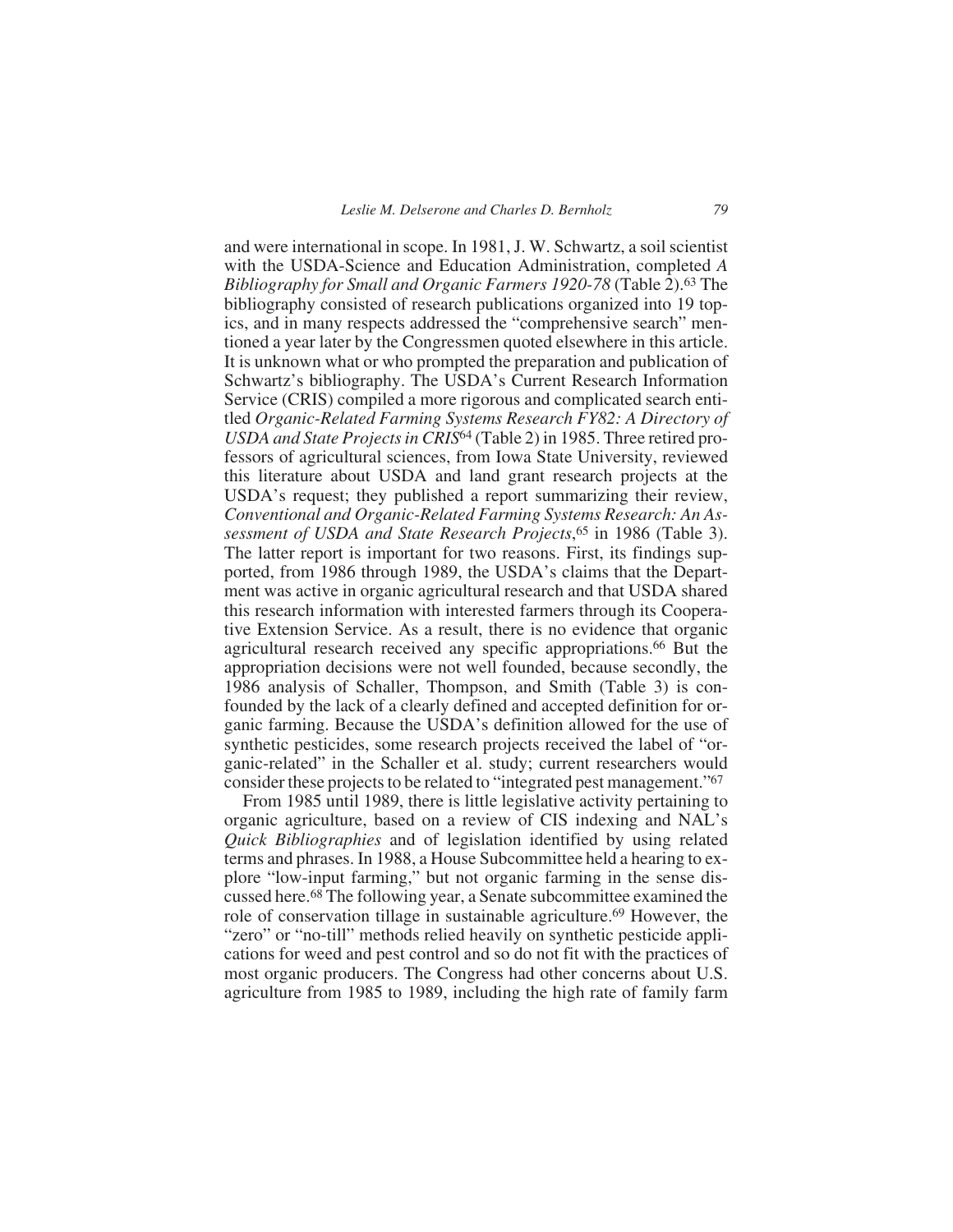and were international in scope. In 1981, J. W. Schwartz, a soil scientist with the USDA-Science and Education Administration, completed *A Bibliography for Small and Organic Farmers 1920-78* (Table 2).[63] The bibliography consisted of research publications organized into 19 topics, and in many respects addressed the "comprehensive search" mentioned a year later by the Congressmen quoted elsewhere in this article. It is unknown what or who prompted the preparation and publication of Schwartz's bibliography. The USDA's Current Research Information Service (CRIS) compiled a more rigorous and complicated search entitled *Organic-Related Farming Systems Research FY82: A Directory of USDA and State Projects in CRIS*[64] (Table 2) in 1985. Three retired professors of agricultural sciences, from Iowa State University, reviewed this literature about USDA and land grant research projects at the USDA's request; they published a report summarizing their review, *Conventional and Organic-Related Farming Systems Research: An Assessment of USDA and State Research Projects*,[65] in 1986 (Table 3). The latter report is important for two reasons. First, its findings supported, from 1986 through 1989, the USDA's claims that the Department was active in organic agricultural research and that USDA shared this research information with interested farmers through its Cooperative Extension Service. As a result, there is no evidence that organic agricultural research received any specific appropriations.[66] But the appropriation decisions were not well founded, because secondly, the 1986 analysis of Schaller, Thompson, and Smith (Table 3) is confounded by the lack of a clearly defined and accepted definition for organic farming. Because the USDA's definition allowed for the use of synthetic pesticides, some research projects received the label of "organic-related" in the Schaller et al. study; current researchers would consider these projects to be related to "integrated pest management."[67]

From 1985 until 1989, there is little legislative activity pertaining to organic agriculture, based on a review of CIS indexing and NAL's *Quick Bibliographies* and of legislation identified by using related terms and phrases. In 1988, a House Subcommittee held a hearing to explore "low-input farming," but not organic farming in the sense discussed here.[68] The following year, a Senate subcommittee examined the role of conservation tillage in sustainable agriculture.[69] However, the "zero" or "no-till" methods relied heavily on synthetic pesticide applications for weed and pest control and so do not fit with the practices of most organic producers. The Congress had other concerns about U.S. agriculture from 1985 to 1989, including the high rate of family farm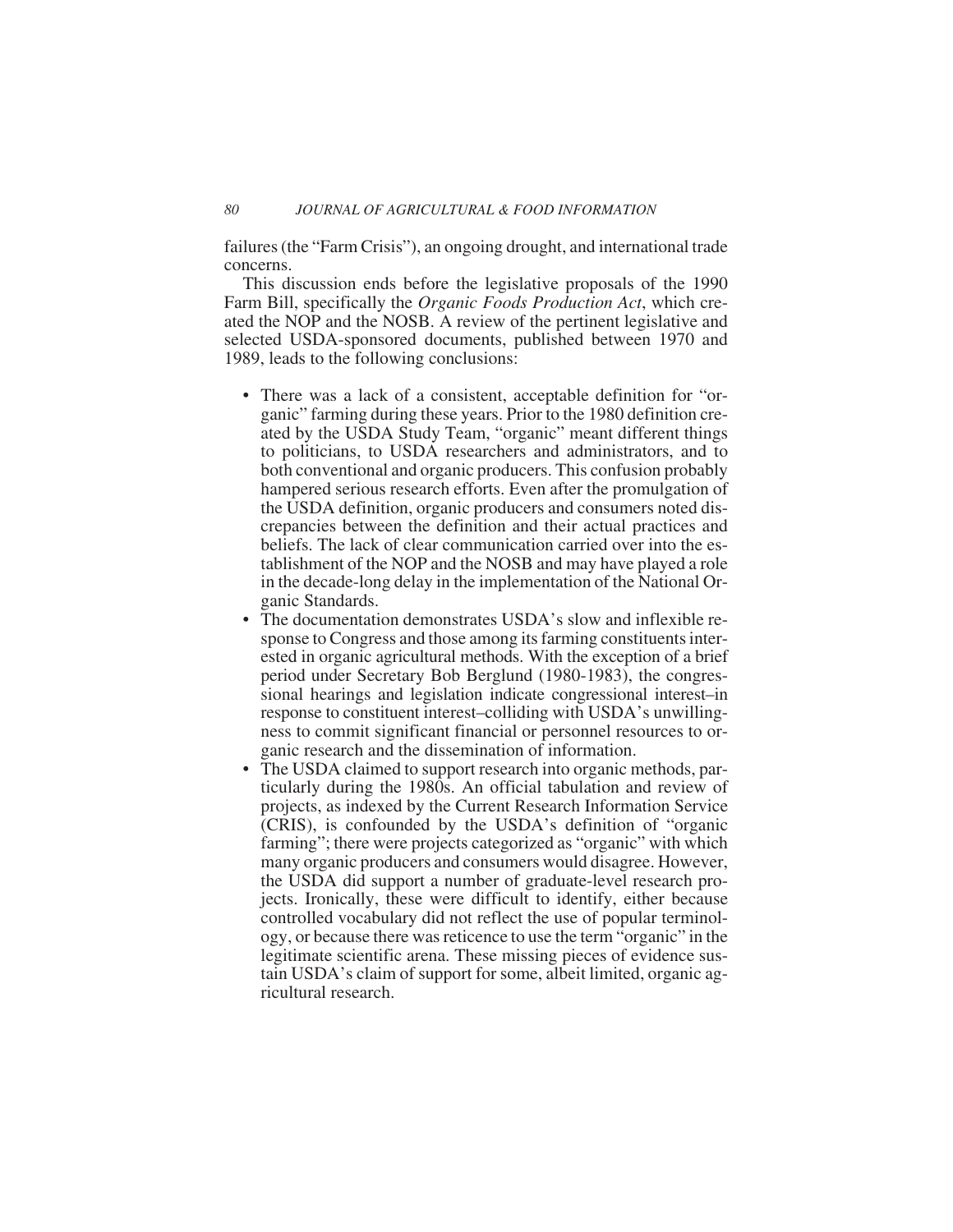failures (the "Farm Crisis"), an ongoing drought, and international trade concerns.

This discussion ends before the legislative proposals of the 1990 Farm Bill, specifically the *Organic Foods Production Act*, which created the NOP and the NOSB. A review of the pertinent legislative and selected USDA-sponsored documents, published between 1970 and 1989, leads to the following conclusions:

- There was a lack of a consistent, acceptable definition for "organic" farming during these years. Prior to the 1980 definition created by the USDA Study Team, "organic" meant different things to politicians, to USDA researchers and administrators, and to both conventional and organic producers. This confusion probably hampered serious research efforts. Even after the promulgation of the USDA definition, organic producers and consumers noted discrepancies between the definition and their actual practices and beliefs. The lack of clear communication carried over into the establishment of the NOP and the NOSB and may have played a role in the decade-long delay in the implementation of the National Organic Standards.
- The documentation demonstrates USDA's slow and inflexible response to Congress and those among its farming constituents interested in organic agricultural methods. With the exception of a brief period under Secretary Bob Berglund (1980-1983), the congressional hearings and legislation indicate congressional interest–in response to constituent interest–colliding with USDA's unwillingness to commit significant financial or personnel resources to organic research and the dissemination of information.
- The USDA claimed to support research into organic methods, particularly during the 1980s. An official tabulation and review of projects, as indexed by the Current Research Information Service (CRIS), is confounded by the USDA's definition of "organic farming"; there were projects categorized as "organic" with which many organic producers and consumers would disagree. However, the USDA did support a number of graduate-level research projects. Ironically, these were difficult to identify, either because controlled vocabulary did not reflect the use of popular terminology, or because there was reticence to use the term "organic" in the legitimate scientific arena. These missing pieces of evidence sustain USDA's claim of support for some, albeit limited, organic agricultural research.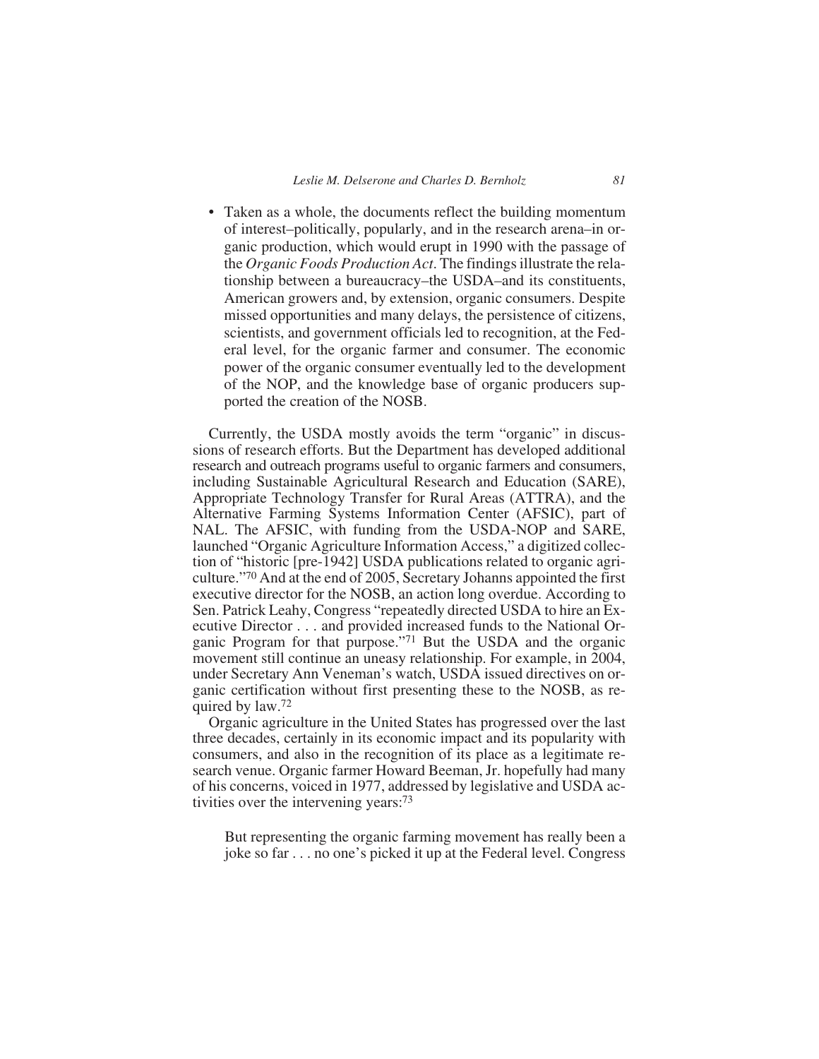- Taken as a whole, the documents reflect the building momentum of interest–politically, popularly, and in the research arena–in organic production, which would erupt in 1990 with the passage of the *Organic Foods Production Act*. The findings illustrate the relationship between a bureaucracy–the USDA–and its constituents, American growers and, by extension, organic consumers. Despite missed opportunities and many delays, the persistence of citizens, scientists, and government officials led to recognition, at the Federal level, for the organic farmer and consumer. The economic power of the organic consumer eventually led to the development of the NOP, and the knowledge base of organic producers supported the creation of the NOSB.

Currently, the USDA mostly avoids the term "organic" in discussions of research efforts. But the Department has developed additional research and outreach programs useful to organic farmers and consumers, including Sustainable Agricultural Research and Education (SARE), Appropriate Technology Transfer for Rural Areas (ATTRA), and the Alternative Farming Systems Information Center (AFSIC), part of NAL. The AFSIC, with funding from the USDA-NOP and SARE, launched "Organic Agriculture Information Access," a digitized collection of "historic [pre-1942] USDA publications related to organic agriculture."[70] And at the end of 2005, Secretary Johanns appointed the first executive director for the NOSB, an action long overdue. According to Sen. Patrick Leahy, Congress "repeatedly directed USDA to hire an Executive Director . . . and provided increased funds to the National Organic Program for that purpose."[71] But the USDA and the organic movement still continue an uneasy relationship. For example, in 2004, under Secretary Ann Veneman's watch, USDA issued directives on organic certification without first presenting these to the NOSB, as required by law.[72]

Organic agriculture in the United States has progressed over the last three decades, certainly in its economic impact and its popularity with consumers, and also in the recognition of its place as a legitimate research venue. Organic farmer Howard Beeman, Jr. hopefully had many of his concerns, voiced in 1977, addressed by legislative and USDA activities over the intervening years:[73]

> But representing the organic farming movement has really been a joke so far . . . no one's picked it up at the Federal level. Congress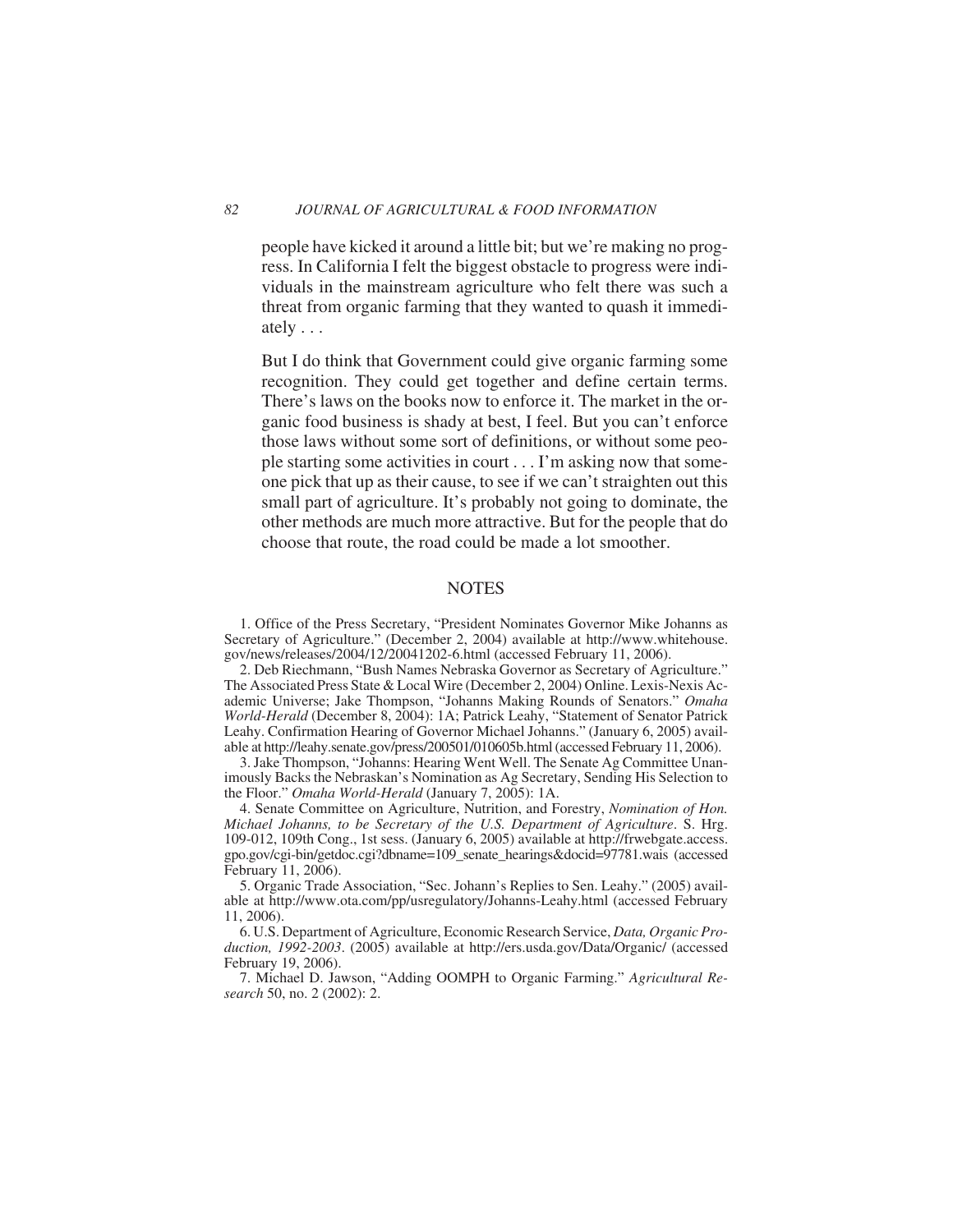> people have kicked it around a little bit; but we're making no progress. In California I felt the biggest obstacle to progress were individuals in the mainstream agriculture who felt there was such a threat from organic farming that they wanted to quash it immediately . . .
>
> But I do think that Government could give organic farming some recognition. They could get together and define certain terms. There's laws on the books now to enforce it. The market in the organic food business is shady at best, I feel. But you can't enforce those laws without some sort of definitions, or without some people starting some activities in court . . . I'm asking now that someone pick that up as their cause, to see if we can't straighten out this small part of agriculture. It's probably not going to dominate, the other methods are much more attractive. But for the people that do choose that route, the road could be made a lot smoother.

## NOTES

1. Office of the Press Secretary, "President Nominates Governor Mike Johanns as Secretary of Agriculture." (December 2, 2004) available at http://www.whitehouse.gov/news/releases/2004/12/20041202-6.html (accessed February 11, 2006).

2. Deb Riechmann, "Bush Names Nebraska Governor as Secretary of Agriculture." The Associated Press State & Local Wire (December 2, 2004) Online. Lexis-Nexis Academic Universe; Jake Thompson, "Johanns Making Rounds of Senators." *Omaha World-Herald* (December 8, 2004): 1A; Patrick Leahy, "Statement of Senator Patrick Leahy. Confirmation Hearing of Governor Michael Johanns." (January 6, 2005) available at http://leahy.senate.gov/press/200501/010605b.html (accessed February 11, 2006).

3. Jake Thompson, "Johanns: Hearing Went Well. The Senate Ag Committee Unanimously Backs the Nebraskan's Nomination as Ag Secretary, Sending His Selection to the Floor." *Omaha World-Herald* (January 7, 2005): 1A.

4. Senate Committee on Agriculture, Nutrition, and Forestry, *Nomination of Hon. Michael Johanns, to be Secretary of the U.S. Department of Agriculture*. S. Hrg. 109-012, 109th Cong., 1st sess. (January 6, 2005) available at http://frwebgate.access.gpo.gov/cgi-bin/getdoc.cgi?dbname=109_senate_hearings&docid=97781.wais (accessed February 11, 2006).

5. Organic Trade Association, "Sec. Johann's Replies to Sen. Leahy." (2005) available at http://www.ota.com/pp/usregulatory/Johanns-Leahy.html (accessed February 11, 2006).

6. U.S. Department of Agriculture, Economic Research Service, *Data, Organic Production, 1992-2003*. (2005) available at http://ers.usda.gov/Data/Organic/ (accessed February 19, 2006).

7. Michael D. Jawson, "Adding OOMPH to Organic Farming." *Agricultural Research* 50, no. 2 (2002): 2.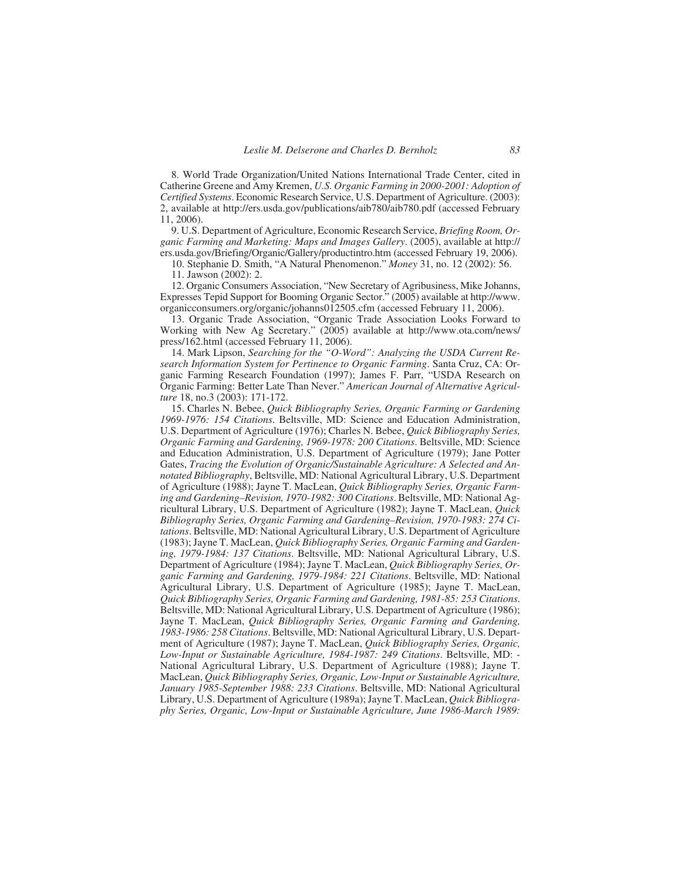8. World Trade Organization/United Nations International Trade Center, cited in Catherine Greene and Amy Kremen, *U.S. Organic Farming in 2000-2001: Adoption of Certified Systems*. Economic Research Service, U.S. Department of Agriculture. (2003): 2, available at http://ers.usda.gov/publications/aib780/aib780.pdf (accessed February 11, 2006).

9. U.S. Department of Agriculture, Economic Research Service, *Briefing Room, Organic Farming and Marketing: Maps and Images Gallery*. (2005), available at http://ers.usda.gov/Briefing/Organic/Gallery/productintro.htm (accessed February 19, 2006).

10. Stephanie D. Smith, "A Natural Phenomenon." *Money* 31, no. 12 (2002): 56.

11. Jawson (2002): 2.

12. Organic Consumers Association, "New Secretary of Agribusiness, Mike Johanns, Expresses Tepid Support for Booming Organic Sector." (2005) available at http://www.organicconsumers.org/organic/johanns012505.cfm (accessed February 11, 2006).

13. Organic Trade Association, "Organic Trade Association Looks Forward to Working with New Ag Secretary." (2005) available at http://www.ota.com/news/press/162.html (accessed February 11, 2006).

14. Mark Lipson, *Searching for the "O-Word": Analyzing the USDA Current Research Information System for Pertinence to Organic Farming*. Santa Cruz, CA: Organic Farming Research Foundation (1997); James F. Parr, "USDA Research on Organic Farming: Better Late Than Never." *American Journal of Alternative Agriculture* 18, no.3 (2003): 171-172.

15. Charles N. Bebee, *Quick Bibliography Series, Organic Farming or Gardening 1969-1976: 154 Citations*. Beltsville, MD: Science and Education Administration, U.S. Department of Agriculture (1976); Charles N. Bebee, *Quick Bibliography Series, Organic Farming and Gardening, 1969-1978: 200 Citations*. Beltsville, MD: Science and Education Administration, U.S. Department of Agriculture (1979); Jane Potter Gates, *Tracing the Evolution of Organic/Sustainable Agriculture: A Selected and Annotated Bibliography*, Beltsville, MD: National Agricultural Library, U.S. Department of Agriculture (1988); Jayne T. MacLean, *Quick Bibliography Series, Organic Farming and Gardening–Revision, 1970-1982: 300 Citations*. Beltsville, MD: National Agricultural Library, U.S. Department of Agriculture (1982); Jayne T. MacLean, *Quick Bibliography Series, Organic Farming and Gardening–Revision, 1970-1983: 274 Citations*. Beltsville, MD: National Agricultural Library, U.S. Department of Agriculture (1983); Jayne T. MacLean, *Quick Bibliography Series, Organic Farming and Gardening, 1979-1984: 137 Citations*. Beltsville, MD: National Agricultural Library, U.S. Department of Agriculture (1984); Jayne T. MacLean, *Quick Bibliography Series, Organic Farming and Gardening, 1979-1984: 221 Citations*. Beltsville, MD: National Agricultural Library, U.S. Department of Agriculture (1985); Jayne T. MacLean, *Quick Bibliography Series, Organic Farming and Gardening, 1981-85: 253 Citations*. Beltsville, MD: National Agricultural Library, U.S. Department of Agriculture (1986); Jayne T. MacLean, *Quick Bibliography Series, Organic Farming and Gardening, 1983-1986: 258 Citations*. Beltsville, MD: National Agricultural Library, U.S. Department of Agriculture (1987); Jayne T. MacLean, *Quick Bibliography Series, Organic, Low-Input or Sustainable Agriculture, 1984-1987: 249 Citations*. Beltsville, MD: - National Agricultural Library, U.S. Department of Agriculture (1988); Jayne T. MacLean, *Quick Bibliography Series, Organic, Low-Input or Sustainable Agriculture, January 1985-September 1988: 233 Citations*. Beltsville, MD: National Agricultural Library, U.S. Department of Agriculture (1989a); Jayne T. MacLean, *Quick Bibliography Series, Organic, Low-Input or Sustainable Agriculture, June 1986-March 1989:*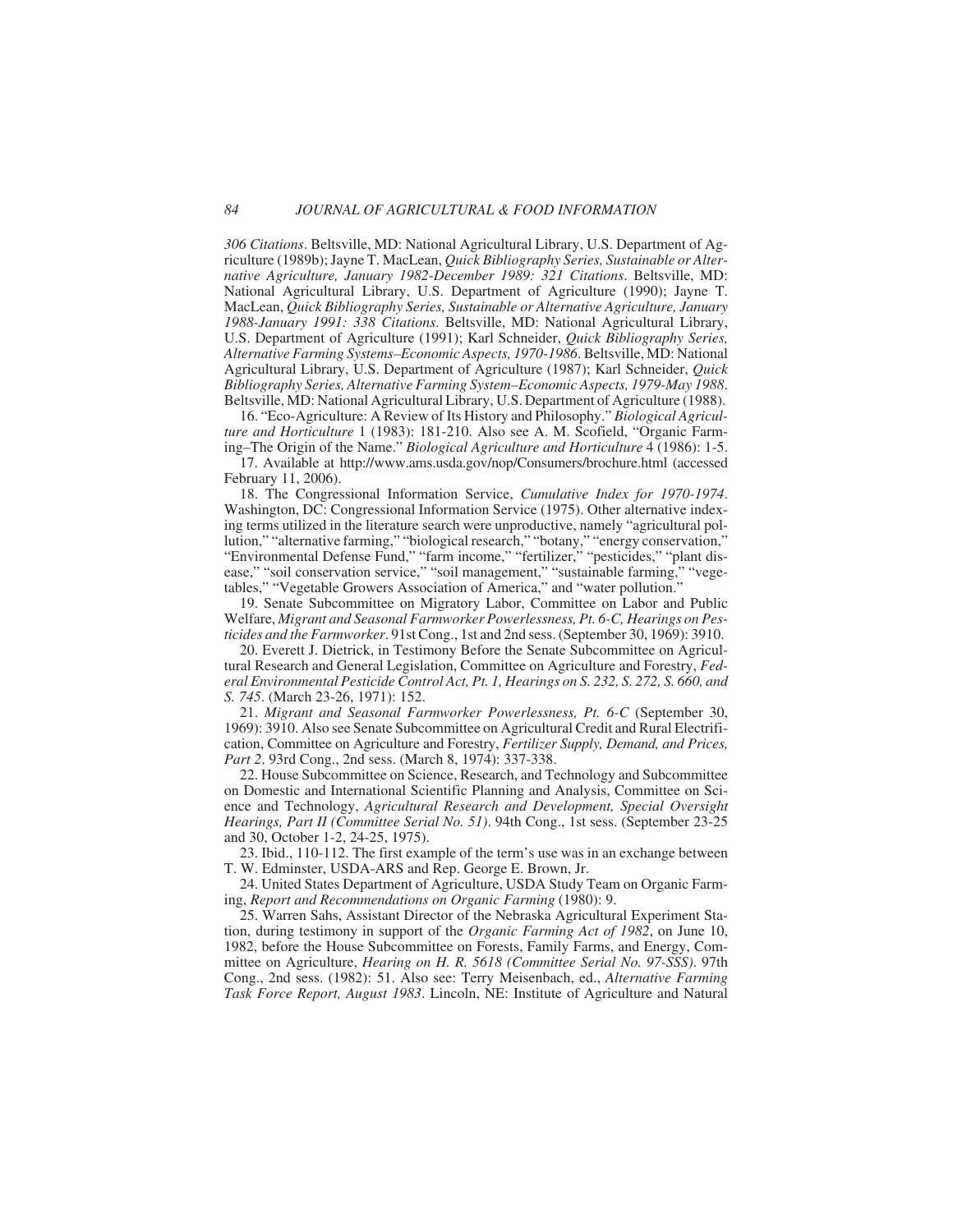*306 Citations*. Beltsville, MD: National Agricultural Library, U.S. Department of Agriculture (1989b); Jayne T. MacLean, *Quick Bibliography Series, Sustainable or Alternative Agriculture, January 1982-December 1989: 321 Citations*. Beltsville, MD: National Agricultural Library, U.S. Department of Agriculture (1990); Jayne T. MacLean, *Quick Bibliography Series, Sustainable or Alternative Agriculture, January 1988-January 1991: 338 Citations*. Beltsville, MD: National Agricultural Library, U.S. Department of Agriculture (1991); Karl Schneider, *Quick Bibliography Series, Alternative Farming Systems–Economic Aspects, 1970-1986*. Beltsville, MD: National Agricultural Library, U.S. Department of Agriculture (1987); Karl Schneider, *Quick Bibliography Series, Alternative Farming System–Economic Aspects, 1979-May 1988*. Beltsville, MD: National Agricultural Library, U.S. Department of Agriculture (1988).

16. "Eco-Agriculture: A Review of Its History and Philosophy." *Biological Agriculture and Horticulture* 1 (1983): 181-210. Also see A. M. Scofield, "Organic Farming–The Origin of the Name." *Biological Agriculture and Horticulture* 4 (1986): 1-5.

17. Available at http://www.ams.usda.gov/nop/Consumers/brochure.html (accessed February 11, 2006).

18. The Congressional Information Service, *Cumulative Index for 1970-1974*. Washington, DC: Congressional Information Service (1975). Other alternative indexing terms utilized in the literature search were unproductive, namely "agricultural pollution," "alternative farming," "biological research," "botany," "energy conservation," "Environmental Defense Fund," "farm income," "fertilizer," "pesticides," "plant disease," "soil conservation service," "soil management," "sustainable farming," "vegetables," "Vegetable Growers Association of America," and "water pollution."

19. Senate Subcommittee on Migratory Labor, Committee on Labor and Public Welfare, *Migrant and Seasonal Farmworker Powerlessness, Pt. 6-C, Hearings on Pesticides and the Farmworker*. 91st Cong., 1st and 2nd sess. (September 30, 1969): 3910.

20. Everett J. Dietrick, in Testimony Before the Senate Subcommittee on Agricultural Research and General Legislation, Committee on Agriculture and Forestry, *Federal Environmental Pesticide Control Act, Pt. 1, Hearings on S. 232, S. 272, S. 660, and S. 745*. (March 23-26, 1971): 152.

21. *Migrant and Seasonal Farmworker Powerlessness, Pt. 6-C* (September 30, 1969): 3910. Also see Senate Subcommittee on Agricultural Credit and Rural Electrification, Committee on Agriculture and Forestry, *Fertilizer Supply, Demand, and Prices, Part 2*. 93rd Cong., 2nd sess. (March 8, 1974): 337-338.

22. House Subcommittee on Science, Research, and Technology and Subcommittee on Domestic and International Scientific Planning and Analysis, Committee on Science and Technology, *Agricultural Research and Development, Special Oversight Hearings, Part II (Committee Serial No. 51)*. 94th Cong., 1st sess. (September 23-25 and 30, October 1-2, 24-25, 1975).

23. Ibid., 110-112. The first example of the term's use was in an exchange between T. W. Edminster, USDA-ARS and Rep. George E. Brown, Jr.

24. United States Department of Agriculture, USDA Study Team on Organic Farming, *Report and Recommendations on Organic Farming* (1980): 9.

25. Warren Sahs, Assistant Director of the Nebraska Agricultural Experiment Station, during testimony in support of the *Organic Farming Act of 1982*, on June 10, 1982, before the House Subcommittee on Forests, Family Farms, and Energy, Committee on Agriculture, *Hearing on H. R. 5618 (Committee Serial No. 97-SSS)*. 97th Cong., 2nd sess. (1982): 51. Also see: Terry Meisenbach, ed., *Alternative Farming Task Force Report, August 1983*. Lincoln, NE: Institute of Agriculture and Natural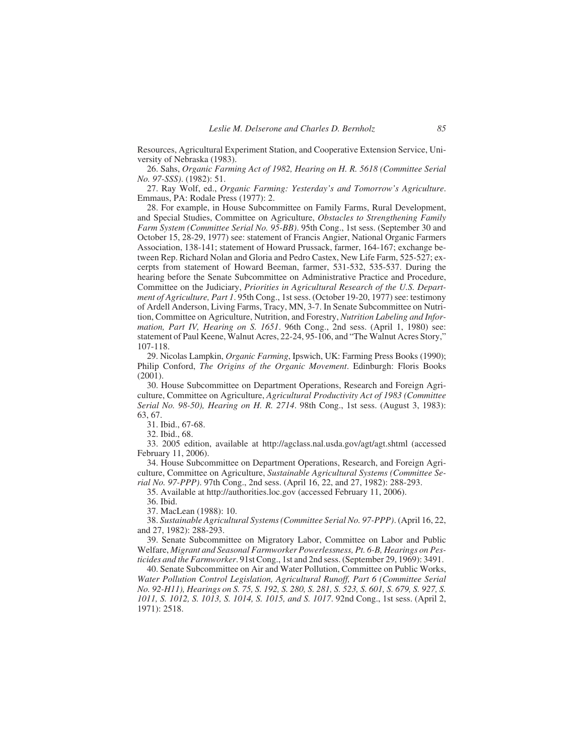Resources, Agricultural Experiment Station, and Cooperative Extension Service, University of Nebraska (1983).

26. Sahs, *Organic Farming Act of 1982, Hearing on H. R. 5618 (Committee Serial No. 97-SSS)*. (1982): 51.

27. Ray Wolf, ed., *Organic Farming: Yesterday's and Tomorrow's Agriculture*. Emmaus, PA: Rodale Press (1977): 2.

28. For example, in House Subcommittee on Family Farms, Rural Development, and Special Studies, Committee on Agriculture, *Obstacles to Strengthening Family Farm System (Committee Serial No. 95-BB)*. 95th Cong., 1st sess. (September 30 and October 15, 28-29, 1977) see: statement of Francis Angier, National Organic Farmers Association, 138-141; statement of Howard Prussack, farmer, 164-167; exchange between Rep. Richard Nolan and Gloria and Pedro Castex, New Life Farm, 525-527; excerpts from statement of Howard Beeman, farmer, 531-532, 535-537. During the hearing before the Senate Subcommittee on Administrative Practice and Procedure, Committee on the Judiciary, *Priorities in Agricultural Research of the U.S. Department of Agriculture, Part 1*. 95th Cong., 1st sess. (October 19-20, 1977) see: testimony of Ardell Anderson, Living Farms, Tracy, MN, 3-7. In Senate Subcommittee on Nutrition, Committee on Agriculture, Nutrition, and Forestry, *Nutrition Labeling and Information, Part IV, Hearing on S. 1651*. 96th Cong., 2nd sess. (April 1, 1980) see: statement of Paul Keene, Walnut Acres, 22-24, 95-106, and "The Walnut Acres Story," 107-118.

29. Nicolas Lampkin, *Organic Farming*, Ipswich, UK: Farming Press Books (1990); Philip Conford, *The Origins of the Organic Movement*. Edinburgh: Floris Books (2001).

30. House Subcommittee on Department Operations, Research and Foreign Agriculture, Committee on Agriculture, *Agricultural Productivity Act of 1983 (Committee Serial No. 98-50), Hearing on H. R. 2714*. 98th Cong., 1st sess. (August 3, 1983): 63, 67.

31. Ibid., 67-68.

32. Ibid., 68.

33. 2005 edition, available at http://agclass.nal.usda.gov/agt/agt.shtml (accessed February 11, 2006).

34. House Subcommittee on Department Operations, Research, and Foreign Agriculture, Committee on Agriculture, *Sustainable Agricultural Systems (Committee Serial No. 97-PPP)*. 97th Cong., 2nd sess. (April 16, 22, and 27, 1982): 288-293.

35. Available at http://authorities.loc.gov (accessed February 11, 2006).

36. Ibid.

37. MacLean (1988): 10.

38. *Sustainable Agricultural Systems (Committee Serial No. 97-PPP)*. (April 16, 22, and 27, 1982): 288-293.

39. Senate Subcommittee on Migratory Labor, Committee on Labor and Public Welfare, *Migrant and Seasonal Farmworker Powerlessness, Pt. 6-B, Hearings on Pesticides and the Farmworker*. 91st Cong., 1st and 2nd sess. (September 29, 1969): 3491.

40. Senate Subcommittee on Air and Water Pollution, Committee on Public Works, *Water Pollution Control Legislation, Agricultural Runoff, Part 6 (Committee Serial No. 92-H11), Hearings on S. 75, S. 192, S. 280, S. 281, S. 523, S. 601, S. 679, S. 927, S. 1011, S. 1012, S. 1013, S. 1014, S. 1015, and S. 1017*. 92nd Cong., 1st sess. (April 2, 1971): 2518.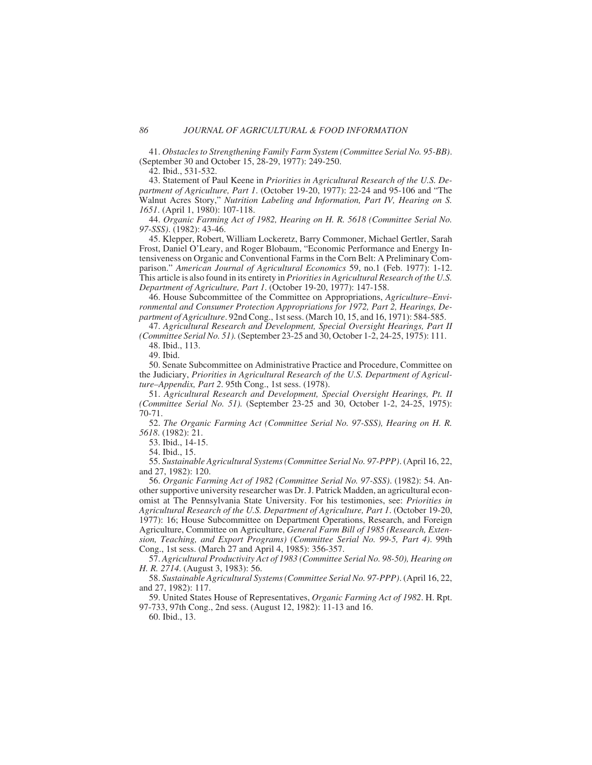41. *Obstacles to Strengthening Family Farm System (Committee Serial No. 95-BB)*. (September 30 and October 15, 28-29, 1977): 249-250.

42. Ibid., 531-532.

43. Statement of Paul Keene in *Priorities in Agricultural Research of the U.S. Department of Agriculture, Part 1*. (October 19-20, 1977): 22-24 and 95-106 and "The Walnut Acres Story," *Nutrition Labeling and Information, Part IV, Hearing on S. 1651*. (April 1, 1980): 107-118.

44. *Organic Farming Act of 1982, Hearing on H. R. 5618 (Committee Serial No. 97-SSS)*. (1982): 43-46.

45. Klepper, Robert, William Lockeretz, Barry Commoner, Michael Gertler, Sarah Frost, Daniel O'Leary, and Roger Blobaum, "Economic Performance and Energy Intensiveness on Organic and Conventional Farms in the Corn Belt: A Preliminary Comparison." *American Journal of Agricultural Economics* 59, no.1 (Feb. 1977): 1-12. This article is also found in its entirety in *Priorities in Agricultural Research of the U.S. Department of Agriculture, Part 1*. (October 19-20, 1977): 147-158.

46. House Subcommittee of the Committee on Appropriations, *Agriculture–Environmental and Consumer Protection Appropriations for 1972, Part 2, Hearings, Department of Agriculture*. 92nd Cong., 1st sess. (March 10, 15, and 16, 1971): 584-585.

47. *Agricultural Research and Development, Special Oversight Hearings, Part II (Committee Serial No. 51)*. (September 23-25 and 30, October 1-2, 24-25, 1975): 111.

48. Ibid., 113.

49. Ibid.

50. Senate Subcommittee on Administrative Practice and Procedure, Committee on the Judiciary, *Priorities in Agricultural Research of the U.S. Department of Agriculture–Appendix, Part 2*. 95th Cong., 1st sess. (1978).

51. *Agricultural Research and Development, Special Oversight Hearings, Pt. II (Committee Serial No. 51)*. (September 23-25 and 30, October 1-2, 24-25, 1975): 70-71.

52. *The Organic Farming Act (Committee Serial No. 97-SSS), Hearing on H. R. 5618*. (1982): 21.

53. Ibid., 14-15.

54. Ibid., 15.

55. *Sustainable Agricultural Systems (Committee Serial No. 97-PPP)*. (April 16, 22, and 27, 1982): 120.

56. *Organic Farming Act of 1982 (Committee Serial No. 97-SSS)*. (1982): 54. Another supportive university researcher was Dr. J. Patrick Madden, an agricultural economist at The Pennsylvania State University. For his testimonies, see: *Priorities in Agricultural Research of the U.S. Department of Agriculture, Part 1*. (October 19-20, 1977): 16; House Subcommittee on Department Operations, Research, and Foreign Agriculture, Committee on Agriculture, *General Farm Bill of 1985 (Research, Extension, Teaching, and Export Programs) (Committee Serial No. 99-5, Part 4)*. 99th Cong., 1st sess. (March 27 and April 4, 1985): 356-357.

57. *Agricultural Productivity Act of 1983 (Committee Serial No. 98-50), Hearing on H. R. 2714*. (August 3, 1983): 56.

58. *Sustainable Agricultural Systems (Committee Serial No. 97-PPP)*. (April 16, 22, and 27, 1982): 117.

59. United States House of Representatives, *Organic Farming Act of 1982*. H. Rpt. 97-733, 97th Cong., 2nd sess. (August 12, 1982): 11-13 and 16.

60. Ibid., 13.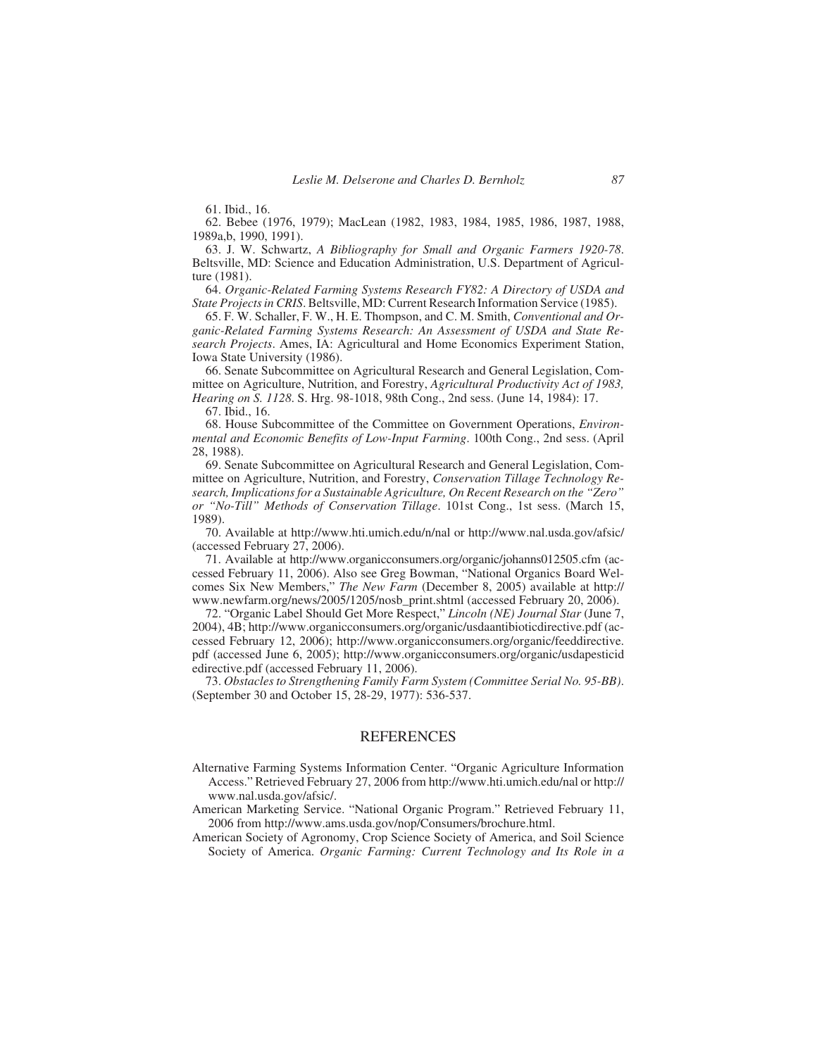61. Ibid., 16.

62. Bebee (1976, 1979); MacLean (1982, 1983, 1984, 1985, 1986, 1987, 1988, 1989a,b, 1990, 1991).

63. J. W. Schwartz, *A Bibliography for Small and Organic Farmers 1920-78*. Beltsville, MD: Science and Education Administration, U.S. Department of Agriculture (1981).

64. *Organic-Related Farming Systems Research FY82: A Directory of USDA and State Projects in CRIS*. Beltsville, MD: Current Research Information Service (1985).

65. F. W. Schaller, F. W., H. E. Thompson, and C. M. Smith, *Conventional and Organic-Related Farming Systems Research: An Assessment of USDA and State Research Projects*. Ames, IA: Agricultural and Home Economics Experiment Station, Iowa State University (1986).

66. Senate Subcommittee on Agricultural Research and General Legislation, Committee on Agriculture, Nutrition, and Forestry, *Agricultural Productivity Act of 1983, Hearing on S. 1128*. S. Hrg. 98-1018, 98th Cong., 2nd sess. (June 14, 1984): 17.

67. Ibid., 16.

68. House Subcommittee of the Committee on Government Operations, *Environmental and Economic Benefits of Low-Input Farming*. 100th Cong., 2nd sess. (April 28, 1988).

69. Senate Subcommittee on Agricultural Research and General Legislation, Committee on Agriculture, Nutrition, and Forestry, *Conservation Tillage Technology Research, Implications for a Sustainable Agriculture, On Recent Research on the "Zero" or "No-Till" Methods of Conservation Tillage*. 101st Cong., 1st sess. (March 15, 1989).

70. Available at http://www.hti.umich.edu/n/nal or http://www.nal.usda.gov/afsic/ (accessed February 27, 2006).

71. Available at http://www.organicconsumers.org/organic/johanns012505.cfm (accessed February 11, 2006). Also see Greg Bowman, "National Organics Board Welcomes Six New Members," *The New Farm* (December 8, 2005) available at http://www.newfarm.org/news/2005/1205/nosb_print.shtml (accessed February 20, 2006).

72. "Organic Label Should Get More Respect," *Lincoln (NE) Journal Star* (June 7, 2004), 4B; http://www.organicconsumers.org/organic/usdaantibioticdirective.pdf (accessed February 12, 2006); http://www.organicconsumers.org/organic/feeddirective.pdf (accessed June 6, 2005); http://www.organicconsumers.org/organic/usdapesticidedirective.pdf (accessed February 11, 2006).

73. *Obstacles to Strengthening Family Farm System (Committee Serial No. 95-BB)*. (September 30 and October 15, 28-29, 1977): 536-537.

## REFERENCES

Alternative Farming Systems Information Center. "Organic Agriculture Information Access." Retrieved February 27, 2006 from http://www.hti.umich.edu/nal or http://www.nal.usda.gov/afsic/.

American Marketing Service. "National Organic Program." Retrieved February 11, 2006 from http://www.ams.usda.gov/nop/Consumers/brochure.html.

American Society of Agronomy, Crop Science Society of America, and Soil Science Society of America. *Organic Farming: Current Technology and Its Role in a*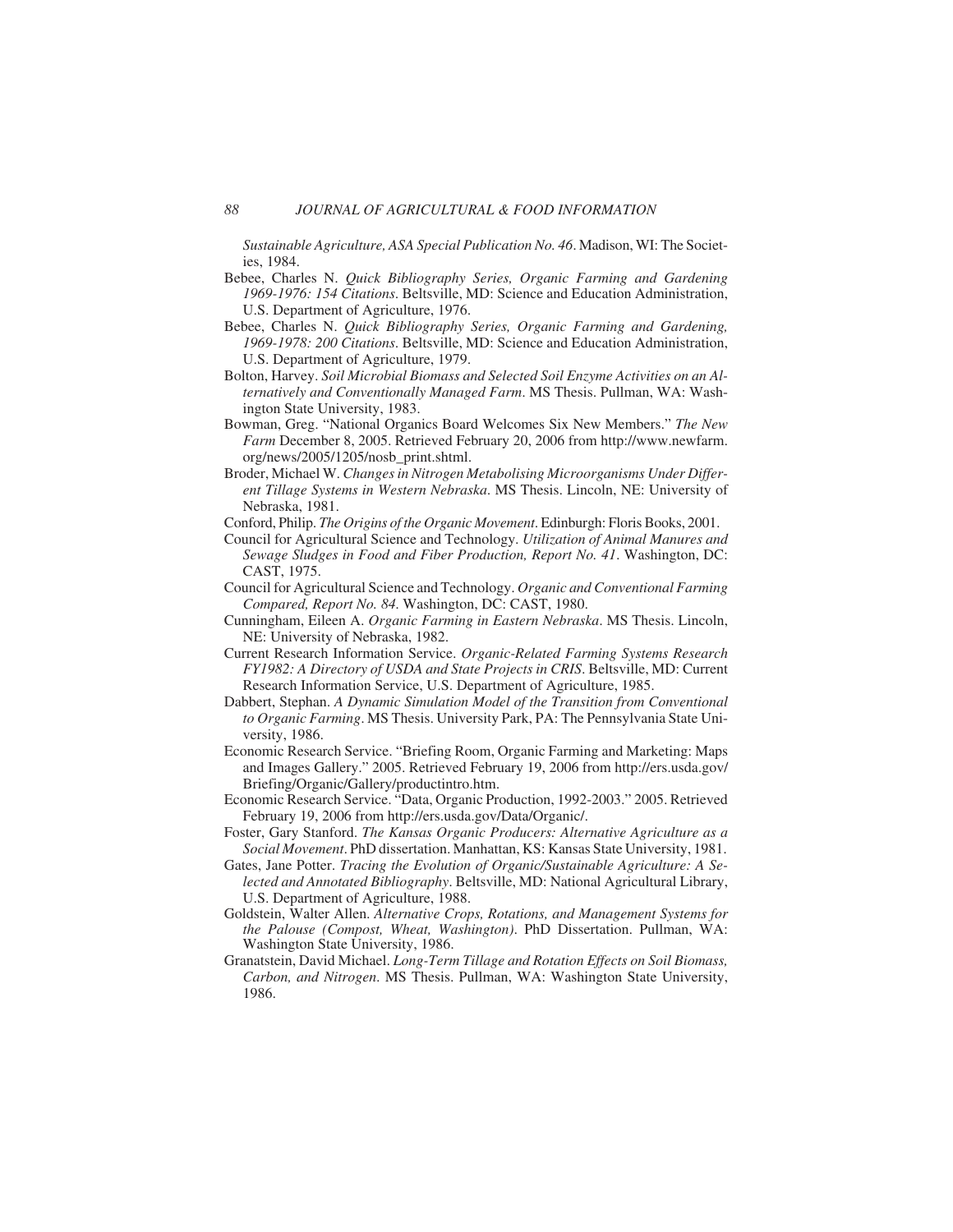*Sustainable Agriculture, ASA Special Publication No. 46*. Madison, WI: The Societies, 1984.

Bebee, Charles N. *Quick Bibliography Series, Organic Farming and Gardening 1969-1976: 154 Citations*. Beltsville, MD: Science and Education Administration, U.S. Department of Agriculture, 1976.

Bebee, Charles N. *Quick Bibliography Series, Organic Farming and Gardening, 1969-1978: 200 Citations*. Beltsville, MD: Science and Education Administration, U.S. Department of Agriculture, 1979.

Bolton, Harvey. *Soil Microbial Biomass and Selected Soil Enzyme Activities on an Alternatively and Conventionally Managed Farm*. MS Thesis. Pullman, WA: Washington State University, 1983.

Bowman, Greg. "National Organics Board Welcomes Six New Members." *The New Farm* December 8, 2005. Retrieved February 20, 2006 from http://www.newfarm.org/news/2005/1205/nosb_print.shtml.

Broder, Michael W. *Changes in Nitrogen Metabolising Microorganisms Under Different Tillage Systems in Western Nebraska*. MS Thesis. Lincoln, NE: University of Nebraska, 1981.

Conford, Philip. *The Origins of the Organic Movement*. Edinburgh: Floris Books, 2001.

Council for Agricultural Science and Technology. *Utilization of Animal Manures and Sewage Sludges in Food and Fiber Production, Report No. 41*. Washington, DC: CAST, 1975.

Council for Agricultural Science and Technology. *Organic and Conventional Farming Compared, Report No. 84*. Washington, DC: CAST, 1980.

Cunningham, Eileen A. *Organic Farming in Eastern Nebraska*. MS Thesis. Lincoln, NE: University of Nebraska, 1982.

Current Research Information Service. *Organic-Related Farming Systems Research FY1982: A Directory of USDA and State Projects in CRIS*. Beltsville, MD: Current Research Information Service, U.S. Department of Agriculture, 1985.

Dabbert, Stephan. *A Dynamic Simulation Model of the Transition from Conventional to Organic Farming*. MS Thesis. University Park, PA: The Pennsylvania State University, 1986.

Economic Research Service. "Briefing Room, Organic Farming and Marketing: Maps and Images Gallery." 2005. Retrieved February 19, 2006 from http://ers.usda.gov/Briefing/Organic/Gallery/productintro.htm.

Economic Research Service. "Data, Organic Production, 1992-2003." 2005. Retrieved February 19, 2006 from http://ers.usda.gov/Data/Organic/.

Foster, Gary Stanford. *The Kansas Organic Producers: Alternative Agriculture as a Social Movement*. PhD dissertation. Manhattan, KS: Kansas State University, 1981.

Gates, Jane Potter. *Tracing the Evolution of Organic/Sustainable Agriculture: A Selected and Annotated Bibliography*. Beltsville, MD: National Agricultural Library, U.S. Department of Agriculture, 1988.

Goldstein, Walter Allen. *Alternative Crops, Rotations, and Management Systems for the Palouse (Compost, Wheat, Washington)*. PhD Dissertation. Pullman, WA: Washington State University, 1986.

Granatstein, David Michael. *Long-Term Tillage and Rotation Effects on Soil Biomass, Carbon, and Nitrogen*. MS Thesis. Pullman, WA: Washington State University, 1986.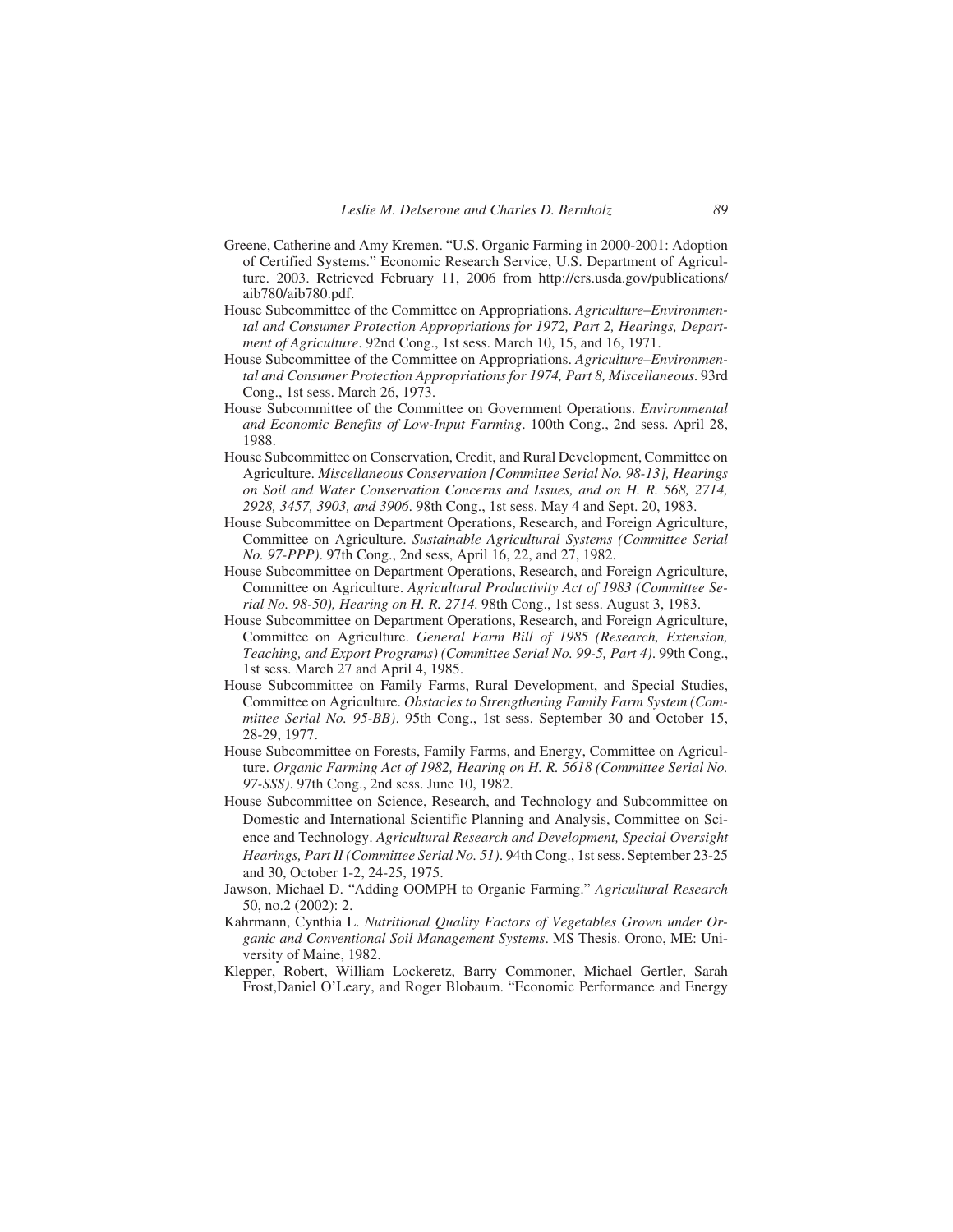Greene, Catherine and Amy Kremen. "U.S. Organic Farming in 2000-2001: Adoption of Certified Systems." Economic Research Service, U.S. Department of Agriculture. 2003. Retrieved February 11, 2006 from http://ers.usda.gov/publications/aib780/aib780.pdf.

House Subcommittee of the Committee on Appropriations. *Agriculture–Environmental and Consumer Protection Appropriations for 1972, Part 2, Hearings, Department of Agriculture*. 92nd Cong., 1st sess. March 10, 15, and 16, 1971.

House Subcommittee of the Committee on Appropriations. *Agriculture–Environmental and Consumer Protection Appropriations for 1974, Part 8, Miscellaneous*. 93rd Cong., 1st sess. March 26, 1973.

House Subcommittee of the Committee on Government Operations. *Environmental and Economic Benefits of Low-Input Farming*. 100th Cong., 2nd sess. April 28, 1988.

House Subcommittee on Conservation, Credit, and Rural Development, Committee on Agriculture. *Miscellaneous Conservation [Committee Serial No. 98-13], Hearings on Soil and Water Conservation Concerns and Issues, and on H. R. 568, 2714, 2928, 3457, 3903, and 3906*. 98th Cong., 1st sess. May 4 and Sept. 20, 1983.

House Subcommittee on Department Operations, Research, and Foreign Agriculture, Committee on Agriculture. *Sustainable Agricultural Systems (Committee Serial No. 97-PPP)*. 97th Cong., 2nd sess, April 16, 22, and 27, 1982.

House Subcommittee on Department Operations, Research, and Foreign Agriculture, Committee on Agriculture. *Agricultural Productivity Act of 1983 (Committee Serial No. 98-50), Hearing on H. R. 2714.* 98th Cong., 1st sess. August 3, 1983.

House Subcommittee on Department Operations, Research, and Foreign Agriculture, Committee on Agriculture. *General Farm Bill of 1985 (Research, Extension, Teaching, and Export Programs) (Committee Serial No. 99-5, Part 4)*. 99th Cong., 1st sess. March 27 and April 4, 1985.

House Subcommittee on Family Farms, Rural Development, and Special Studies, Committee on Agriculture. *Obstacles to Strengthening Family Farm System (Committee Serial No. 95-BB)*. 95th Cong., 1st sess. September 30 and October 15, 28-29, 1977.

House Subcommittee on Forests, Family Farms, and Energy, Committee on Agriculture. *Organic Farming Act of 1982, Hearing on H. R. 5618 (Committee Serial No. 97-SSS)*. 97th Cong., 2nd sess. June 10, 1982.

House Subcommittee on Science, Research, and Technology and Subcommittee on Domestic and International Scientific Planning and Analysis, Committee on Science and Technology. *Agricultural Research and Development, Special Oversight Hearings, Part II (Committee Serial No. 51)*. 94th Cong., 1st sess. September 23-25 and 30, October 1-2, 24-25, 1975.

Jawson, Michael D. "Adding OOMPH to Organic Farming." *Agricultural Research* 50, no.2 (2002): 2.

Kahrmann, Cynthia L. *Nutritional Quality Factors of Vegetables Grown under Organic and Conventional Soil Management Systems*. MS Thesis. Orono, ME: University of Maine, 1982.

Klepper, Robert, William Lockeretz, Barry Commoner, Michael Gertler, Sarah Frost,Daniel O'Leary, and Roger Blobaum. "Economic Performance and Energy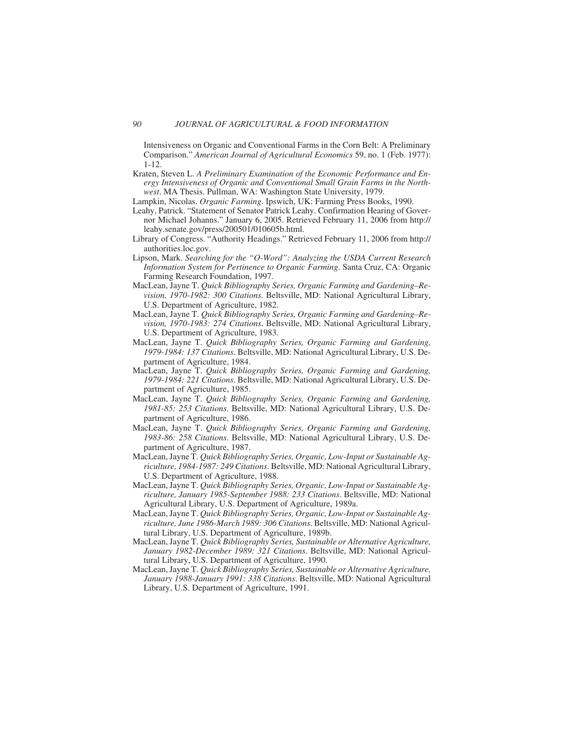Intensiveness on Organic and Conventional Farms in the Corn Belt: A Preliminary Comparison." *American Journal of Agricultural Economics* 59, no. 1 (Feb. 1977): 1-12.

Kraten, Steven L. *A Preliminary Examination of the Economic Performance and Energy Intensiveness of Organic and Conventional Small Grain Farms in the Northwest*. MA Thesis. Pullman, WA: Washington State University, 1979.

Lampkin, Nicolas. *Organic Farming*. Ipswich, UK: Farming Press Books, 1990.

Leahy, Patrick. "Statement of Senator Patrick Leahy. Confirmation Hearing of Governor Michael Johanns." January 6, 2005. Retrieved February 11, 2006 from http://leahy.senate.gov/press/200501/010605b.html.

Library of Congress. "Authority Headings." Retrieved February 11, 2006 from http://authorities.loc.gov.

Lipson, Mark. *Searching for the "O-Word": Analyzing the USDA Current Research Information System for Pertinence to Organic Farming*. Santa Cruz, CA: Organic Farming Research Foundation, 1997.

MacLean, Jayne T. *Quick Bibliography Series, Organic Farming and Gardening–Revision, 1970-1982: 300 Citations*. Beltsville, MD: National Agricultural Library, U.S. Department of Agriculture, 1982.

MacLean, Jayne T. *Quick Bibliography Series, Organic Farming and Gardening–Revision, 1970-1983: 274 Citations*. Beltsville, MD: National Agricultural Library, U.S. Department of Agriculture, 1983.

MacLean, Jayne T. *Quick Bibliography Series, Organic Farming and Gardening, 1979-1984: 137 Citations*. Beltsville, MD: National Agricultural Library, U.S. Department of Agriculture, 1984.

MacLean, Jayne T. *Quick Bibliography Series, Organic Farming and Gardening, 1979-1984: 221 Citations*. Beltsville, MD: National Agricultural Library, U.S. Department of Agriculture, 1985.

MacLean, Jayne T. *Quick Bibliography Series, Organic Farming and Gardening, 1981-85: 253 Citations*. Beltsville, MD: National Agricultural Library, U.S. Department of Agriculture, 1986.

MacLean, Jayne T. *Quick Bibliography Series, Organic Farming and Gardening, 1983-86: 258 Citations*. Beltsville, MD: National Agricultural Library, U.S. Department of Agriculture, 1987.

MacLean, Jayne T. *Quick Bibliography Series, Organic, Low-Input or Sustainable Agriculture, 1984-1987: 249 Citations*. Beltsville, MD: National Agricultural Library, U.S. Department of Agriculture, 1988.

MacLean, Jayne T. *Quick Bibliography Series, Organic, Low-Input or Sustainable Agriculture, January 1985-September 1988: 233 Citations*. Beltsville, MD: National Agricultural Library, U.S. Department of Agriculture, 1989a.

MacLean, Jayne T. *Quick Bibliography Series, Organic, Low-Input or Sustainable Agriculture, June 1986-March 1989: 306 Citations*. Beltsville, MD: National Agricultural Library, U.S. Department of Agriculture, 1989b.

MacLean, Jayne T. *Quick Bibliography Series, Sustainable or Alternative Agriculture, January 1982-December 1989: 321 Citations*. Beltsville, MD: National Agricultural Library, U.S. Department of Agriculture, 1990.

MacLean, Jayne T. *Quick Bibliography Series, Sustainable or Alternative Agriculture, January 1988-January 1991: 338 Citations*. Beltsville, MD: National Agricultural Library, U.S. Department of Agriculture, 1991.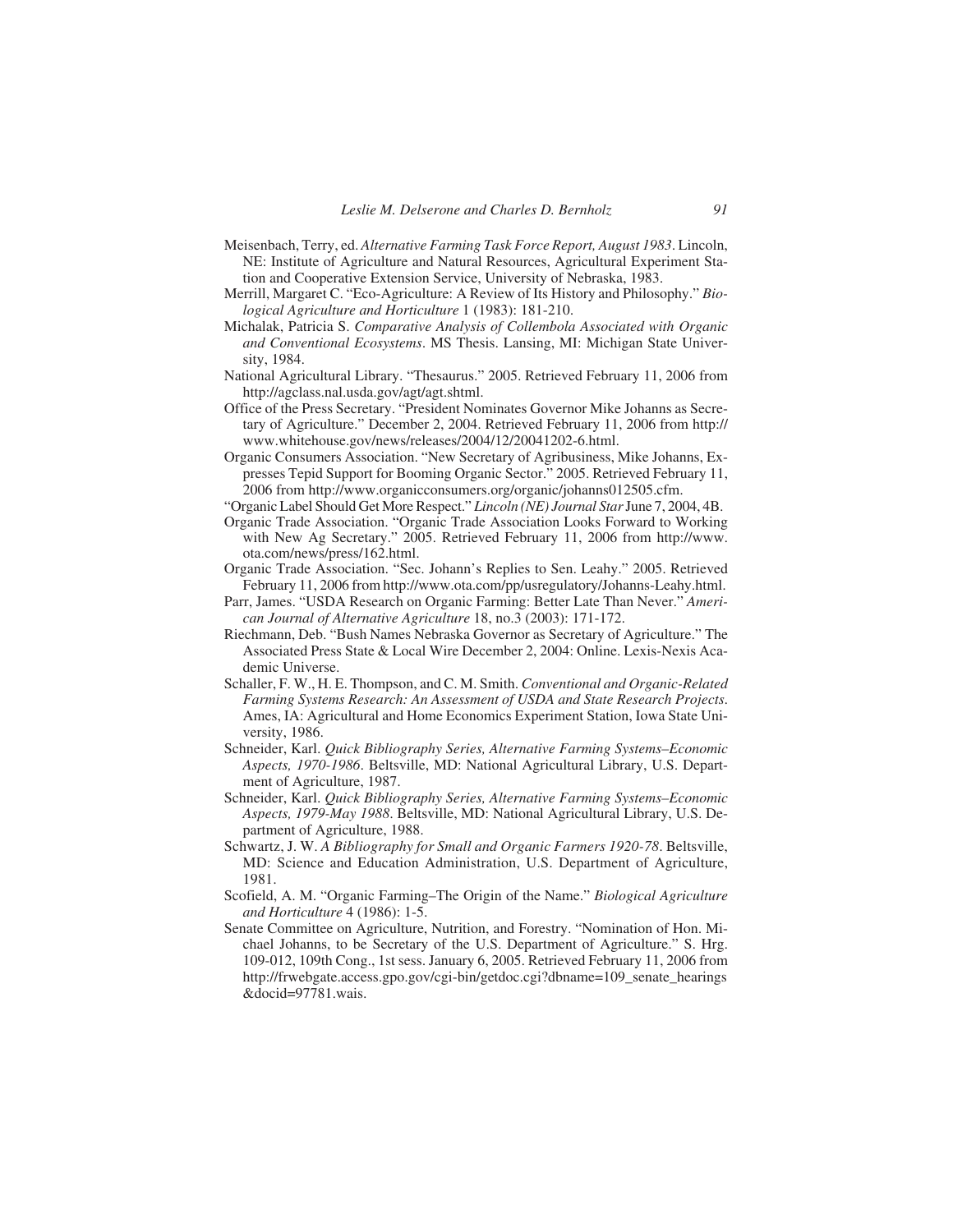Meisenbach, Terry, ed. *Alternative Farming Task Force Report, August 1983*. Lincoln, NE: Institute of Agriculture and Natural Resources, Agricultural Experiment Station and Cooperative Extension Service, University of Nebraska, 1983.

Merrill, Margaret C. "Eco-Agriculture: A Review of Its History and Philosophy." *Biological Agriculture and Horticulture* 1 (1983): 181-210.

Michalak, Patricia S. *Comparative Analysis of Collembola Associated with Organic and Conventional Ecosystems*. MS Thesis. Lansing, MI: Michigan State University, 1984.

National Agricultural Library. "Thesaurus." 2005. Retrieved February 11, 2006 from http://agclass.nal.usda.gov/agt/agt.shtml.

Office of the Press Secretary. "President Nominates Governor Mike Johanns as Secretary of Agriculture." December 2, 2004. Retrieved February 11, 2006 from http://www.whitehouse.gov/news/releases/2004/12/20041202-6.html.

Organic Consumers Association. "New Secretary of Agribusiness, Mike Johanns, Expresses Tepid Support for Booming Organic Sector." 2005. Retrieved February 11, 2006 from http://www.organicconsumers.org/organic/johanns012505.cfm.

"Organic Label Should Get More Respect." *Lincoln (NE) Journal Star* June 7, 2004, 4B.

Organic Trade Association. "Organic Trade Association Looks Forward to Working with New Ag Secretary." 2005. Retrieved February 11, 2006 from http://www.ota.com/news/press/162.html.

Organic Trade Association. "Sec. Johann's Replies to Sen. Leahy." 2005. Retrieved February 11, 2006 from http://www.ota.com/pp/usregulatory/Johanns-Leahy.html.

Parr, James. "USDA Research on Organic Farming: Better Late Than Never." *American Journal of Alternative Agriculture* 18, no.3 (2003): 171-172.

Riechmann, Deb. "Bush Names Nebraska Governor as Secretary of Agriculture." The Associated Press State & Local Wire December 2, 2004: Online. Lexis-Nexis Academic Universe.

Schaller, F. W., H. E. Thompson, and C. M. Smith. *Conventional and Organic-Related Farming Systems Research: An Assessment of USDA and State Research Projects*. Ames, IA: Agricultural and Home Economics Experiment Station, Iowa State University, 1986.

Schneider, Karl. *Quick Bibliography Series, Alternative Farming Systems–Economic Aspects, 1970-1986*. Beltsville, MD: National Agricultural Library, U.S. Department of Agriculture, 1987.

Schneider, Karl. *Quick Bibliography Series, Alternative Farming Systems–Economic Aspects, 1979-May 1988*. Beltsville, MD: National Agricultural Library, U.S. Department of Agriculture, 1988.

Schwartz, J. W. *A Bibliography for Small and Organic Farmers 1920-78*. Beltsville, MD: Science and Education Administration, U.S. Department of Agriculture, 1981.

Scofield, A. M. "Organic Farming–The Origin of the Name." *Biological Agriculture and Horticulture* 4 (1986): 1-5.

Senate Committee on Agriculture, Nutrition, and Forestry. "Nomination of Hon. Michael Johanns, to be Secretary of the U.S. Department of Agriculture." S. Hrg. 109-012, 109th Cong., 1st sess. January 6, 2005. Retrieved February 11, 2006 from http://frwebgate.access.gpo.gov/cgi-bin/getdoc.cgi?dbname=109_senate_hearings&docid=97781.wais.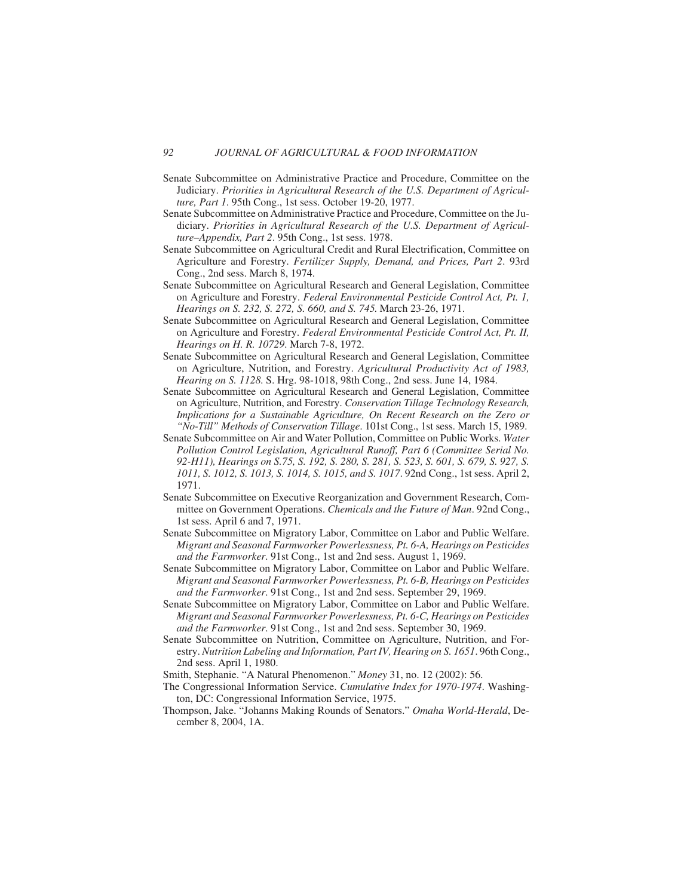Senate Subcommittee on Administrative Practice and Procedure, Committee on the Judiciary. *Priorities in Agricultural Research of the U.S. Department of Agriculture, Part 1*. 95th Cong., 1st sess. October 19-20, 1977.

Senate Subcommittee on Administrative Practice and Procedure, Committee on the Judiciary. *Priorities in Agricultural Research of the U.S. Department of Agriculture–Appendix, Part 2*. 95th Cong., 1st sess. 1978.

Senate Subcommittee on Agricultural Credit and Rural Electrification, Committee on Agriculture and Forestry. *Fertilizer Supply, Demand, and Prices, Part 2*. 93rd Cong., 2nd sess. March 8, 1974.

Senate Subcommittee on Agricultural Research and General Legislation, Committee on Agriculture and Forestry. *Federal Environmental Pesticide Control Act, Pt. 1, Hearings on S. 232, S. 272, S. 660, and S. 745.* March 23-26, 1971.

Senate Subcommittee on Agricultural Research and General Legislation, Committee on Agriculture and Forestry. *Federal Environmental Pesticide Control Act, Pt. II, Hearings on H. R. 10729*. March 7-8, 1972.

Senate Subcommittee on Agricultural Research and General Legislation, Committee on Agriculture, Nutrition, and Forestry. *Agricultural Productivity Act of 1983, Hearing on S. 1128*. S. Hrg. 98-1018, 98th Cong., 2nd sess. June 14, 1984.

Senate Subcommittee on Agricultural Research and General Legislation, Committee on Agriculture, Nutrition, and Forestry. *Conservation Tillage Technology Research, Implications for a Sustainable Agriculture, On Recent Research on the Zero or "No-Till" Methods of Conservation Tillage*. 101st Cong., 1st sess. March 15, 1989.

Senate Subcommittee on Air and Water Pollution, Committee on Public Works. *Water Pollution Control Legislation, Agricultural Runoff, Part 6 (Committee Serial No. 92-H11), Hearings on S.75, S. 192, S. 280, S. 281, S. 523, S. 601, S. 679, S. 927, S. 1011, S. 1012, S. 1013, S. 1014, S. 1015, and S. 1017*. 92nd Cong., 1st sess. April 2, 1971.

Senate Subcommittee on Executive Reorganization and Government Research, Committee on Government Operations. *Chemicals and the Future of Man*. 92nd Cong., 1st sess. April 6 and 7, 1971.

Senate Subcommittee on Migratory Labor, Committee on Labor and Public Welfare. *Migrant and Seasonal Farmworker Powerlessness, Pt. 6-A, Hearings on Pesticides and the Farmworker*. 91st Cong., 1st and 2nd sess. August 1, 1969.

Senate Subcommittee on Migratory Labor, Committee on Labor and Public Welfare. *Migrant and Seasonal Farmworker Powerlessness, Pt. 6-B, Hearings on Pesticides and the Farmworker*. 91st Cong., 1st and 2nd sess. September 29, 1969.

Senate Subcommittee on Migratory Labor, Committee on Labor and Public Welfare. *Migrant and Seasonal Farmworker Powerlessness, Pt. 6-C, Hearings on Pesticides and the Farmworker*. 91st Cong., 1st and 2nd sess. September 30, 1969.

Senate Subcommittee on Nutrition, Committee on Agriculture, Nutrition, and Forestry. *Nutrition Labeling and Information, Part IV, Hearing on S. 1651*. 96th Cong., 2nd sess. April 1, 1980.

Smith, Stephanie. "A Natural Phenomenon." *Money* 31, no. 12 (2002): 56.

The Congressional Information Service. *Cumulative Index for 1970-1974*. Washington, DC: Congressional Information Service, 1975.

Thompson, Jake. "Johanns Making Rounds of Senators." *Omaha World-Herald*, December 8, 2004, 1A.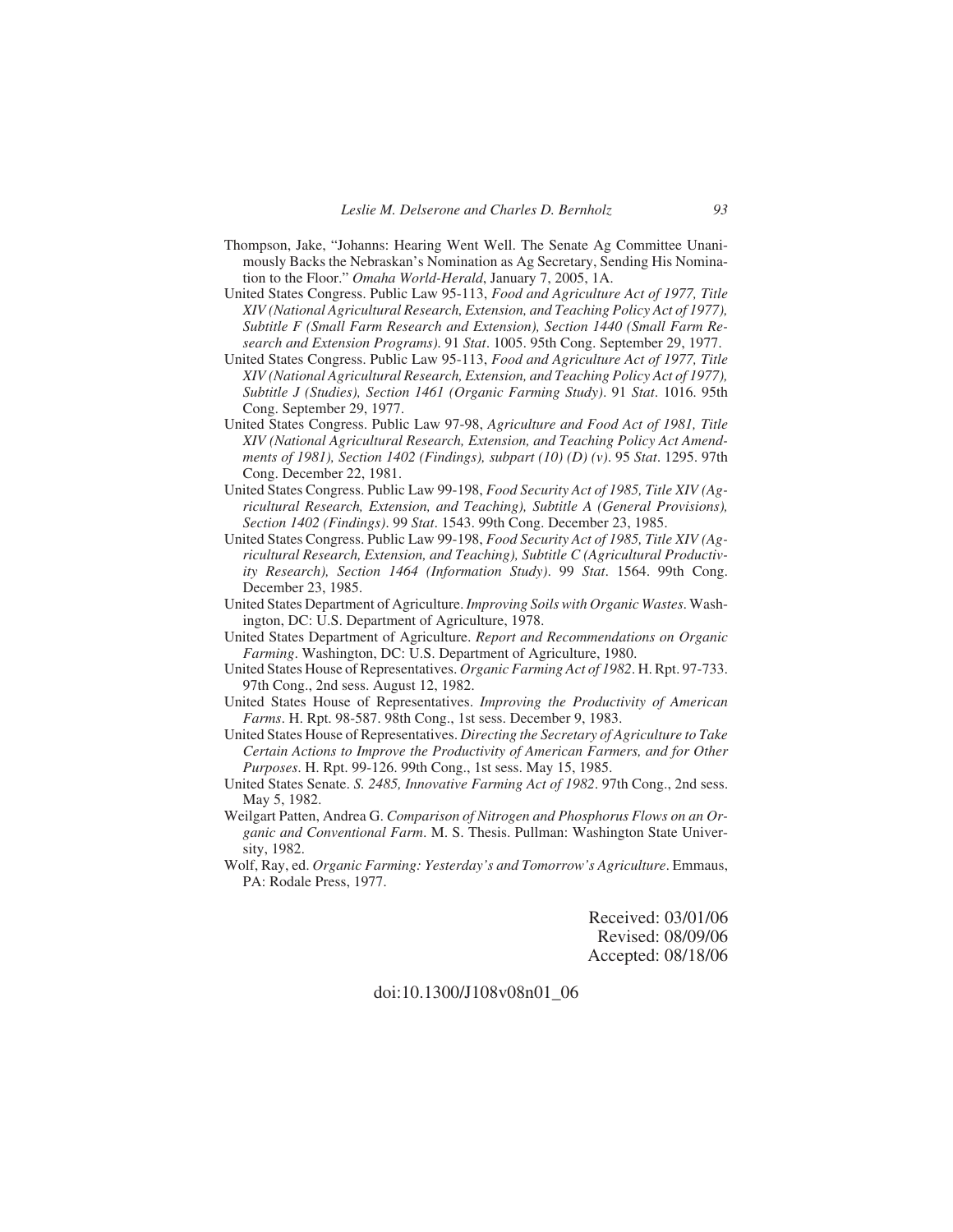Thompson, Jake, "Johanns: Hearing Went Well. The Senate Ag Committee Unanimously Backs the Nebraskan's Nomination as Ag Secretary, Sending His Nomination to the Floor." *Omaha World-Herald*, January 7, 2005, 1A.

United States Congress. Public Law 95-113, *Food and Agriculture Act of 1977, Title XIV (National Agricultural Research, Extension, and Teaching Policy Act of 1977), Subtitle F (Small Farm Research and Extension), Section 1440 (Small Farm Research and Extension Programs)*. 91 *Stat*. 1005. 95th Cong. September 29, 1977.

United States Congress. Public Law 95-113, *Food and Agriculture Act of 1977, Title XIV (National Agricultural Research, Extension, and Teaching Policy Act of 1977), Subtitle J (Studies), Section 1461 (Organic Farming Study)*. 91 *Stat*. 1016. 95th Cong. September 29, 1977.

United States Congress. Public Law 97-98, *Agriculture and Food Act of 1981, Title XIV (National Agricultural Research, Extension, and Teaching Policy Act Amendments of 1981), Section 1402 (Findings), subpart (10) (D) (v)*. 95 *Stat*. 1295. 97th Cong. December 22, 1981.

United States Congress. Public Law 99-198, *Food Security Act of 1985, Title XIV (Agricultural Research, Extension, and Teaching), Subtitle A (General Provisions), Section 1402 (Findings)*. 99 *Stat*. 1543. 99th Cong. December 23, 1985.

United States Congress. Public Law 99-198, *Food Security Act of 1985, Title XIV (Agricultural Research, Extension, and Teaching), Subtitle C (Agricultural Productivity Research), Section 1464 (Information Study)*. 99 *Stat*. 1564. 99th Cong. December 23, 1985.

United States Department of Agriculture. *Improving Soils with Organic Wastes*. Washington, DC: U.S. Department of Agriculture, 1978.

United States Department of Agriculture. *Report and Recommendations on Organic Farming*. Washington, DC: U.S. Department of Agriculture, 1980.

United States House of Representatives. *Organic Farming Act of 1982*. H. Rpt. 97-733. 97th Cong., 2nd sess. August 12, 1982.

United States House of Representatives. *Improving the Productivity of American Farms*. H. Rpt. 98-587. 98th Cong., 1st sess. December 9, 1983.

United States House of Representatives. *Directing the Secretary of Agriculture to Take Certain Actions to Improve the Productivity of American Farmers, and for Other Purposes*. H. Rpt. 99-126. 99th Cong., 1st sess. May 15, 1985.

United States Senate. *S. 2485, Innovative Farming Act of 1982*. 97th Cong., 2nd sess. May 5, 1982.

Weilgart Patten, Andrea G. *Comparison of Nitrogen and Phosphorus Flows on an Organic and Conventional Farm*. M. S. Thesis. Pullman: Washington State University, 1982.

Wolf, Ray, ed. *Organic Farming: Yesterday's and Tomorrow's Agriculture*. Emmaus, PA: Rodale Press, 1977.

Received: 03/01/06
Revised: 08/09/06
Accepted: 08/18/06

doi:10.1300/J108v08n01_06